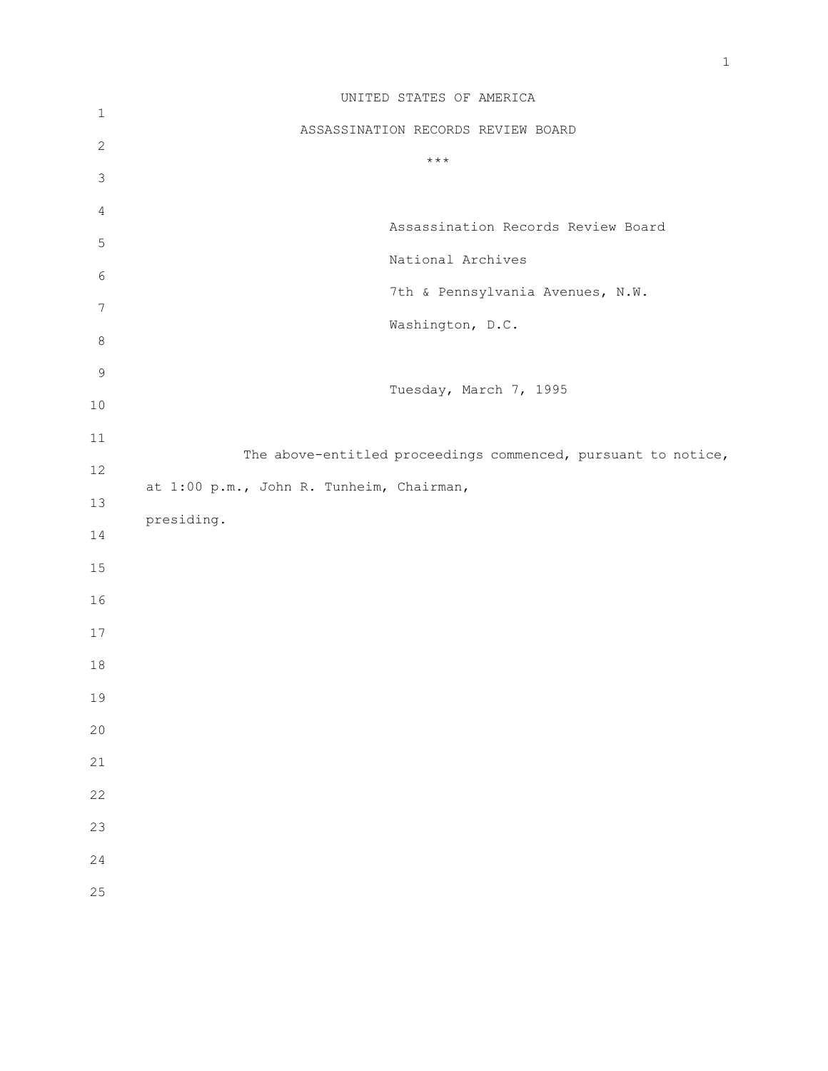UNITED STATES OF AMERICA

ASSASSINATION RECORDS REVIEW BOARD

\*\*\*

Assassination Records Review Board

National Archives

7th & Pennsylvania Avenues, N.W.

Washington, D.C.

Tuesday, March 7, 1995

The above-entitled proceedings commenced, pursuant to notice, at 1:00 p.m., John R. Tunheim, Chairman, presiding.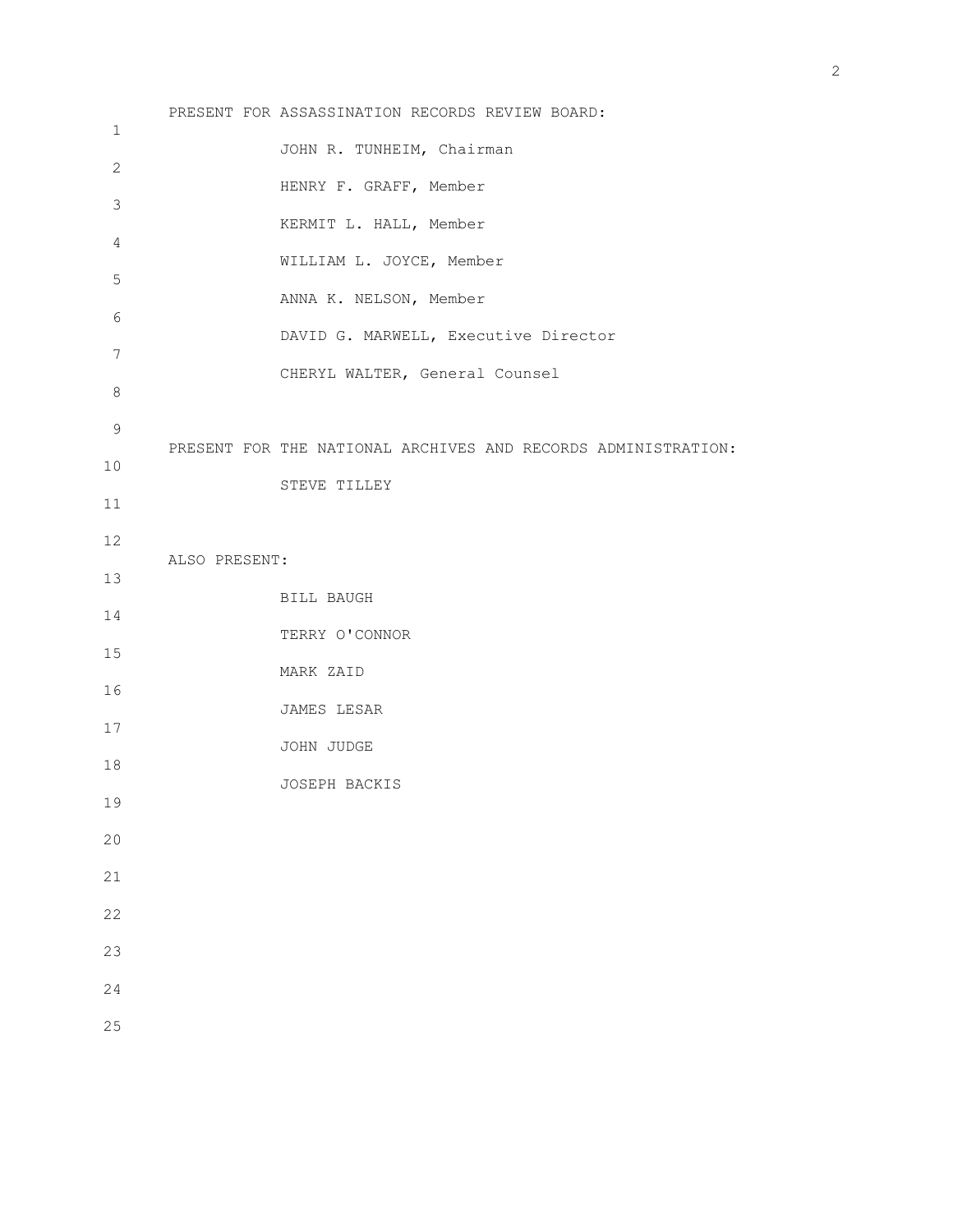PRESENT FOR ASSASSINATION RECORDS REVIEW BOARD:

JOHN R. TUNHEIM, Chairman

HENRY F. GRAFF, Member

KERMIT L. HALL, Member

WILLIAM L. JOYCE, Member

ANNA K. NELSON, Member

DAVID G. MARWELL, Executive Director

CHERYL WALTER, General Counsel

PRESENT FOR THE NATIONAL ARCHIVES AND RECORDS ADMINISTRATION:

STEVE TILLEY

ALSO PRESENT:

BILL BAUGH

TERRY O'CONNOR

MARK ZAID

JAMES LESAR

JOHN JUDGE

JOSEPH BACKIS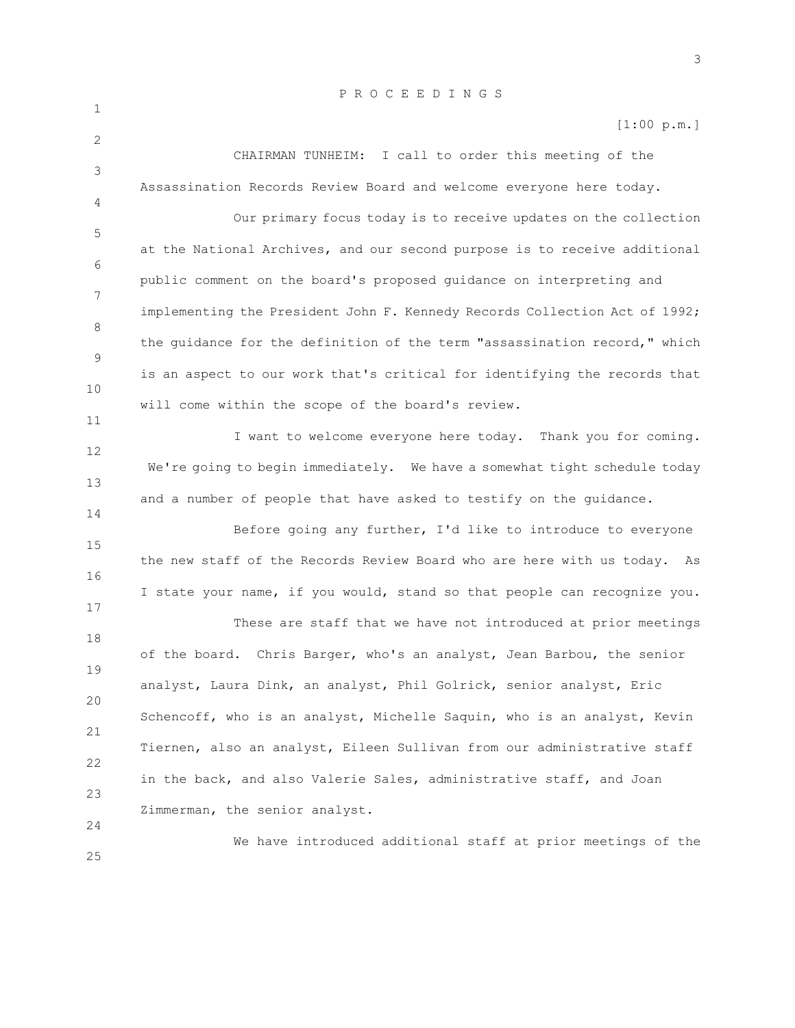P R O C E E D I N G S

[1:00 p.m.]

CHAIRMAN TUNHEIM: I call to order this meeting of the Assassination Records Review Board and welcome everyone here today.

Our primary focus today is to receive updates on the collection at the National Archives, and our second purpose is to receive additional public comment on the board's proposed guidance on interpreting and implementing the President John F. Kennedy Records Collection Act of 1992; the guidance for the definition of the term "assassination record," which is an aspect to our work that's critical for identifying the records that will come within the scope of the board's review.

I want to welcome everyone here today. Thank you for coming. We're going to begin immediately. We have a somewhat tight schedule today and a number of people that have asked to testify on the guidance.

Before going any further, I'd like to introduce to everyone the new staff of the Records Review Board who are here with us today. As I state your name, if you would, stand so that people can recognize you.

These are staff that we have not introduced at prior meetings of the board. Chris Barger, who's an analyst, Jean Barbou, the senior analyst, Laura Dink, an analyst, Phil Golrick, senior analyst, Eric Schencoff, who is an analyst, Michelle Saquin, who is an analyst, Kevin Tiernen, also an analyst, Eileen Sullivan from our administrative staff in the back, and also Valerie Sales, administrative staff, and Joan Zimmerman, the senior analyst.

We have introduced additional staff at prior meetings of the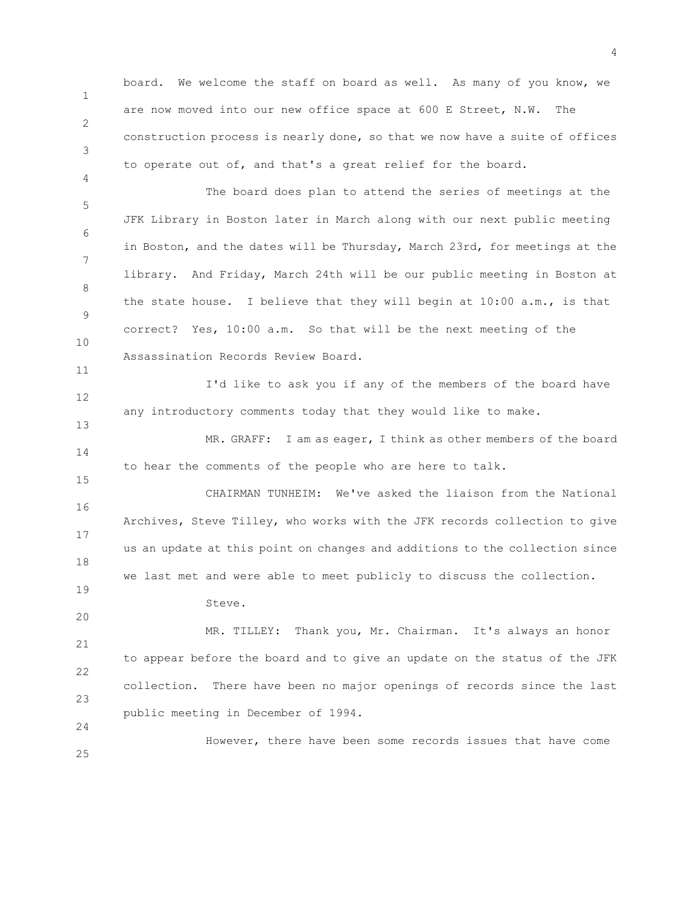board. We welcome the staff on board as well. As many of you know, we are now moved into our new office space at 600 E Street, N.W. The construction process is nearly done, so that we now have a suite of offices to operate out of, and that's a great relief for the board.

The board does plan to attend the series of meetings at the JFK Library in Boston later in March along with our next public meeting in Boston, and the dates will be Thursday, March 23rd, for meetings at the library. And Friday, March 24th will be our public meeting in Boston at the state house. I believe that they will begin at 10:00 a.m., is that correct? Yes, 10:00 a.m. So that will be the next meeting of the Assassination Records Review Board.

I'd like to ask you if any of the members of the board have any introductory comments today that they would like to make.

MR. GRAFF: I am as eager, I think as other members of the board to hear the comments of the people who are here to talk.

CHAIRMAN TUNHEIM: We've asked the liaison from the National Archives, Steve Tilley, who works with the JFK records collection to give us an update at this point on changes and additions to the collection since we last met and were able to meet publicly to discuss the collection.

Steve.

MR. TILLEY: Thank you, Mr. Chairman. It's always an honor to appear before the board and to give an update on the status of the JFK collection. There have been no major openings of records since the last public meeting in December of 1994.

However, there have been some records issues that have come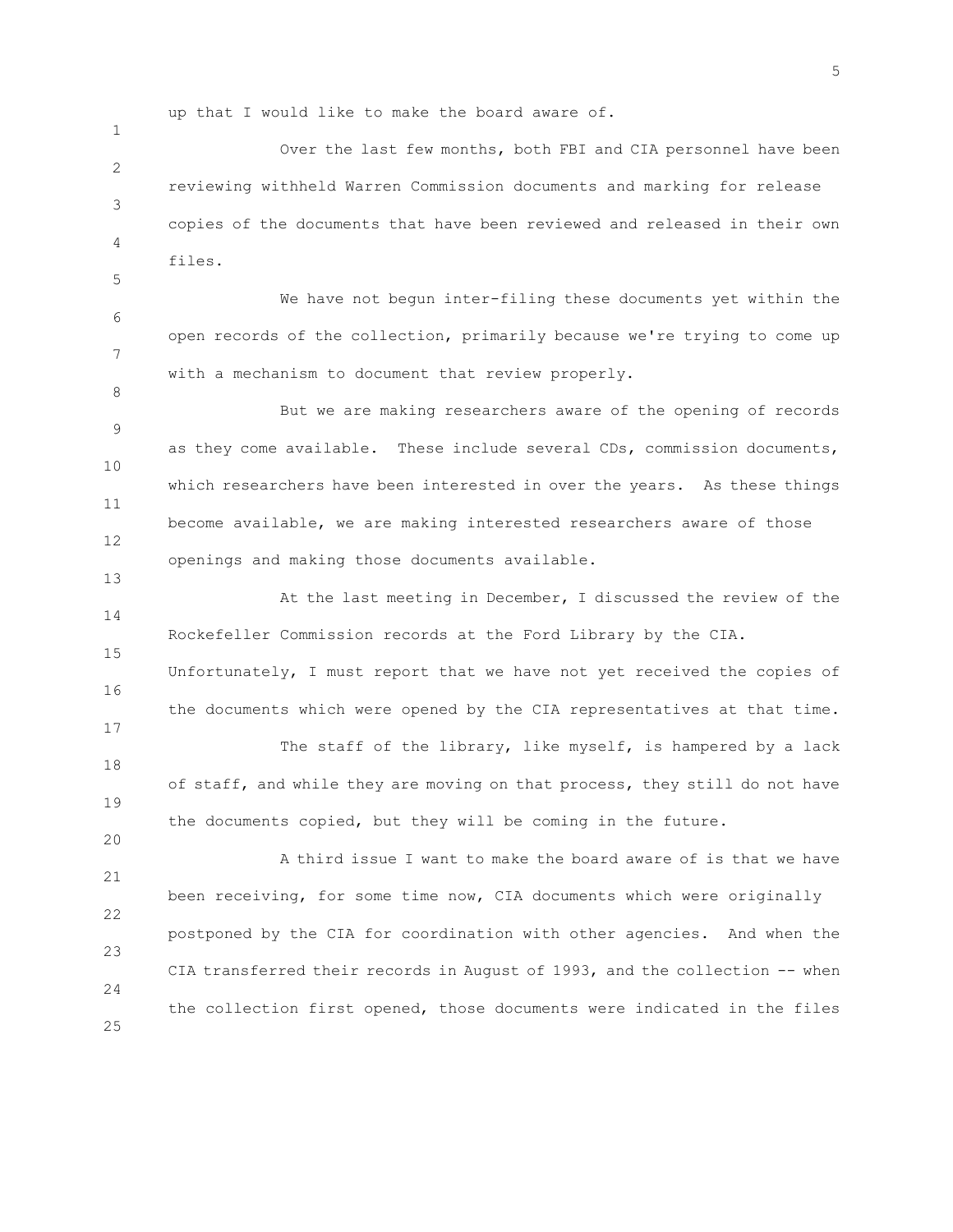up that I would like to make the board aware of.

Over the last few months, both FBI and CIA personnel have been reviewing withheld Warren Commission documents and marking for release copies of the documents that have been reviewed and released in their own files.

We have not begun inter-filing these documents yet within the open records of the collection, primarily because we're trying to come up with a mechanism to document that review properly.

But we are making researchers aware of the opening of records as they come available. These include several CDs, commission documents, which researchers have been interested in over the years. As these things become available, we are making interested researchers aware of those openings and making those documents available.

At the last meeting in December, I discussed the review of the Rockefeller Commission records at the Ford Library by the CIA. Unfortunately, I must report that we have not yet received the copies of the documents which were opened by the CIA representatives at that time.

The staff of the library, like myself, is hampered by a lack of staff, and while they are moving on that process, they still do not have the documents copied, but they will be coming in the future.

A third issue I want to make the board aware of is that we have been receiving, for some time now, CIA documents which were originally postponed by the CIA for coordination with other agencies. And when the CIA transferred their records in August of 1993, and the collection -- when the collection first opened, those documents were indicated in the files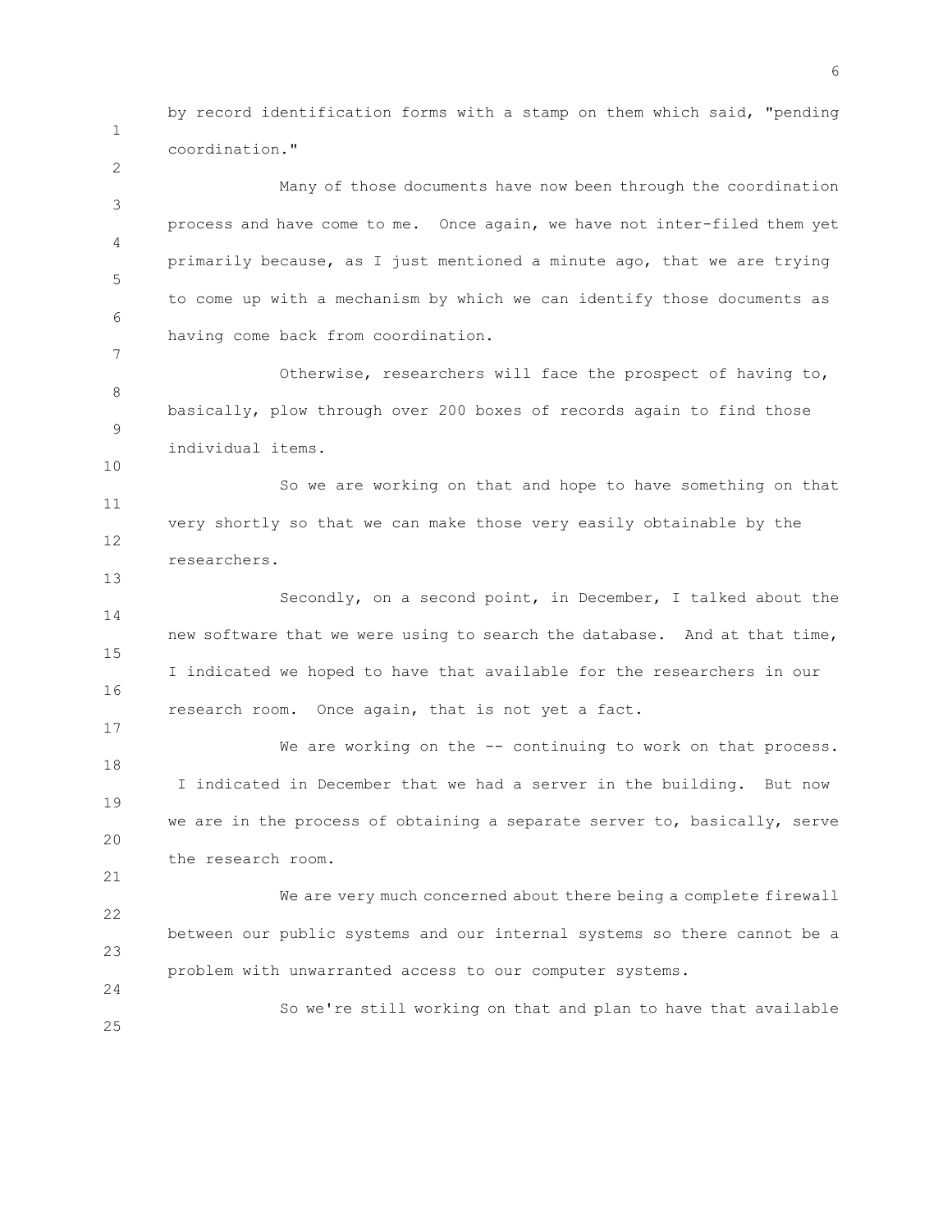by record identification forms with a stamp on them which said, "pending coordination."

Many of those documents have now been through the coordination process and have come to me. Once again, we have not inter-filed them yet primarily because, as I just mentioned a minute ago, that we are trying to come up with a mechanism by which we can identify those documents as having come back from coordination.

Otherwise, researchers will face the prospect of having to, basically, plow through over 200 boxes of records again to find those individual items.

So we are working on that and hope to have something on that very shortly so that we can make those very easily obtainable by the researchers.

Secondly, on a second point, in December, I talked about the new software that we were using to search the database. And at that time, I indicated we hoped to have that available for the researchers in our research room. Once again, that is not yet a fact.

We are working on the -- continuing to work on that process. I indicated in December that we had a server in the building. But now we are in the process of obtaining a separate server to, basically, serve the research room.

We are very much concerned about there being a complete firewall between our public systems and our internal systems so there cannot be a problem with unwarranted access to our computer systems.

So we're still working on that and plan to have that available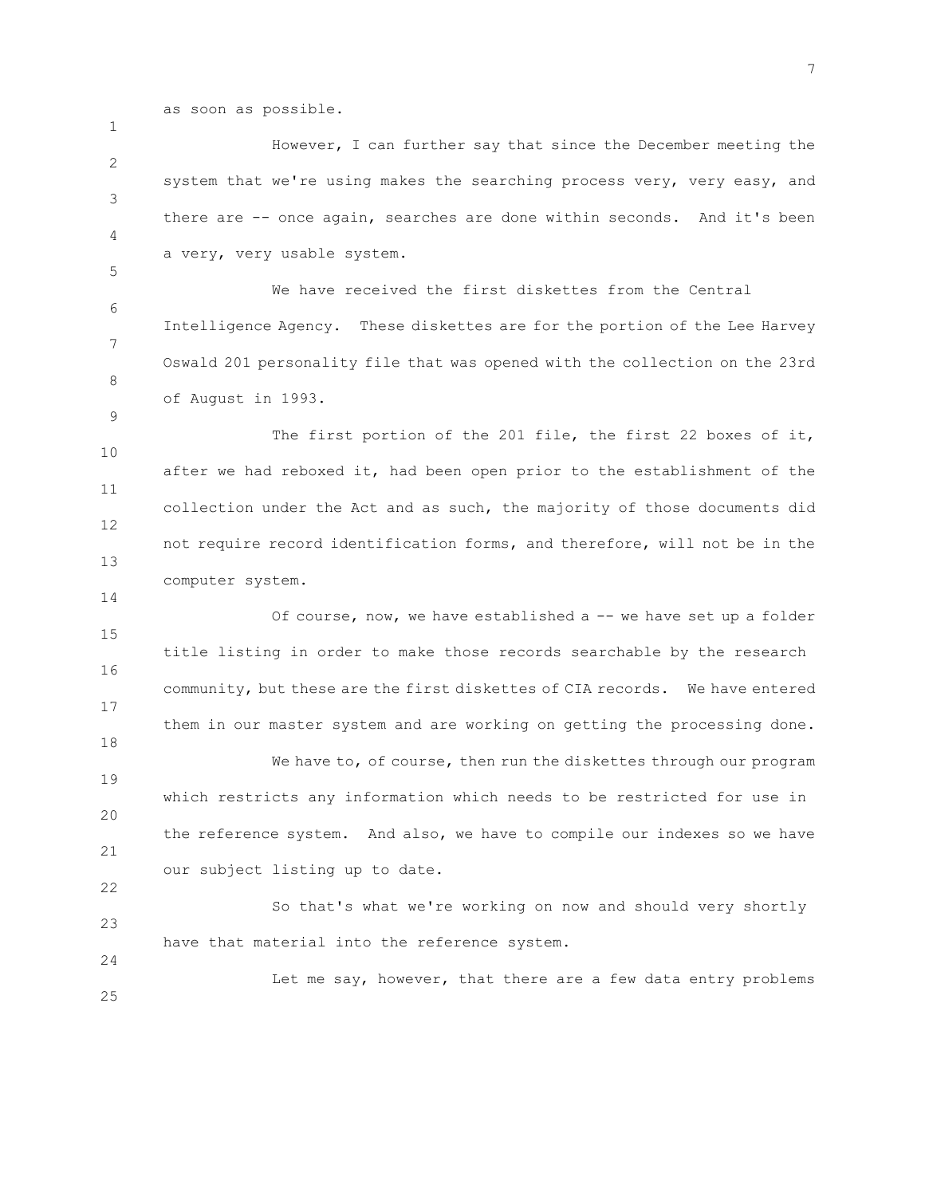as soon as possible.

However, I can further say that since the December meeting the system that we're using makes the searching process very, very easy, and there are -- once again, searches are done within seconds. And it's been a very, very usable system.

We have received the first diskettes from the Central Intelligence Agency. These diskettes are for the portion of the Lee Harvey Oswald 201 personality file that was opened with the collection on the 23rd of August in 1993.

The first portion of the 201 file, the first 22 boxes of it, after we had reboxed it, had been open prior to the establishment of the collection under the Act and as such, the majority of those documents did not require record identification forms, and therefore, will not be in the computer system.

Of course, now, we have established a -- we have set up a folder title listing in order to make those records searchable by the research community, but these are the first diskettes of CIA records. We have entered them in our master system and are working on getting the processing done.

We have to, of course, then run the diskettes through our program which restricts any information which needs to be restricted for use in the reference system. And also, we have to compile our indexes so we have our subject listing up to date.

So that's what we're working on now and should very shortly have that material into the reference system.

Let me say, however, that there are a few data entry problems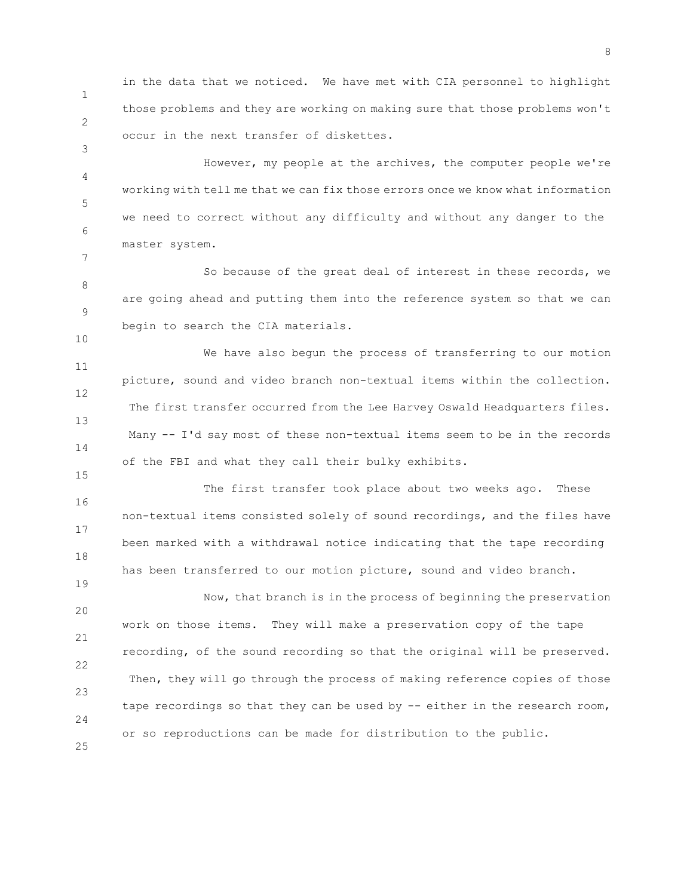in the data that we noticed. We have met with CIA personnel to highlight those problems and they are working on making sure that those problems won't occur in the next transfer of diskettes.

However, my people at the archives, the computer people we're working with tell me that we can fix those errors once we know what information we need to correct without any difficulty and without any danger to the master system.

So because of the great deal of interest in these records, we are going ahead and putting them into the reference system so that we can begin to search the CIA materials.

We have also begun the process of transferring to our motion picture, sound and video branch non-textual items within the collection. The first transfer occurred from the Lee Harvey Oswald Headquarters files. Many -- I'd say most of these non-textual items seem to be in the records of the FBI and what they call their bulky exhibits.

The first transfer took place about two weeks ago. These non-textual items consisted solely of sound recordings, and the files have been marked with a withdrawal notice indicating that the tape recording has been transferred to our motion picture, sound and video branch.

Now, that branch is in the process of beginning the preservation work on those items. They will make a preservation copy of the tape recording, of the sound recording so that the original will be preserved. Then, they will go through the process of making reference copies of those tape recordings so that they can be used by -- either in the research room, or so reproductions can be made for distribution to the public.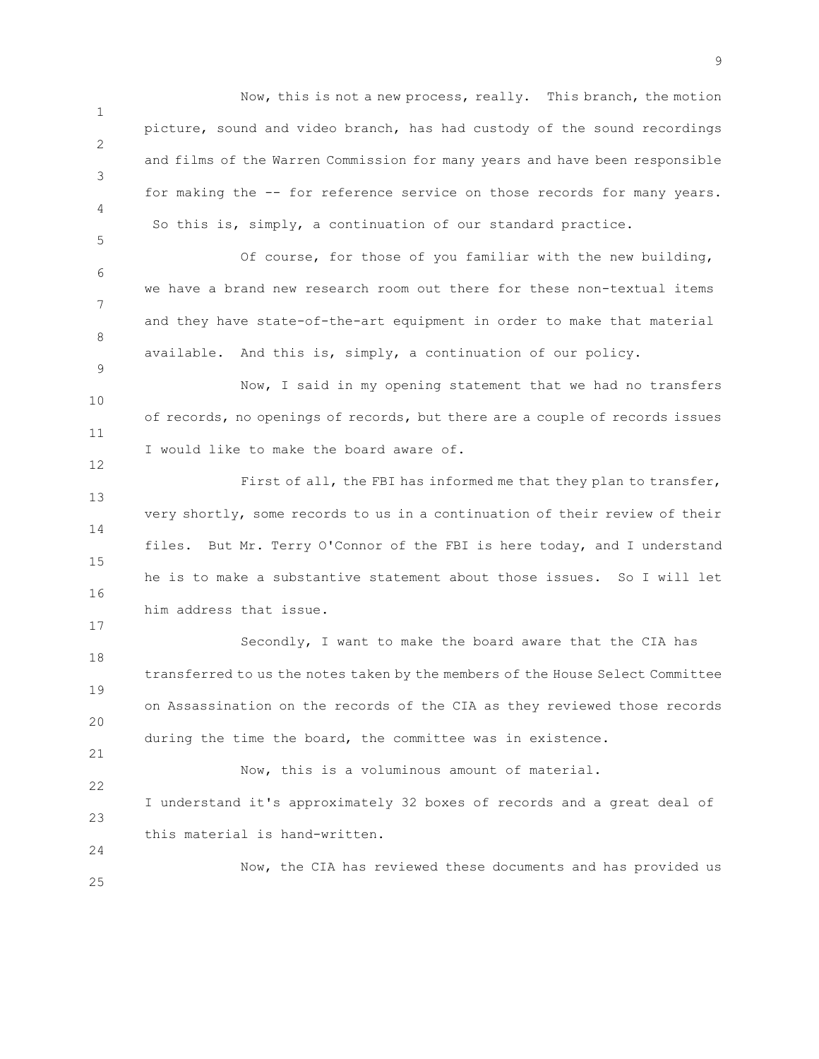Now, this is not a new process, really. This branch, the motion picture, sound and video branch, has had custody of the sound recordings and films of the Warren Commission for many years and have been responsible for making the -- for reference service on those records for many years. So this is, simply, a continuation of our standard practice.

Of course, for those of you familiar with the new building, we have a brand new research room out there for these non-textual items and they have state-of-the-art equipment in order to make that material available. And this is, simply, a continuation of our policy.

Now, I said in my opening statement that we had no transfers of records, no openings of records, but there are a couple of records issues I would like to make the board aware of.

First of all, the FBI has informed me that they plan to transfer, very shortly, some records to us in a continuation of their review of their files. But Mr. Terry O'Connor of the FBI is here today, and I understand he is to make a substantive statement about those issues. So I will let him address that issue.

Secondly, I want to make the board aware that the CIA has transferred to us the notes taken by the members of the House Select Committee on Assassination on the records of the CIA as they reviewed those records during the time the board, the committee was in existence.

Now, this is a voluminous amount of material. I understand it's approximately 32 boxes of records and a great deal of this material is hand-written.

Now, the CIA has reviewed these documents and has provided us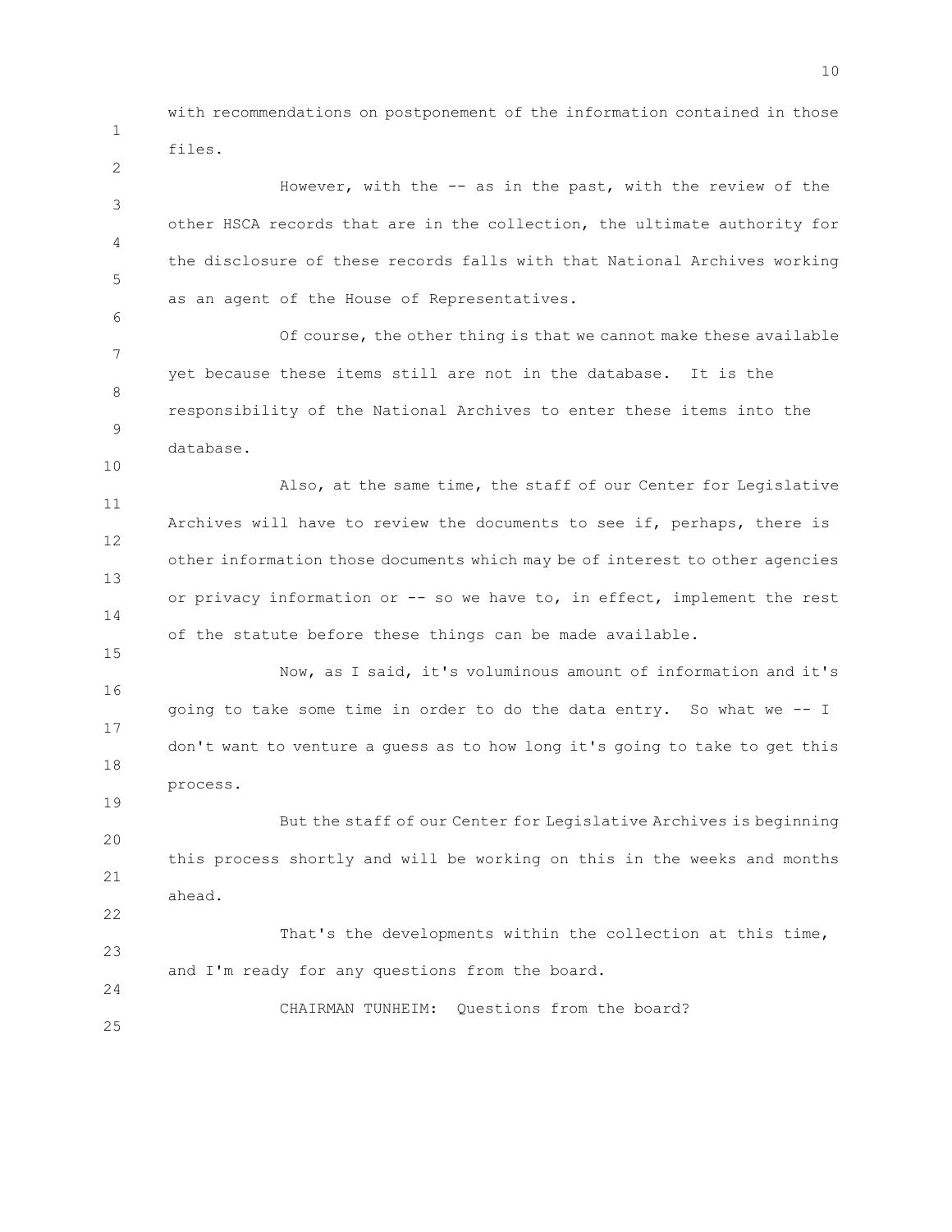with recommendations on postponement of the information contained in those files.

However, with the -- as in the past, with the review of the other HSCA records that are in the collection, the ultimate authority for the disclosure of these records falls with that National Archives working as an agent of the House of Representatives.

Of course, the other thing is that we cannot make these available yet because these items still are not in the database. It is the responsibility of the National Archives to enter these items into the database.

Also, at the same time, the staff of our Center for Legislative Archives will have to review the documents to see if, perhaps, there is other information those documents which may be of interest to other agencies or privacy information or -- so we have to, in effect, implement the rest of the statute before these things can be made available.

Now, as I said, it's voluminous amount of information and it's going to take some time in order to do the data entry. So what we -- I don't want to venture a guess as to how long it's going to take to get this process.

But the staff of our Center for Legislative Archives is beginning this process shortly and will be working on this in the weeks and months ahead.

That's the developments within the collection at this time, and I'm ready for any questions from the board.

CHAIRMAN TUNHEIM: Questions from the board?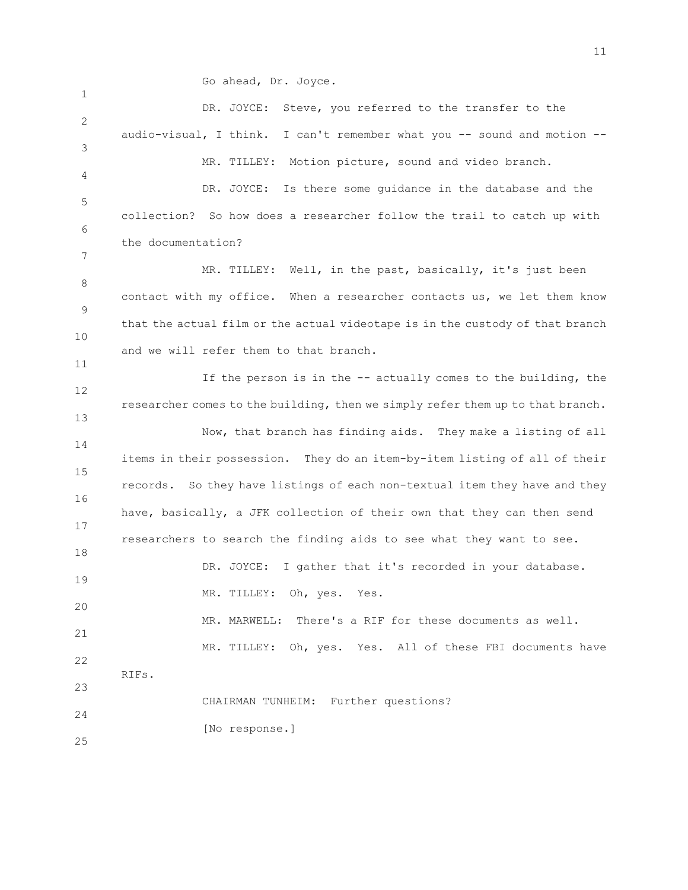Go ahead, Dr. Joyce.

DR. JOYCE: Steve, you referred to the transfer to the audio-visual, I think. I can't remember what you -- sound and motion --

MR. TILLEY: Motion picture, sound and video branch.

DR. JOYCE: Is there some guidance in the database and the collection? So how does a researcher follow the trail to catch up with the documentation?

MR. TILLEY: Well, in the past, basically, it's just been contact with my office. When a researcher contacts us, we let them know that the actual film or the actual videotape is in the custody of that branch and we will refer them to that branch.

If the person is in the -- actually comes to the building, the researcher comes to the building, then we simply refer them up to that branch.

Now, that branch has finding aids. They make a listing of all items in their possession. They do an item-by-item listing of all of their records. So they have listings of each non-textual item they have and they have, basically, a JFK collection of their own that they can then send researchers to search the finding aids to see what they want to see.

DR. JOYCE: I gather that it's recorded in your database.

MR. TILLEY: Oh, yes. Yes.

MR. MARWELL: There's a RIF for these documents as well.

MR. TILLEY: Oh, yes. Yes. All of these FBI documents have RIFs.

CHAIRMAN TUNHEIM: Further questions?

[No response.]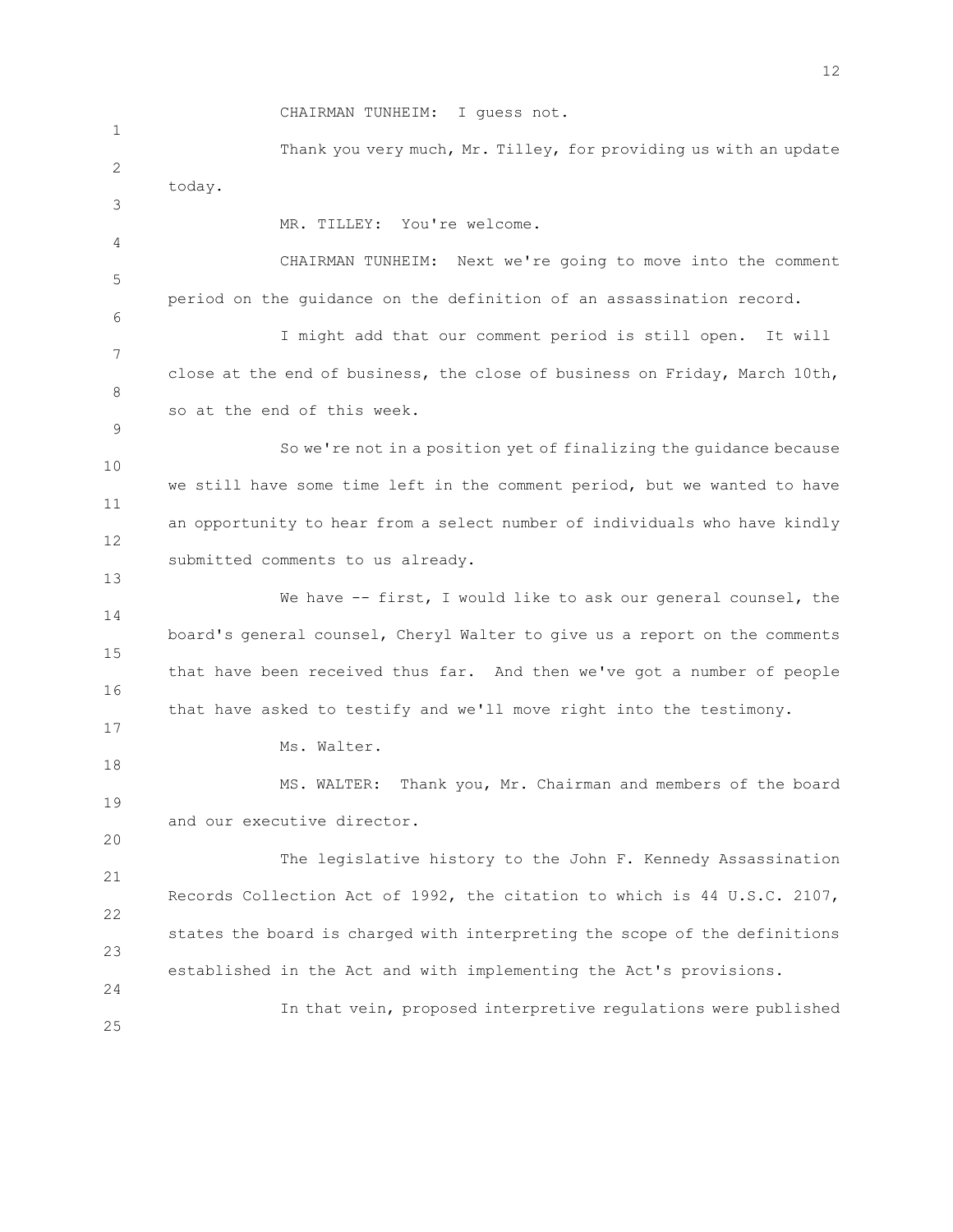CHAIRMAN TUNHEIM: I guess not.

Thank you very much, Mr. Tilley, for providing us with an update today.

MR. TILLEY: You're welcome.

CHAIRMAN TUNHEIM: Next we're going to move into the comment period on the guidance on the definition of an assassination record.

I might add that our comment period is still open. It will close at the end of business, the close of business on Friday, March 10th, so at the end of this week.

So we're not in a position yet of finalizing the guidance because we still have some time left in the comment period, but we wanted to have an opportunity to hear from a select number of individuals who have kindly submitted comments to us already.

We have -- first, I would like to ask our general counsel, the board's general counsel, Cheryl Walter to give us a report on the comments that have been received thus far. And then we've got a number of people that have asked to testify and we'll move right into the testimony.

Ms. Walter.

MS. WALTER: Thank you, Mr. Chairman and members of the board and our executive director.

The legislative history to the John F. Kennedy Assassination Records Collection Act of 1992, the citation to which is 44 U.S.C. 2107, states the board is charged with interpreting the scope of the definitions established in the Act and with implementing the Act's provisions.

In that vein, proposed interpretive regulations were published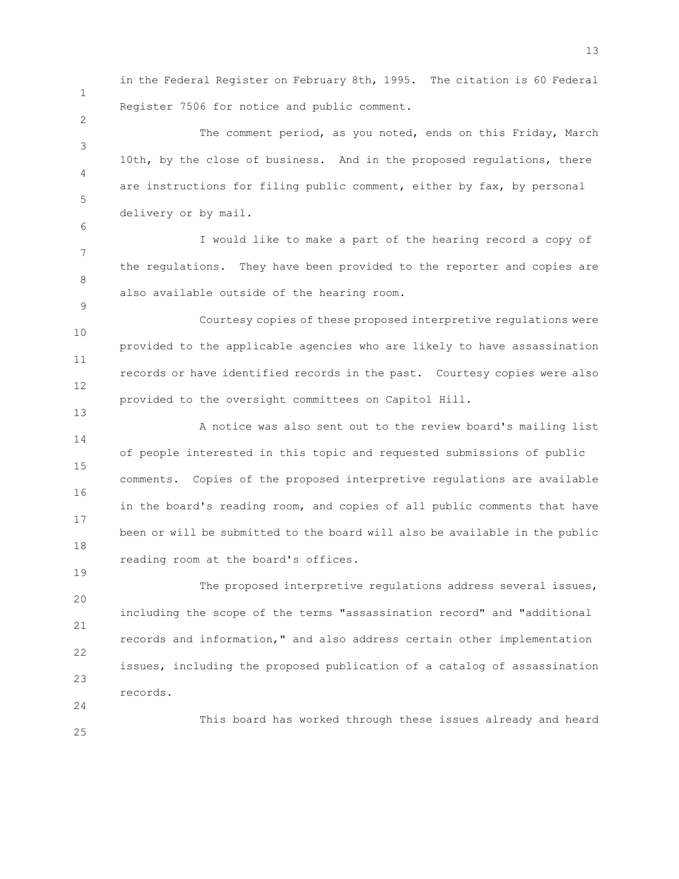in the Federal Register on February 8th, 1995. The citation is 60 Federal Register 7506 for notice and public comment.

The comment period, as you noted, ends on this Friday, March 10th, by the close of business. And in the proposed regulations, there are instructions for filing public comment, either by fax, by personal delivery or by mail.

I would like to make a part of the hearing record a copy of the regulations. They have been provided to the reporter and copies are also available outside of the hearing room.

Courtesy copies of these proposed interpretive regulations were provided to the applicable agencies who are likely to have assassination records or have identified records in the past. Courtesy copies were also provided to the oversight committees on Capitol Hill.

A notice was also sent out to the review board's mailing list of people interested in this topic and requested submissions of public comments. Copies of the proposed interpretive regulations are available in the board's reading room, and copies of all public comments that have been or will be submitted to the board will also be available in the public reading room at the board's offices.

The proposed interpretive regulations address several issues, including the scope of the terms "assassination record" and "additional records and information," and also address certain other implementation issues, including the proposed publication of a catalog of assassination records.

This board has worked through these issues already and heard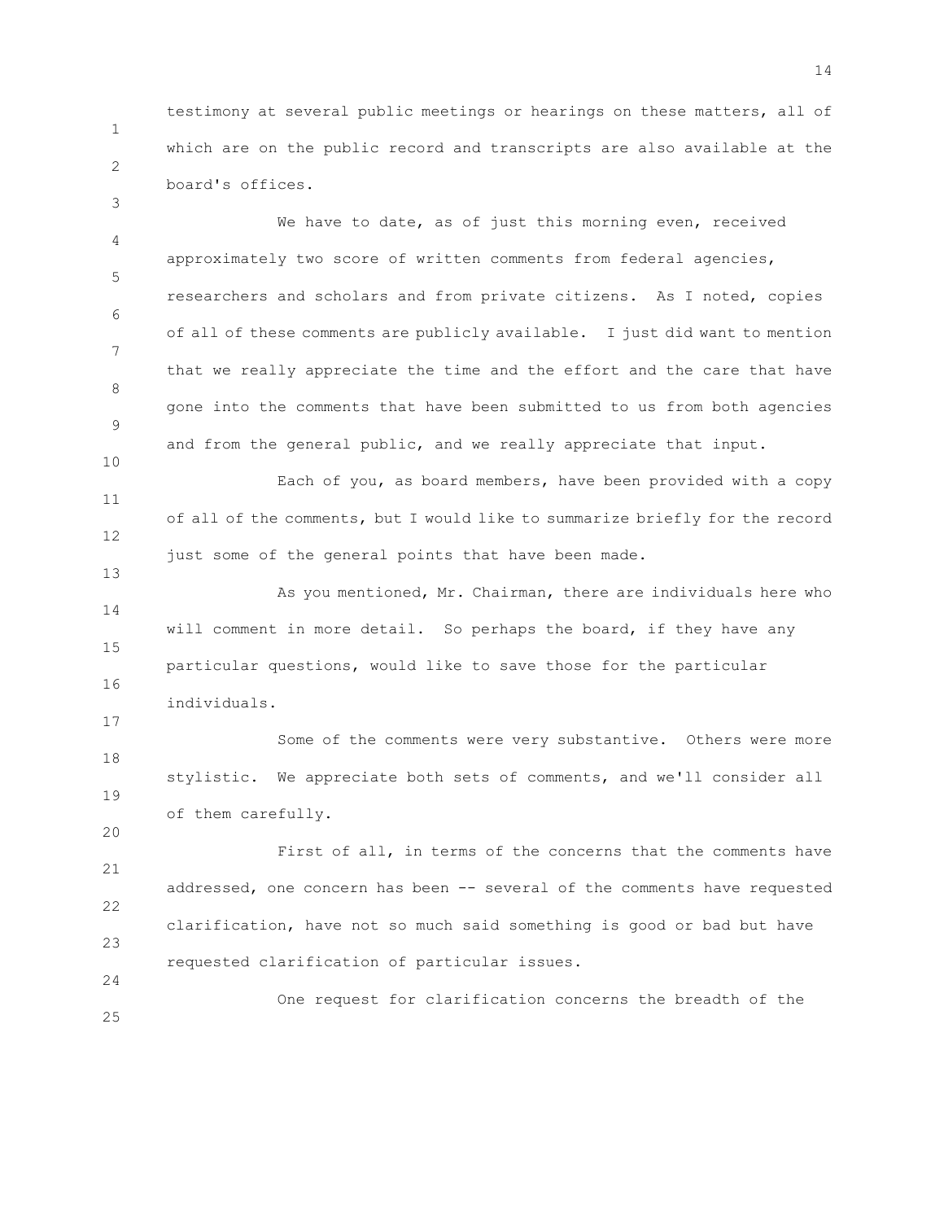testimony at several public meetings or hearings on these matters, all of which are on the public record and transcripts are also available at the board's offices.

We have to date, as of just this morning even, received approximately two score of written comments from federal agencies, researchers and scholars and from private citizens. As I noted, copies of all of these comments are publicly available. I just did want to mention that we really appreciate the time and the effort and the care that have gone into the comments that have been submitted to us from both agencies and from the general public, and we really appreciate that input.

Each of you, as board members, have been provided with a copy of all of the comments, but I would like to summarize briefly for the record just some of the general points that have been made.

As you mentioned, Mr. Chairman, there are individuals here who will comment in more detail. So perhaps the board, if they have any particular questions, would like to save those for the particular individuals.

Some of the comments were very substantive. Others were more stylistic. We appreciate both sets of comments, and we'll consider all of them carefully.

First of all, in terms of the concerns that the comments have addressed, one concern has been -- several of the comments have requested clarification, have not so much said something is good or bad but have requested clarification of particular issues.

One request for clarification concerns the breadth of the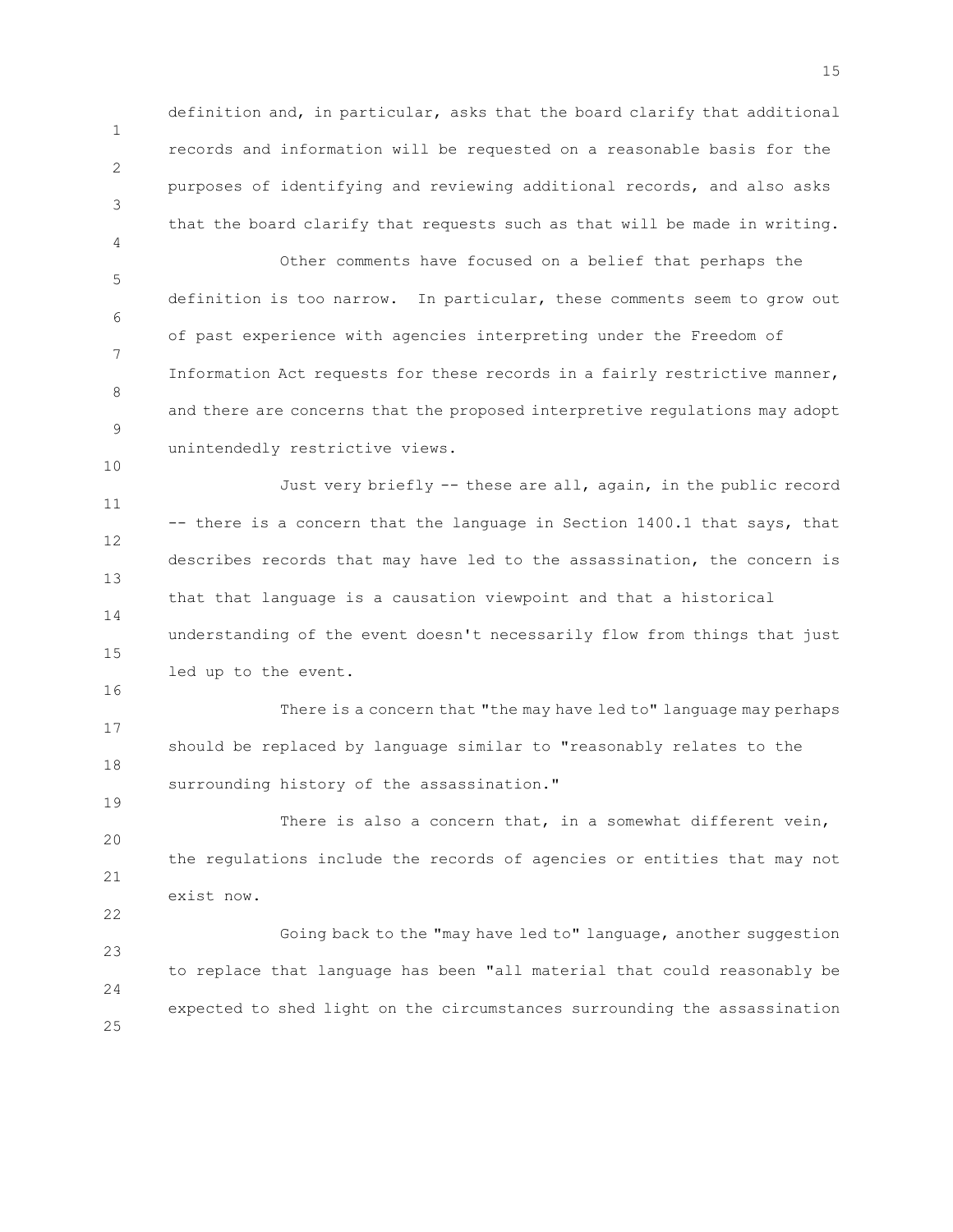definition and, in particular, asks that the board clarify that additional records and information will be requested on a reasonable basis for the purposes of identifying and reviewing additional records, and also asks that the board clarify that requests such as that will be made in writing.

Other comments have focused on a belief that perhaps the definition is too narrow. In particular, these comments seem to grow out of past experience with agencies interpreting under the Freedom of Information Act requests for these records in a fairly restrictive manner, and there are concerns that the proposed interpretive regulations may adopt unintendedly restrictive views.

Just very briefly -- these are all, again, in the public record -- there is a concern that the language in Section 1400.1 that says, that describes records that may have led to the assassination, the concern is that that language is a causation viewpoint and that a historical understanding of the event doesn't necessarily flow from things that just led up to the event.

There is a concern that "the may have led to" language may perhaps should be replaced by language similar to "reasonably relates to the surrounding history of the assassination."

There is also a concern that, in a somewhat different vein, the regulations include the records of agencies or entities that may not exist now.

Going back to the "may have led to" language, another suggestion to replace that language has been "all material that could reasonably be expected to shed light on the circumstances surrounding the assassination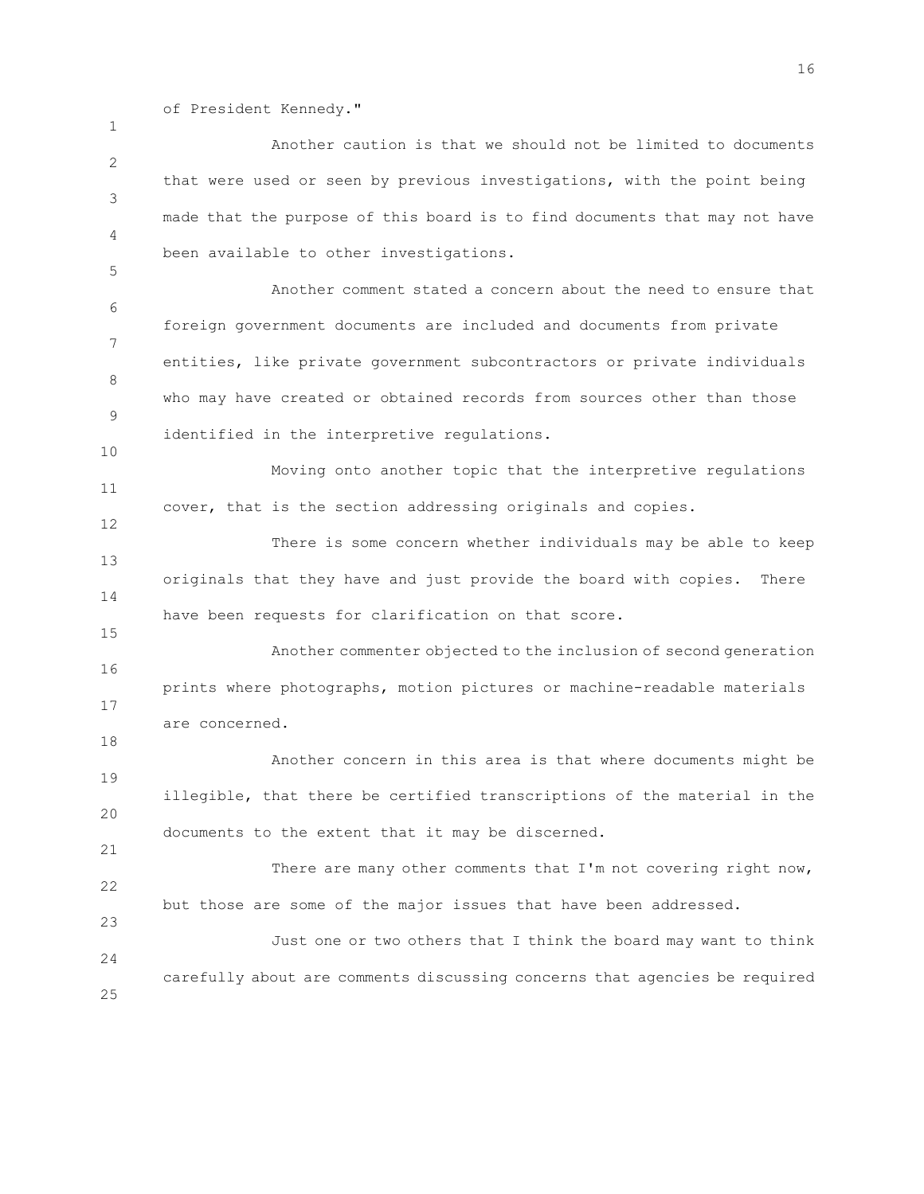of President Kennedy."

Another caution is that we should not be limited to documents that were used or seen by previous investigations, with the point being made that the purpose of this board is to find documents that may not have been available to other investigations.

Another comment stated a concern about the need to ensure that foreign government documents are included and documents from private entities, like private government subcontractors or private individuals who may have created or obtained records from sources other than those identified in the interpretive regulations.

Moving onto another topic that the interpretive regulations cover, that is the section addressing originals and copies.

There is some concern whether individuals may be able to keep originals that they have and just provide the board with copies. There have been requests for clarification on that score.

Another commenter objected to the inclusion of second generation prints where photographs, motion pictures or machine-readable materials are concerned.

Another concern in this area is that where documents might be illegible, that there be certified transcriptions of the material in the documents to the extent that it may be discerned.

There are many other comments that I'm not covering right now, but those are some of the major issues that have been addressed.

Just one or two others that I think the board may want to think carefully about are comments discussing concerns that agencies be required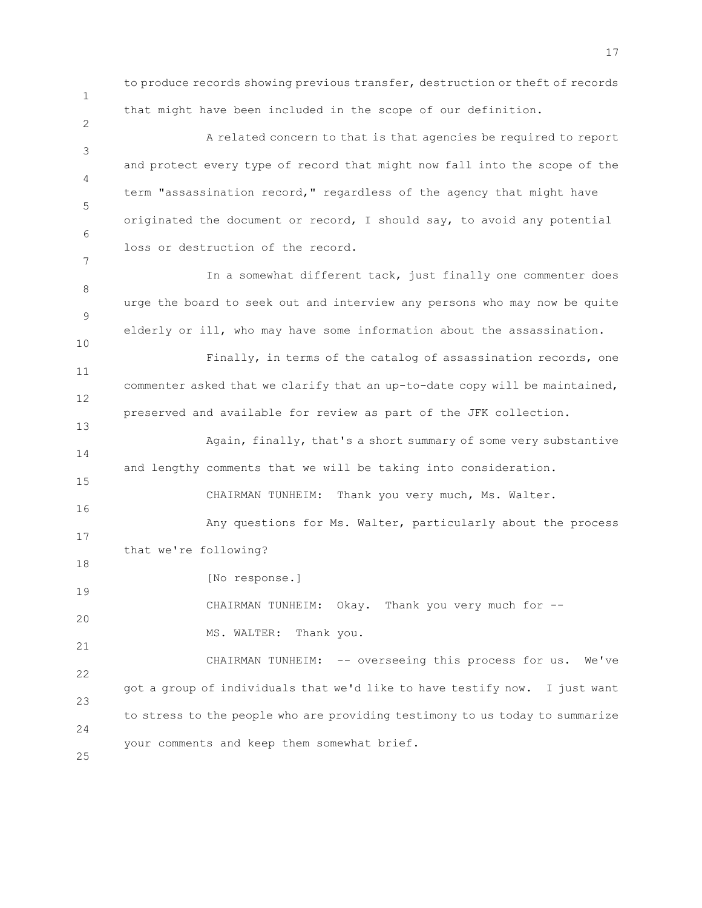to produce records showing previous transfer, destruction or theft of records that might have been included in the scope of our definition.

A related concern to that is that agencies be required to report and protect every type of record that might now fall into the scope of the term "assassination record," regardless of the agency that might have originated the document or record, I should say, to avoid any potential loss or destruction of the record.

In a somewhat different tack, just finally one commenter does urge the board to seek out and interview any persons who may now be quite elderly or ill, who may have some information about the assassination.

Finally, in terms of the catalog of assassination records, one commenter asked that we clarify that an up-to-date copy will be maintained, preserved and available for review as part of the JFK collection.

Again, finally, that's a short summary of some very substantive and lengthy comments that we will be taking into consideration.

CHAIRMAN TUNHEIM: Thank you very much, Ms. Walter.

Any questions for Ms. Walter, particularly about the process that we're following?

[No response.]

CHAIRMAN TUNHEIM: Okay. Thank you very much for --

MS. WALTER: Thank you.

CHAIRMAN TUNHEIM: -- overseeing this process for us. We've got a group of individuals that we'd like to have testify now. I just want to stress to the people who are providing testimony to us today to summarize your comments and keep them somewhat brief.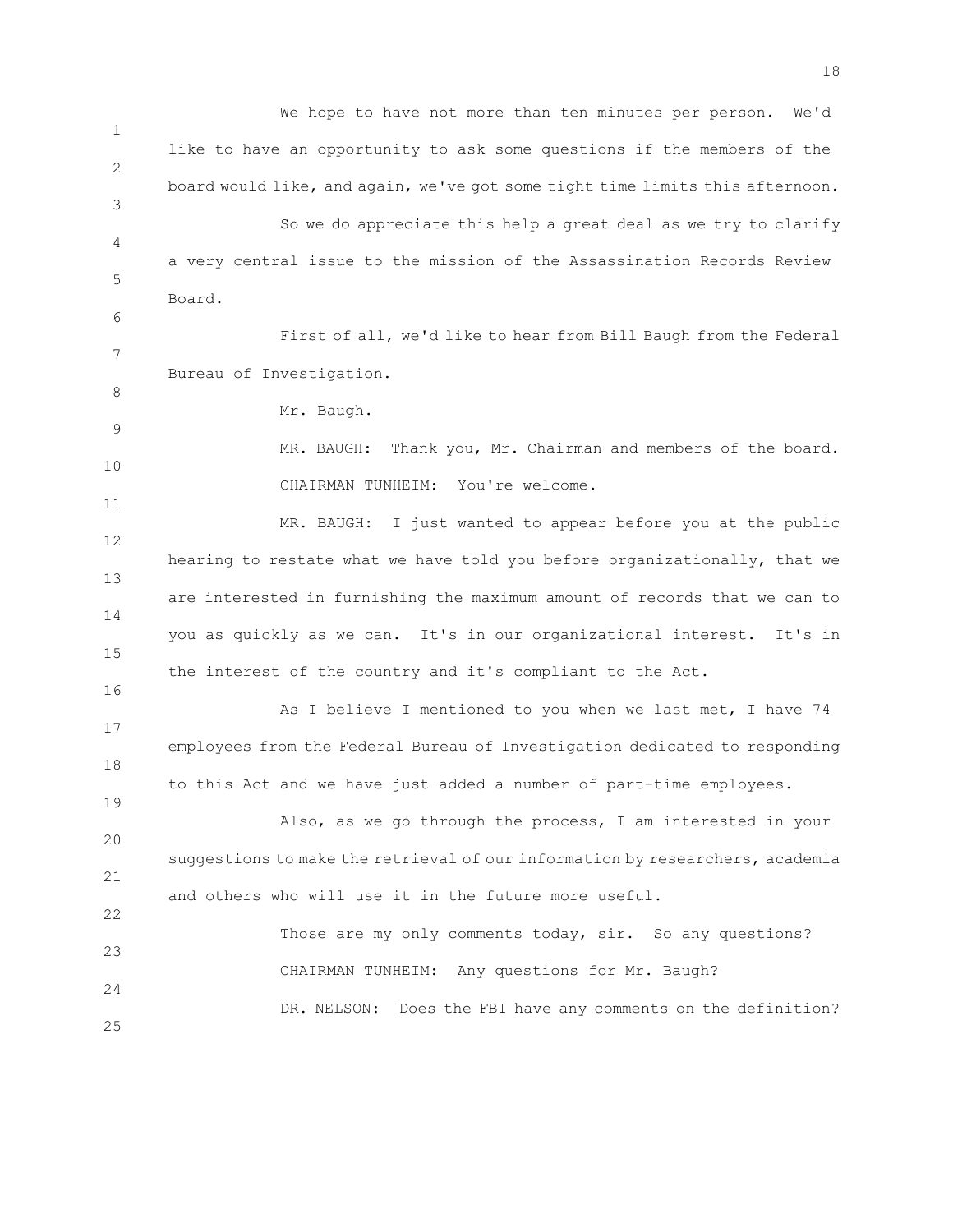We hope to have not more than ten minutes per person. We'd like to have an opportunity to ask some questions if the members of the board would like, and again, we've got some tight time limits this afternoon.

So we do appreciate this help a great deal as we try to clarify a very central issue to the mission of the Assassination Records Review Board.

First of all, we'd like to hear from Bill Baugh from the Federal Bureau of Investigation.

Mr. Baugh.

MR. BAUGH: Thank you, Mr. Chairman and members of the board.

CHAIRMAN TUNHEIM: You're welcome.

MR. BAUGH: I just wanted to appear before you at the public hearing to restate what we have told you before organizationally, that we are interested in furnishing the maximum amount of records that we can to you as quickly as we can. It's in our organizational interest. It's in the interest of the country and it's compliant to the Act.

As I believe I mentioned to you when we last met, I have 74 employees from the Federal Bureau of Investigation dedicated to responding to this Act and we have just added a number of part-time employees.

Also, as we go through the process, I am interested in your suggestions to make the retrieval of our information by researchers, academia and others who will use it in the future more useful.

Those are my only comments today, sir. So any questions?

CHAIRMAN TUNHEIM: Any questions for Mr. Baugh?

DR. NELSON: Does the FBI have any comments on the definition?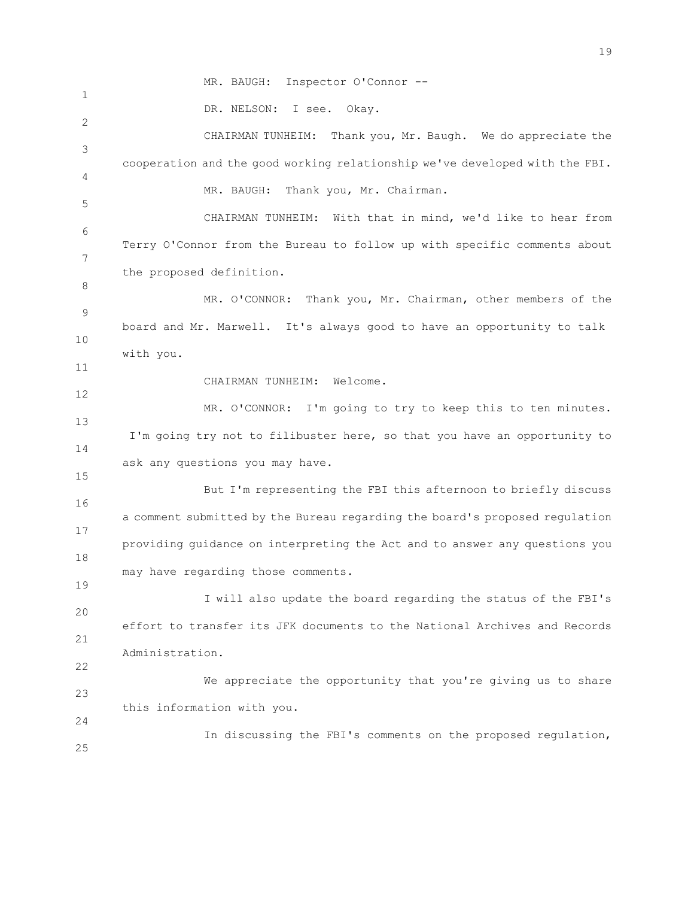MR. BAUGH: Inspector O'Connor --

DR. NELSON: I see. Okay.

CHAIRMAN TUNHEIM: Thank you, Mr. Baugh. We do appreciate the cooperation and the good working relationship we've developed with the FBI.

MR. BAUGH: Thank you, Mr. Chairman.

CHAIRMAN TUNHEIM: With that in mind, we'd like to hear from Terry O'Connor from the Bureau to follow up with specific comments about the proposed definition.

MR. O'CONNOR: Thank you, Mr. Chairman, other members of the board and Mr. Marwell. It's always good to have an opportunity to talk with you.

CHAIRMAN TUNHEIM: Welcome.

MR. O'CONNOR: I'm going to try to keep this to ten minutes. I'm going try not to filibuster here, so that you have an opportunity to ask any questions you may have.

But I'm representing the FBI this afternoon to briefly discuss a comment submitted by the Bureau regarding the board's proposed regulation providing guidance on interpreting the Act and to answer any questions you may have regarding those comments.

I will also update the board regarding the status of the FBI's effort to transfer its JFK documents to the National Archives and Records Administration.

We appreciate the opportunity that you're giving us to share this information with you.

In discussing the FBI's comments on the proposed regulation,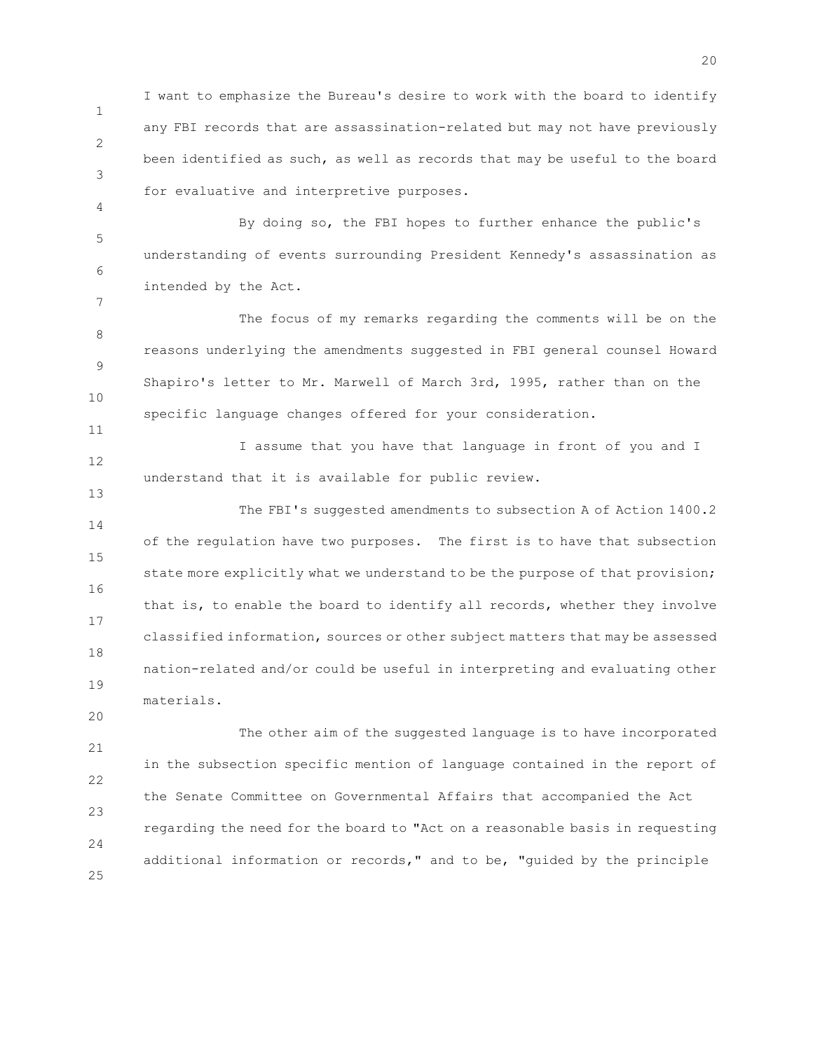I want to emphasize the Bureau's desire to work with the board to identify any FBI records that are assassination-related but may not have previously been identified as such, as well as records that may be useful to the board for evaluative and interpretive purposes.

By doing so, the FBI hopes to further enhance the public's understanding of events surrounding President Kennedy's assassination as intended by the Act.

The focus of my remarks regarding the comments will be on the reasons underlying the amendments suggested in FBI general counsel Howard Shapiro's letter to Mr. Marwell of March 3rd, 1995, rather than on the specific language changes offered for your consideration.

I assume that you have that language in front of you and I understand that it is available for public review.

The FBI's suggested amendments to subsection A of Action 1400.2 of the regulation have two purposes. The first is to have that subsection state more explicitly what we understand to be the purpose of that provision; that is, to enable the board to identify all records, whether they involve classified information, sources or other subject matters that may be assessed nation-related and/or could be useful in interpreting and evaluating other materials.

The other aim of the suggested language is to have incorporated in the subsection specific mention of language contained in the report of the Senate Committee on Governmental Affairs that accompanied the Act regarding the need for the board to "Act on a reasonable basis in requesting additional information or records," and to be, "guided by the principle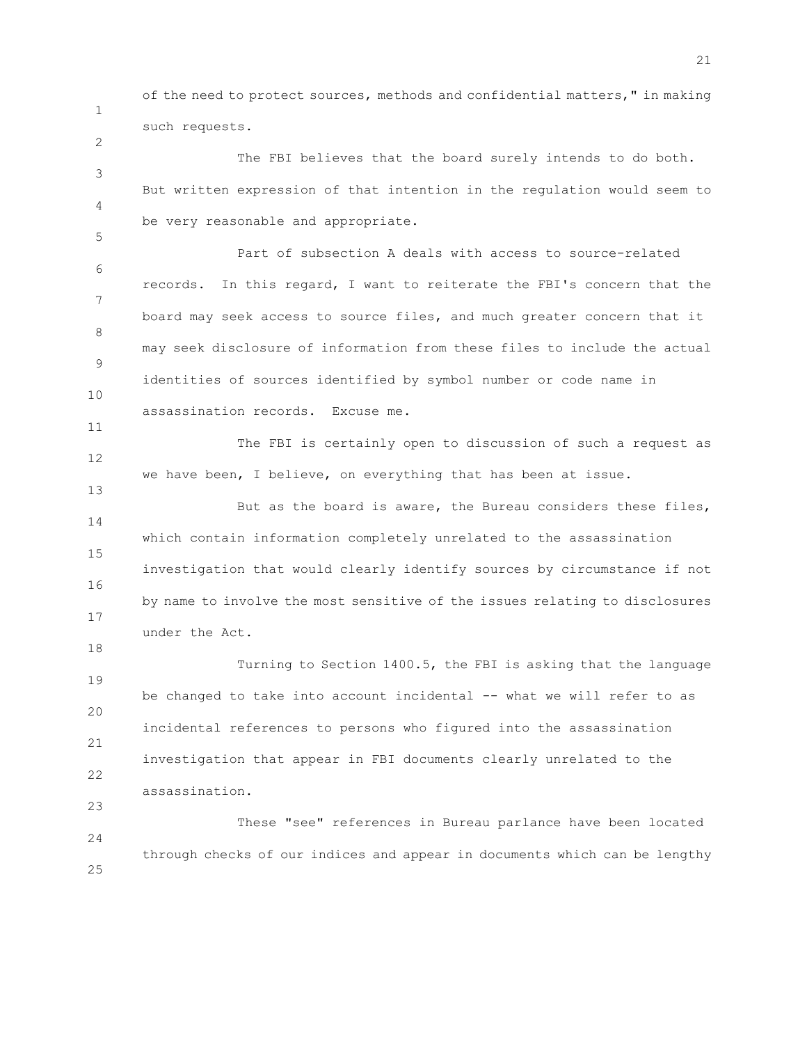of the need to protect sources, methods and confidential matters," in making such requests.

The FBI believes that the board surely intends to do both. But written expression of that intention in the regulation would seem to be very reasonable and appropriate.

Part of subsection A deals with access to source-related records. In this regard, I want to reiterate the FBI's concern that the board may seek access to source files, and much greater concern that it may seek disclosure of information from these files to include the actual identities of sources identified by symbol number or code name in assassination records. Excuse me.

The FBI is certainly open to discussion of such a request as we have been, I believe, on everything that has been at issue.

But as the board is aware, the Bureau considers these files, which contain information completely unrelated to the assassination investigation that would clearly identify sources by circumstance if not by name to involve the most sensitive of the issues relating to disclosures under the Act.

Turning to Section 1400.5, the FBI is asking that the language be changed to take into account incidental -- what we will refer to as incidental references to persons who figured into the assassination investigation that appear in FBI documents clearly unrelated to the assassination.

These "see" references in Bureau parlance have been located through checks of our indices and appear in documents which can be lengthy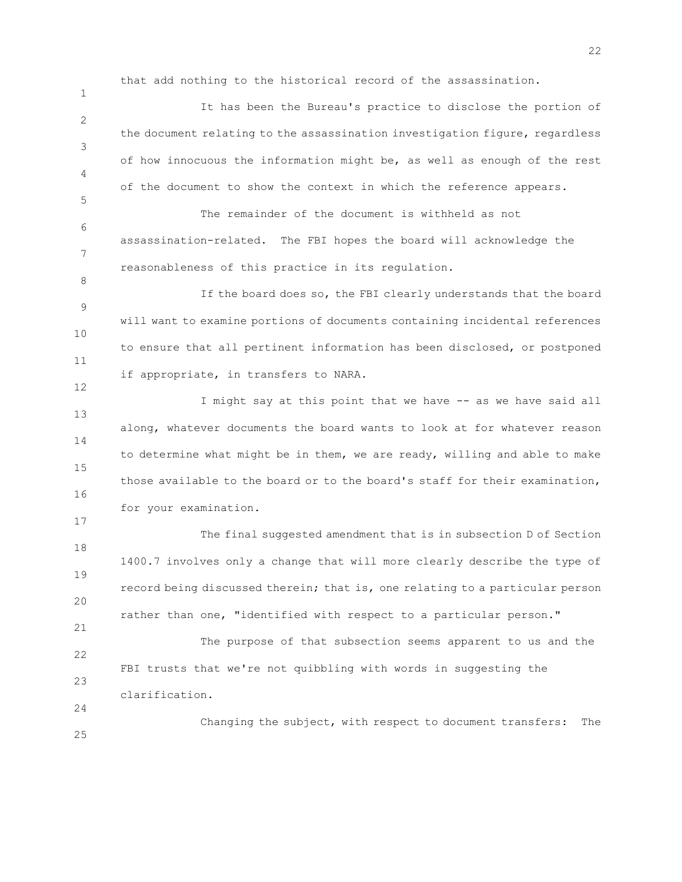that add nothing to the historical record of the assassination.

It has been the Bureau's practice to disclose the portion of the document relating to the assassination investigation figure, regardless of how innocuous the information might be, as well as enough of the rest of the document to show the context in which the reference appears.

The remainder of the document is withheld as not assassination-related. The FBI hopes the board will acknowledge the reasonableness of this practice in its regulation.

If the board does so, the FBI clearly understands that the board will want to examine portions of documents containing incidental references to ensure that all pertinent information has been disclosed, or postponed if appropriate, in transfers to NARA.

I might say at this point that we have -- as we have said all along, whatever documents the board wants to look at for whatever reason to determine what might be in them, we are ready, willing and able to make those available to the board or to the board's staff for their examination, for your examination.

The final suggested amendment that is in subsection D of Section 1400.7 involves only a change that will more clearly describe the type of record being discussed therein; that is, one relating to a particular person rather than one, "identified with respect to a particular person."

The purpose of that subsection seems apparent to us and the FBI trusts that we're not quibbling with words in suggesting the clarification.

Changing the subject, with respect to document transfers: The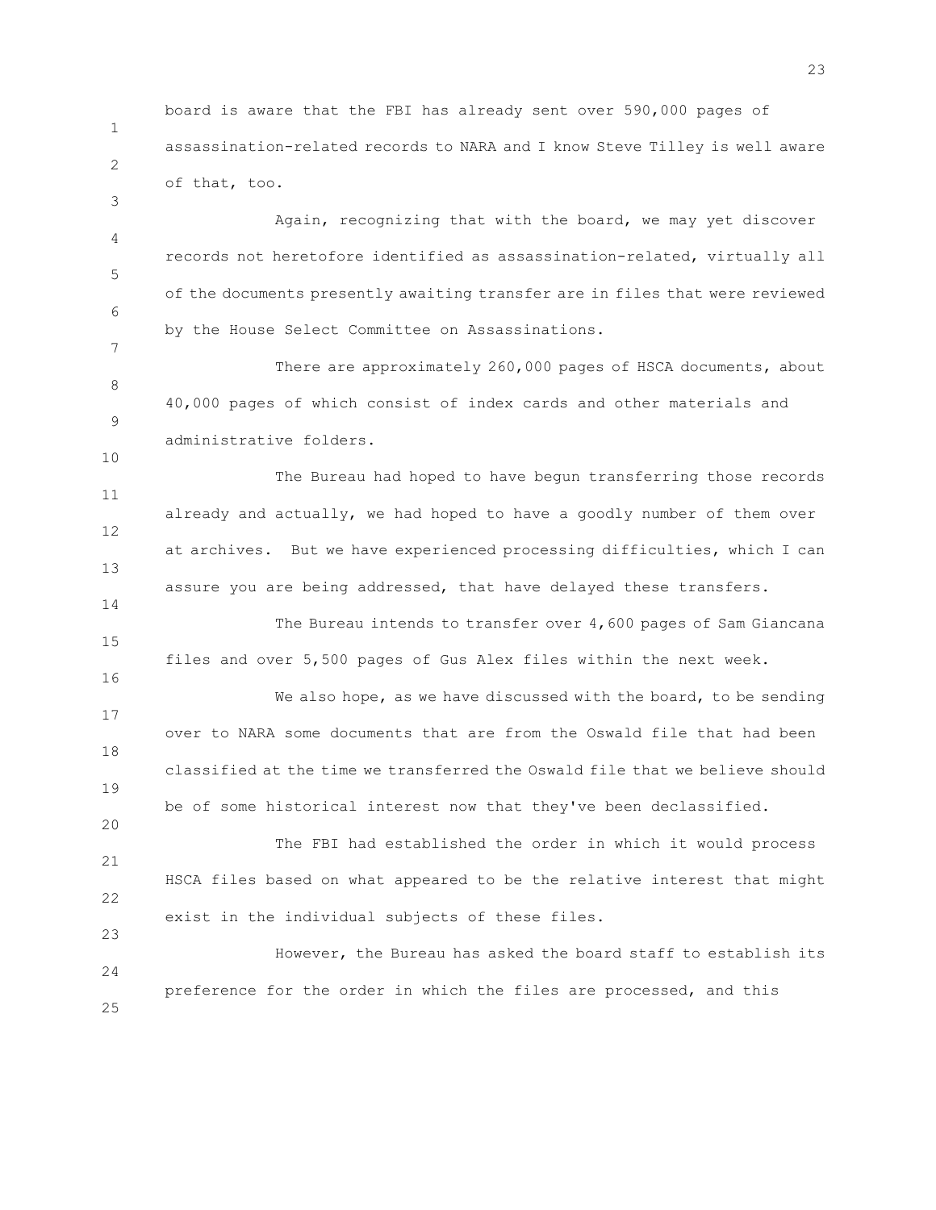board is aware that the FBI has already sent over 590,000 pages of assassination-related records to NARA and I know Steve Tilley is well aware of that, too.

Again, recognizing that with the board, we may yet discover records not heretofore identified as assassination-related, virtually all of the documents presently awaiting transfer are in files that were reviewed by the House Select Committee on Assassinations.

There are approximately 260,000 pages of HSCA documents, about 40,000 pages of which consist of index cards and other materials and administrative folders.

The Bureau had hoped to have begun transferring those records already and actually, we had hoped to have a goodly number of them over at archives. But we have experienced processing difficulties, which I can assure you are being addressed, that have delayed these transfers.

The Bureau intends to transfer over 4,600 pages of Sam Giancana files and over 5,500 pages of Gus Alex files within the next week.

We also hope, as we have discussed with the board, to be sending over to NARA some documents that are from the Oswald file that had been classified at the time we transferred the Oswald file that we believe should be of some historical interest now that they've been declassified.

The FBI had established the order in which it would process HSCA files based on what appeared to be the relative interest that might exist in the individual subjects of these files.

However, the Bureau has asked the board staff to establish its preference for the order in which the files are processed, and this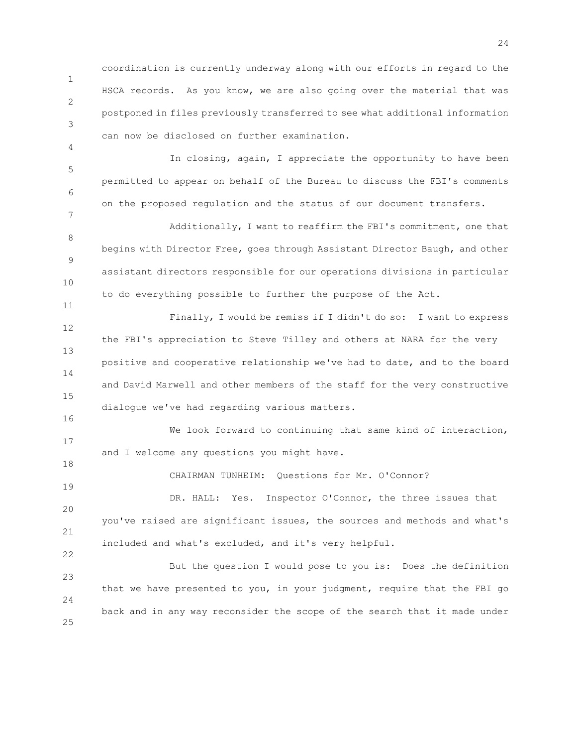coordination is currently underway along with our efforts in regard to the HSCA records. As you know, we are also going over the material that was postponed in files previously transferred to see what additional information can now be disclosed on further examination.

In closing, again, I appreciate the opportunity to have been permitted to appear on behalf of the Bureau to discuss the FBI's comments on the proposed regulation and the status of our document transfers.

Additionally, I want to reaffirm the FBI's commitment, one that begins with Director Free, goes through Assistant Director Baugh, and other assistant directors responsible for our operations divisions in particular to do everything possible to further the purpose of the Act.

Finally, I would be remiss if I didn't do so: I want to express the FBI's appreciation to Steve Tilley and others at NARA for the very positive and cooperative relationship we've had to date, and to the board and David Marwell and other members of the staff for the very constructive dialogue we've had regarding various matters.

We look forward to continuing that same kind of interaction, and I welcome any questions you might have.

CHAIRMAN TUNHEIM: Questions for Mr. O'Connor?

DR. HALL: Yes. Inspector O'Connor, the three issues that you've raised are significant issues, the sources and methods and what's included and what's excluded, and it's very helpful.

But the question I would pose to you is: Does the definition that we have presented to you, in your judgment, require that the FBI go back and in any way reconsider the scope of the search that it made under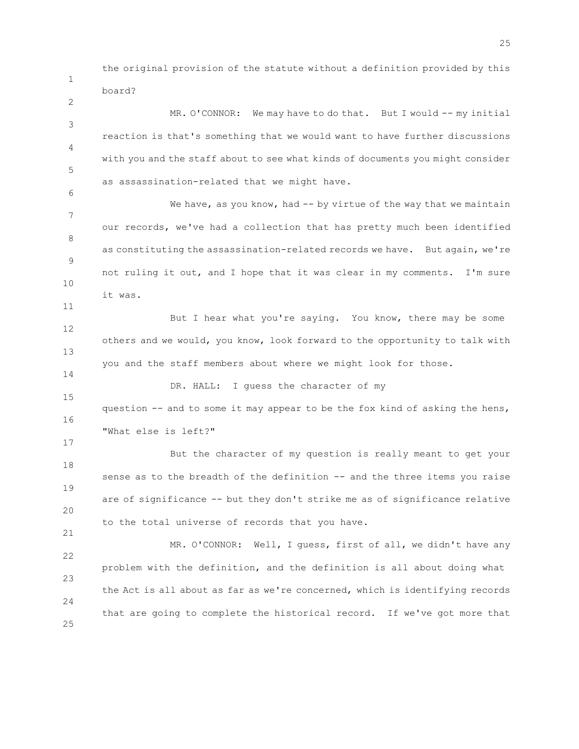the original provision of the statute without a definition provided by this board?

MR. O'CONNOR: We may have to do that. But I would -- my initial reaction is that's something that we would want to have further discussions with you and the staff about to see what kinds of documents you might consider as assassination-related that we might have.

We have, as you know, had -- by virtue of the way that we maintain our records, we've had a collection that has pretty much been identified as constituting the assassination-related records we have. But again, we're not ruling it out, and I hope that it was clear in my comments. I'm sure it was.

But I hear what you're saying. You know, there may be some others and we would, you know, look forward to the opportunity to talk with you and the staff members about where we might look for those.

DR. HALL: I guess the character of my question -- and to some it may appear to be the fox kind of asking the hens, "What else is left?"

But the character of my question is really meant to get your sense as to the breadth of the definition -- and the three items you raise are of significance -- but they don't strike me as of significance relative to the total universe of records that you have.

MR. O'CONNOR: Well, I guess, first of all, we didn't have any problem with the definition, and the definition is all about doing what the Act is all about as far as we're concerned, which is identifying records that are going to complete the historical record. If we've got more that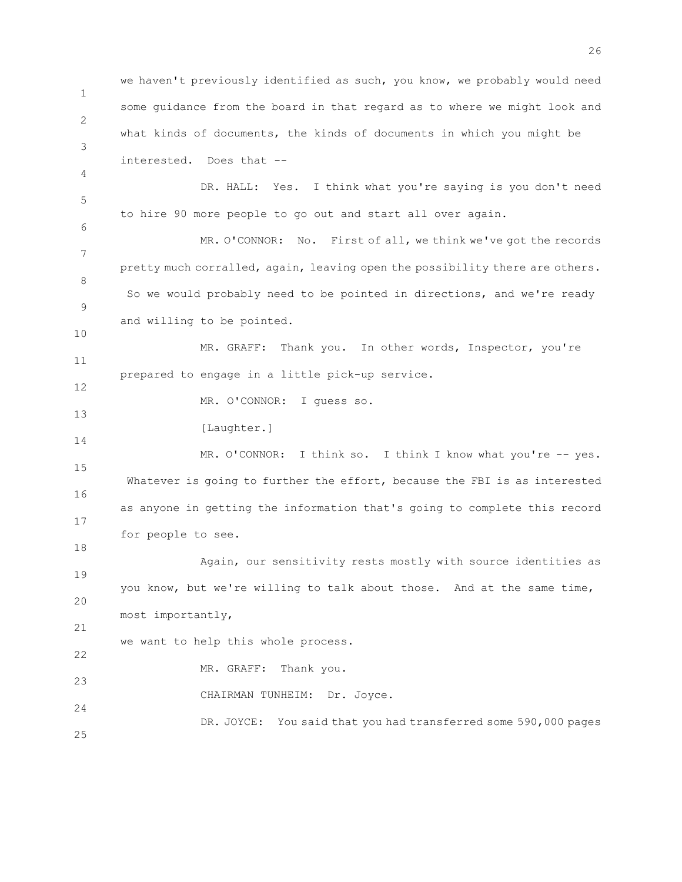we haven't previously identified as such, you know, we probably would need some guidance from the board in that regard as to where we might look and what kinds of documents, the kinds of documents in which you might be interested. Does that --

DR. HALL: Yes. I think what you're saying is you don't need to hire 90 more people to go out and start all over again.

MR. O'CONNOR: No. First of all, we think we've got the records pretty much corralled, again, leaving open the possibility there are others. So we would probably need to be pointed in directions, and we're ready and willing to be pointed.

MR. GRAFF: Thank you. In other words, Inspector, you're prepared to engage in a little pick-up service.

MR. O'CONNOR: I guess so.

[Laughter.]

MR. O'CONNOR: I think so. I think I know what you're -- yes. Whatever is going to further the effort, because the FBI is as interested as anyone in getting the information that's going to complete this record for people to see.

Again, our sensitivity rests mostly with source identities as you know, but we're willing to talk about those. And at the same time, most importantly,

we want to help this whole process.

MR. GRAFF: Thank you.

CHAIRMAN TUNHEIM: Dr. Joyce.

DR. JOYCE: You said that you had transferred some 590,000 pages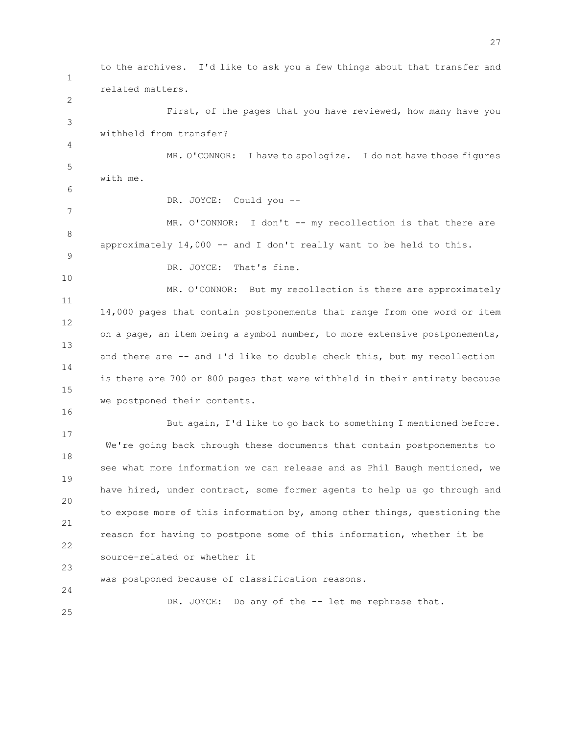to the archives. I'd like to ask you a few things about that transfer and related matters.

First, of the pages that you have reviewed, how many have you withheld from transfer?

MR. O'CONNOR: I have to apologize. I do not have those figures with me.

DR. JOYCE: Could you --

MR. O'CONNOR: I don't -- my recollection is that there are approximately 14,000 -- and I don't really want to be held to this.

DR. JOYCE: That's fine.

MR. O'CONNOR: But my recollection is there are approximately 14,000 pages that contain postponements that range from one word or item on a page, an item being a symbol number, to more extensive postponements, and there are -- and I'd like to double check this, but my recollection is there are 700 or 800 pages that were withheld in their entirety because we postponed their contents.

But again, I'd like to go back to something I mentioned before. We're going back through these documents that contain postponements to see what more information we can release and as Phil Baugh mentioned, we have hired, under contract, some former agents to help us go through and to expose more of this information by, among other things, questioning the reason for having to postpone some of this information, whether it be source-related or whether it was postponed because of classification reasons.

DR. JOYCE: Do any of the -- let me rephrase that.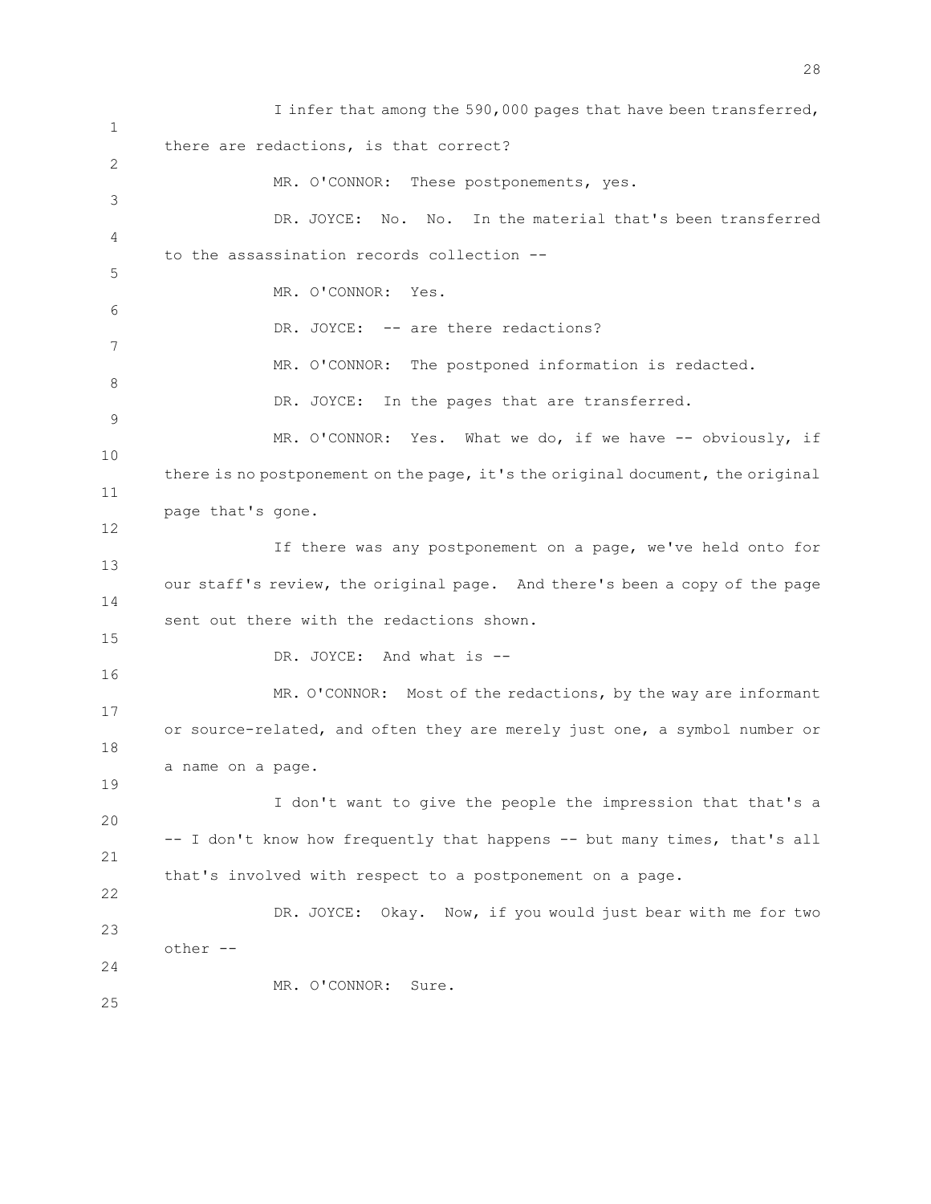I infer that among the 590,000 pages that have been transferred, there are redactions, is that correct?

MR. O'CONNOR: These postponements, yes.

DR. JOYCE: No. No. In the material that's been transferred to the assassination records collection --

MR. O'CONNOR: Yes.

DR. JOYCE: -- are there redactions?

MR. O'CONNOR: The postponed information is redacted.

DR. JOYCE: In the pages that are transferred.

MR. O'CONNOR: Yes. What we do, if we have -- obviously, if there is no postponement on the page, it's the original document, the original page that's gone.

If there was any postponement on a page, we've held onto for our staff's review, the original page. And there's been a copy of the page sent out there with the redactions shown.

DR. JOYCE: And what is --

MR. O'CONNOR: Most of the redactions, by the way are informant or source-related, and often they are merely just one, a symbol number or a name on a page.

I don't want to give the people the impression that that's a -- I don't know how frequently that happens -- but many times, that's all that's involved with respect to a postponement on a page.

DR. JOYCE: Okay. Now, if you would just bear with me for two other --

MR. O'CONNOR: Sure.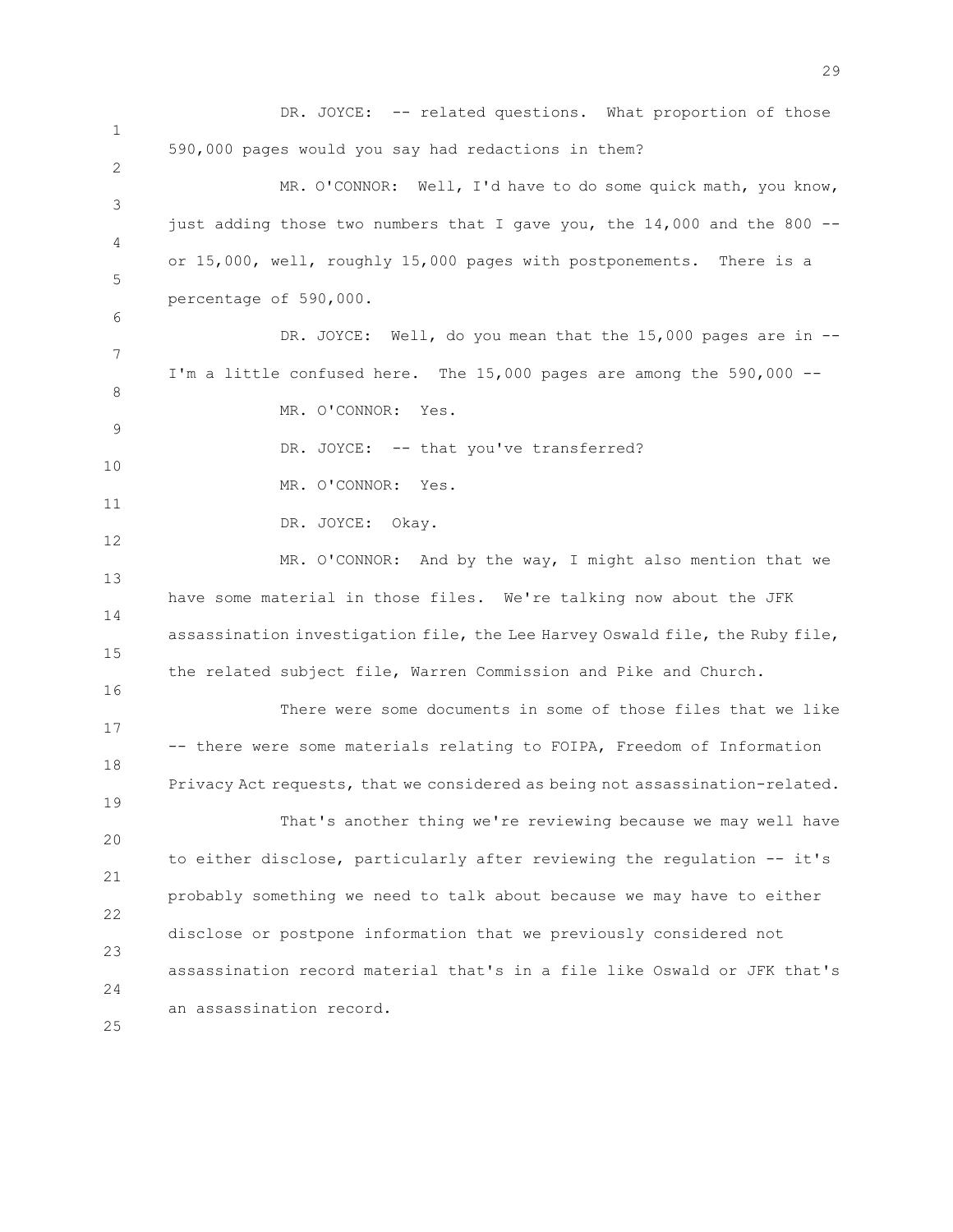DR. JOYCE: -- related questions. What proportion of those 590,000 pages would you say had redactions in them?

MR. O'CONNOR: Well, I'd have to do some quick math, you know, just adding those two numbers that I gave you, the 14,000 and the 800 -- or 15,000, well, roughly 15,000 pages with postponements. There is a percentage of 590,000.

DR. JOYCE: Well, do you mean that the 15,000 pages are in -- I'm a little confused here. The 15,000 pages are among the 590,000 --

MR. O'CONNOR: Yes.

DR. JOYCE: -- that you've transferred?

MR. O'CONNOR: Yes.

DR. JOYCE: Okay.

MR. O'CONNOR: And by the way, I might also mention that we have some material in those files. We're talking now about the JFK assassination investigation file, the Lee Harvey Oswald file, the Ruby file, the related subject file, Warren Commission and Pike and Church.

There were some documents in some of those files that we like -- there were some materials relating to FOIPA, Freedom of Information Privacy Act requests, that we considered as being not assassination-related.

That's another thing we're reviewing because we may well have to either disclose, particularly after reviewing the regulation -- it's probably something we need to talk about because we may have to either disclose or postpone information that we previously considered not assassination record material that's in a file like Oswald or JFK that's an assassination record.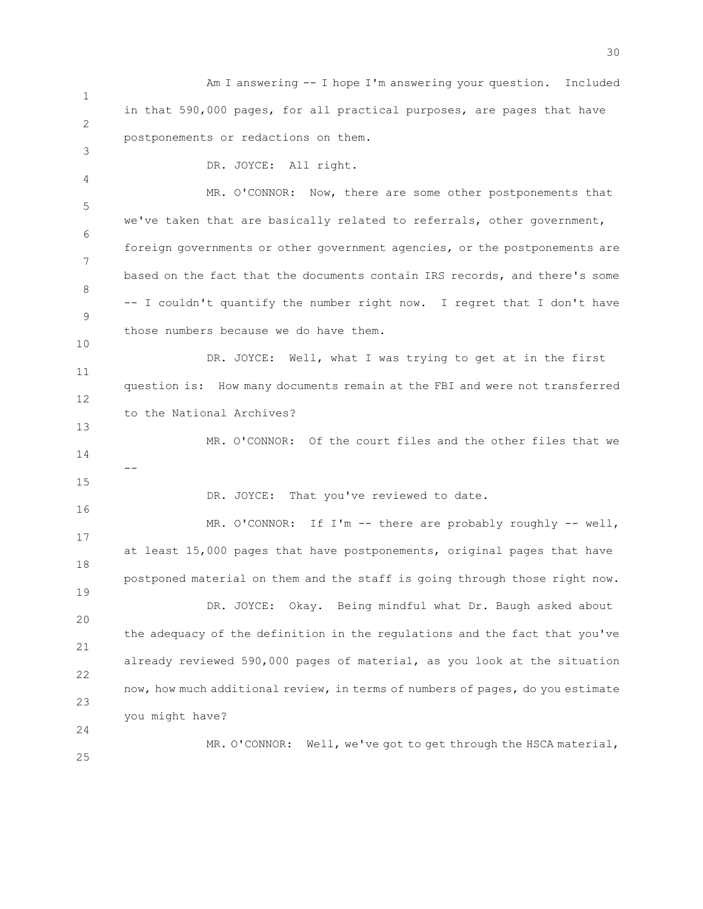Am I answering -- I hope I'm answering your question. Included in that 590,000 pages, for all practical purposes, are pages that have postponements or redactions on them.

DR. JOYCE: All right.

MR. O'CONNOR: Now, there are some other postponements that we've taken that are basically related to referrals, other government, foreign governments or other government agencies, or the postponements are based on the fact that the documents contain IRS records, and there's some -- I couldn't quantify the number right now. I regret that I don't have those numbers because we do have them.

DR. JOYCE: Well, what I was trying to get at in the first question is: How many documents remain at the FBI and were not transferred to the National Archives?

MR. O'CONNOR: Of the court files and the other files that we --

DR. JOYCE: That you've reviewed to date.

MR. O'CONNOR: If I'm -- there are probably roughly -- well, at least 15,000 pages that have postponements, original pages that have postponed material on them and the staff is going through those right now.

DR. JOYCE: Okay. Being mindful what Dr. Baugh asked about the adequacy of the definition in the regulations and the fact that you've already reviewed 590,000 pages of material, as you look at the situation now, how much additional review, in terms of numbers of pages, do you estimate you might have?

MR. O'CONNOR: Well, we've got to get through the HSCA material,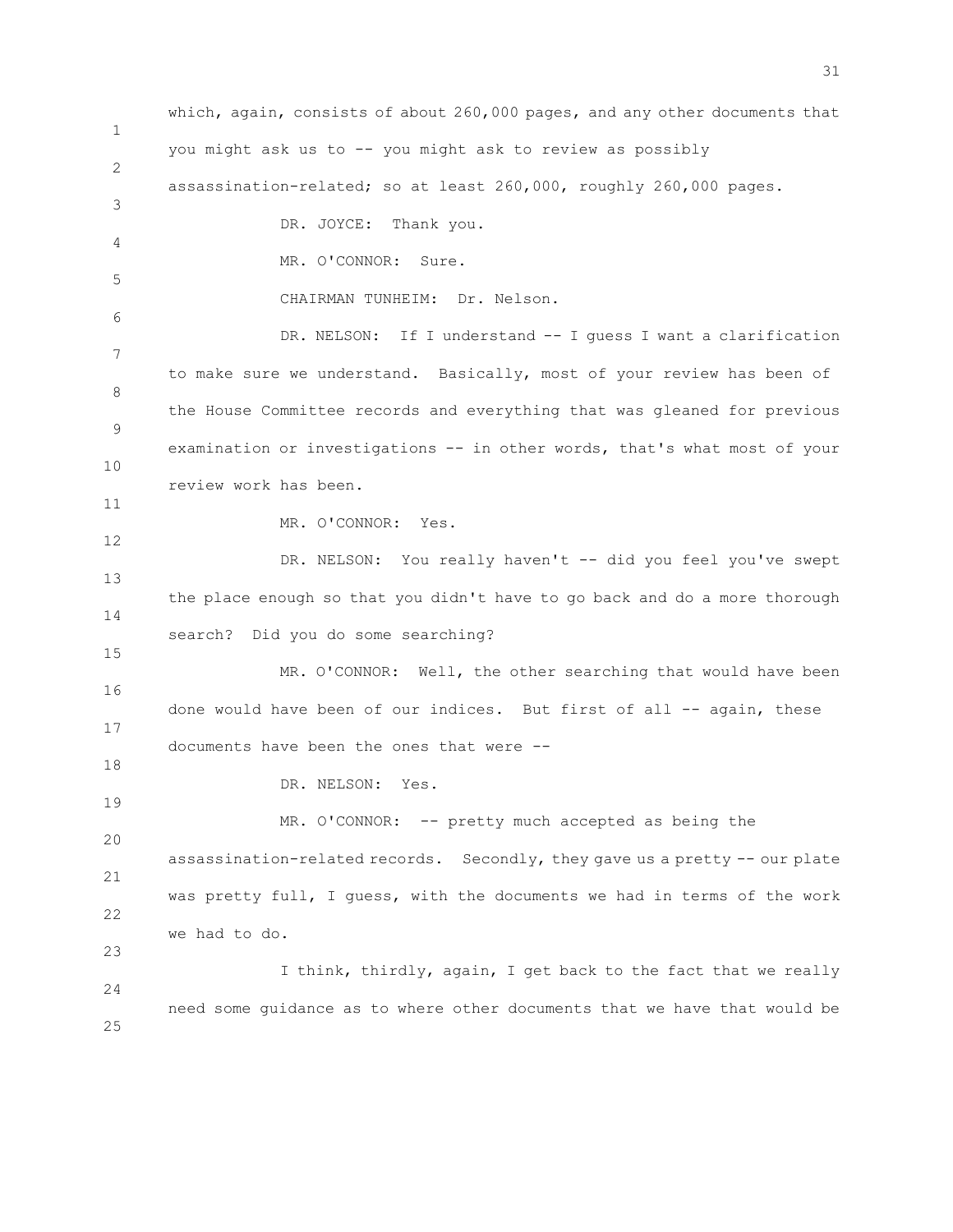which, again, consists of about 260,000 pages, and any other documents that you might ask us to -- you might ask to review as possibly assassination-related; so at least 260,000, roughly 260,000 pages.

DR. JOYCE: Thank you.

MR. O'CONNOR: Sure.

CHAIRMAN TUNHEIM: Dr. Nelson.

DR. NELSON: If I understand -- I guess I want a clarification to make sure we understand. Basically, most of your review has been of the House Committee records and everything that was gleaned for previous examination or investigations -- in other words, that's what most of your review work has been.

MR. O'CONNOR: Yes.

DR. NELSON: You really haven't -- did you feel you've swept the place enough so that you didn't have to go back and do a more thorough search? Did you do some searching?

MR. O'CONNOR: Well, the other searching that would have been done would have been of our indices. But first of all -- again, these documents have been the ones that were --

DR. NELSON: Yes.

MR. O'CONNOR: -- pretty much accepted as being the assassination-related records. Secondly, they gave us a pretty -- our plate was pretty full, I guess, with the documents we had in terms of the work we had to do.

I think, thirdly, again, I get back to the fact that we really need some guidance as to where other documents that we have that would be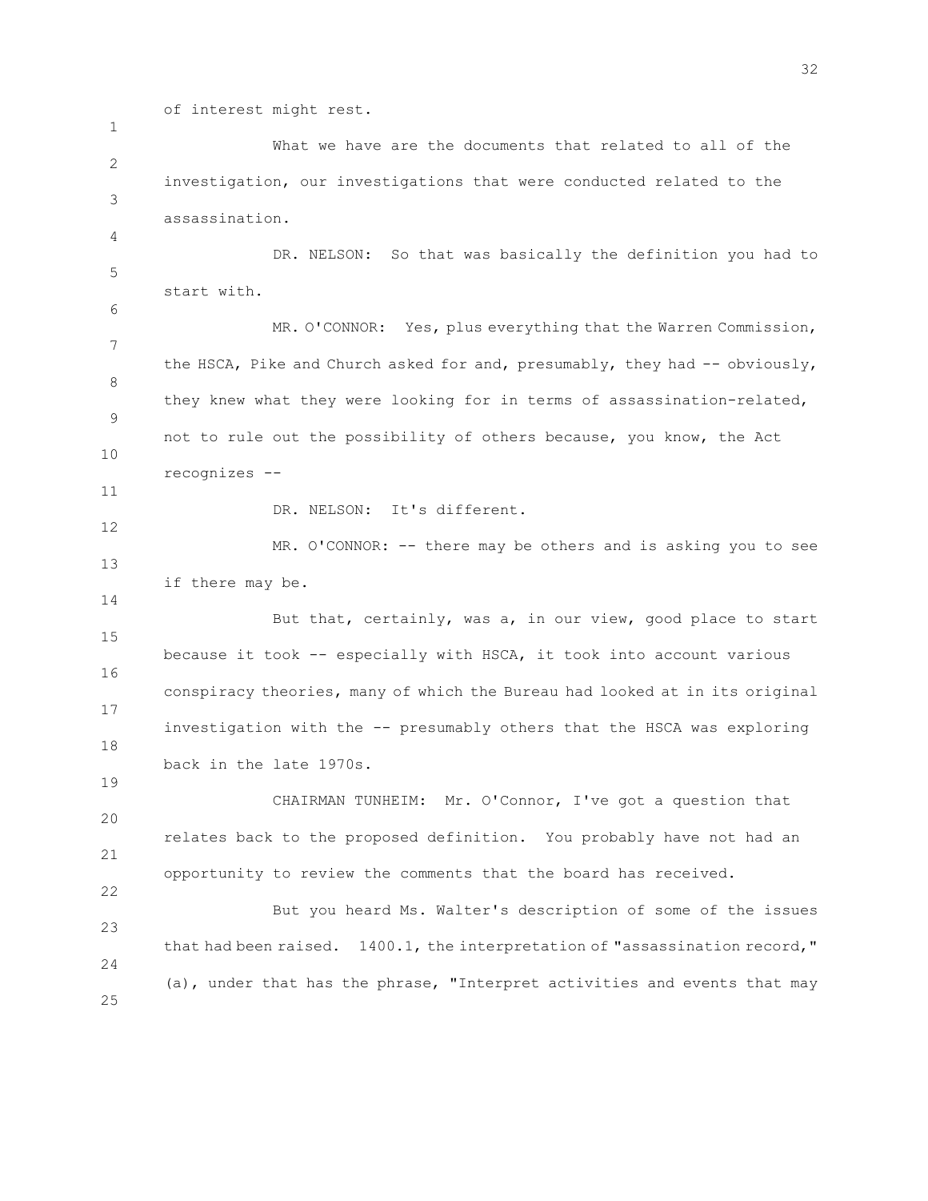of interest might rest.

What we have are the documents that related to all of the investigation, our investigations that were conducted related to the assassination.

DR. NELSON: So that was basically the definition you had to start with.

MR. O'CONNOR: Yes, plus everything that the Warren Commission, the HSCA, Pike and Church asked for and, presumably, they had -- obviously, they knew what they were looking for in terms of assassination-related, not to rule out the possibility of others because, you know, the Act recognizes --

DR. NELSON: It's different.

MR. O'CONNOR: -- there may be others and is asking you to see if there may be.

But that, certainly, was a, in our view, good place to start because it took -- especially with HSCA, it took into account various conspiracy theories, many of which the Bureau had looked at in its original investigation with the -- presumably others that the HSCA was exploring back in the late 1970s.

CHAIRMAN TUNHEIM: Mr. O'Connor, I've got a question that relates back to the proposed definition. You probably have not had an opportunity to review the comments that the board has received.

But you heard Ms. Walter's description of some of the issues that had been raised. 1400.1, the interpretation of "assassination record," (a), under that has the phrase, "Interpret activities and events that may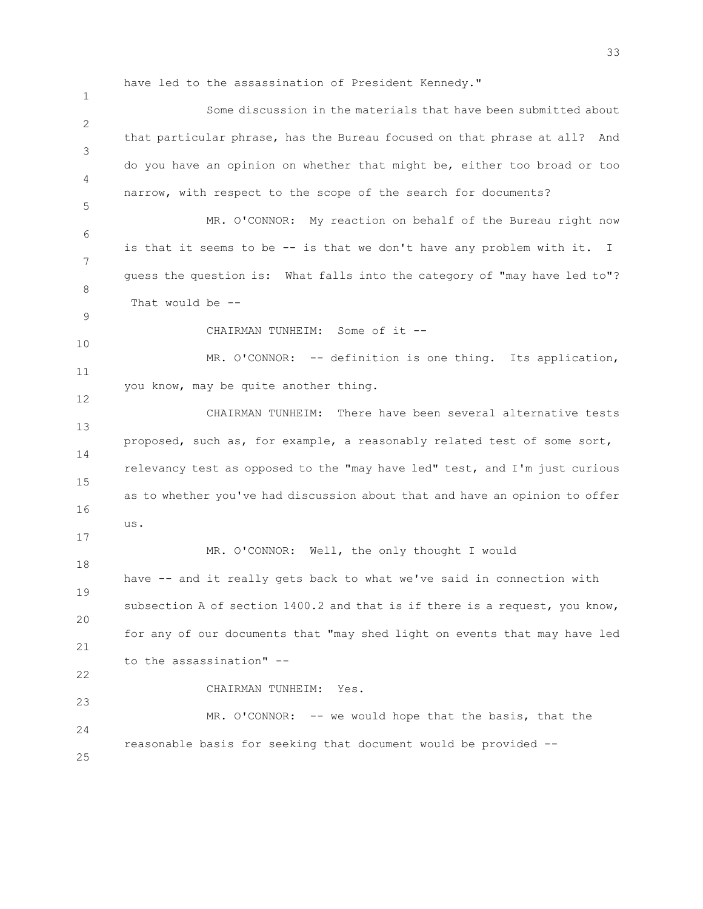have led to the assassination of President Kennedy."

Some discussion in the materials that have been submitted about that particular phrase, has the Bureau focused on that phrase at all? And do you have an opinion on whether that might be, either too broad or too narrow, with respect to the scope of the search for documents?

MR. O'CONNOR: My reaction on behalf of the Bureau right now is that it seems to be -- is that we don't have any problem with it. I guess the question is: What falls into the category of "may have led to"? That would be --

CHAIRMAN TUNHEIM: Some of it --

MR. O'CONNOR: -- definition is one thing. Its application, you know, may be quite another thing.

CHAIRMAN TUNHEIM: There have been several alternative tests proposed, such as, for example, a reasonably related test of some sort, relevancy test as opposed to the "may have led" test, and I'm just curious as to whether you've had discussion about that and have an opinion to offer us.

MR. O'CONNOR: Well, the only thought I would have -- and it really gets back to what we've said in connection with subsection A of section 1400.2 and that is if there is a request, you know, for any of our documents that "may shed light on events that may have led to the assassination" --

CHAIRMAN TUNHEIM: Yes.

MR. O'CONNOR: -- we would hope that the basis, that the reasonable basis for seeking that document would be provided --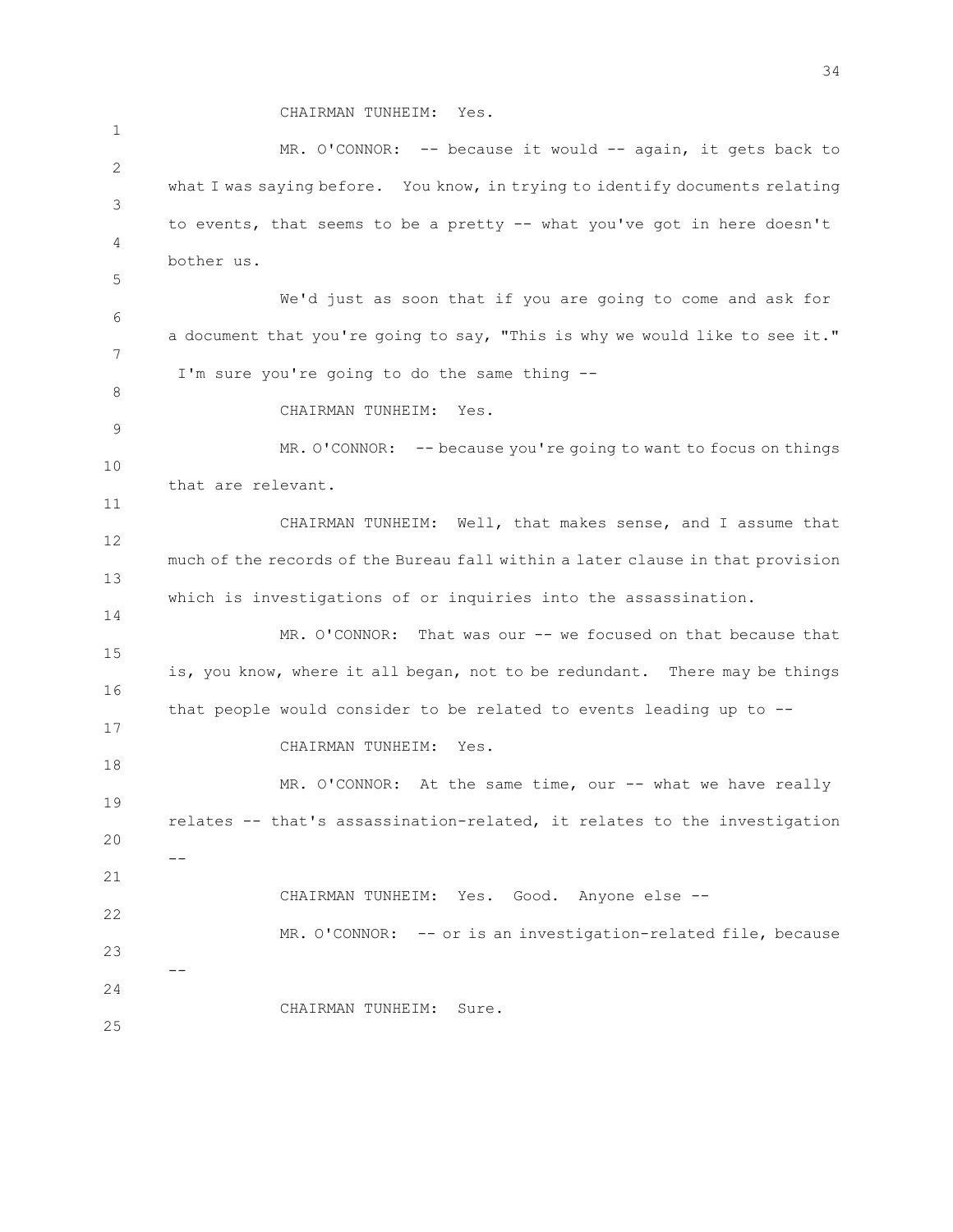CHAIRMAN TUNHEIM: Yes.

MR. O'CONNOR: -- because it would -- again, it gets back to what I was saying before. You know, in trying to identify documents relating to events, that seems to be a pretty -- what you've got in here doesn't bother us.

We'd just as soon that if you are going to come and ask for a document that you're going to say, "This is why we would like to see it." I'm sure you're going to do the same thing --

CHAIRMAN TUNHEIM: Yes.

MR. O'CONNOR: -- because you're going to want to focus on things that are relevant.

CHAIRMAN TUNHEIM: Well, that makes sense, and I assume that much of the records of the Bureau fall within a later clause in that provision which is investigations of or inquiries into the assassination.

MR. O'CONNOR: That was our -- we focused on that because that is, you know, where it all began, not to be redundant. There may be things that people would consider to be related to events leading up to --

CHAIRMAN TUNHEIM: Yes.

MR. O'CONNOR: At the same time, our -- what we have really relates -- that's assassination-related, it relates to the investigation --

CHAIRMAN TUNHEIM: Yes. Good. Anyone else --

MR. O'CONNOR: -- or is an investigation-related file, because --

CHAIRMAN TUNHEIM: Sure.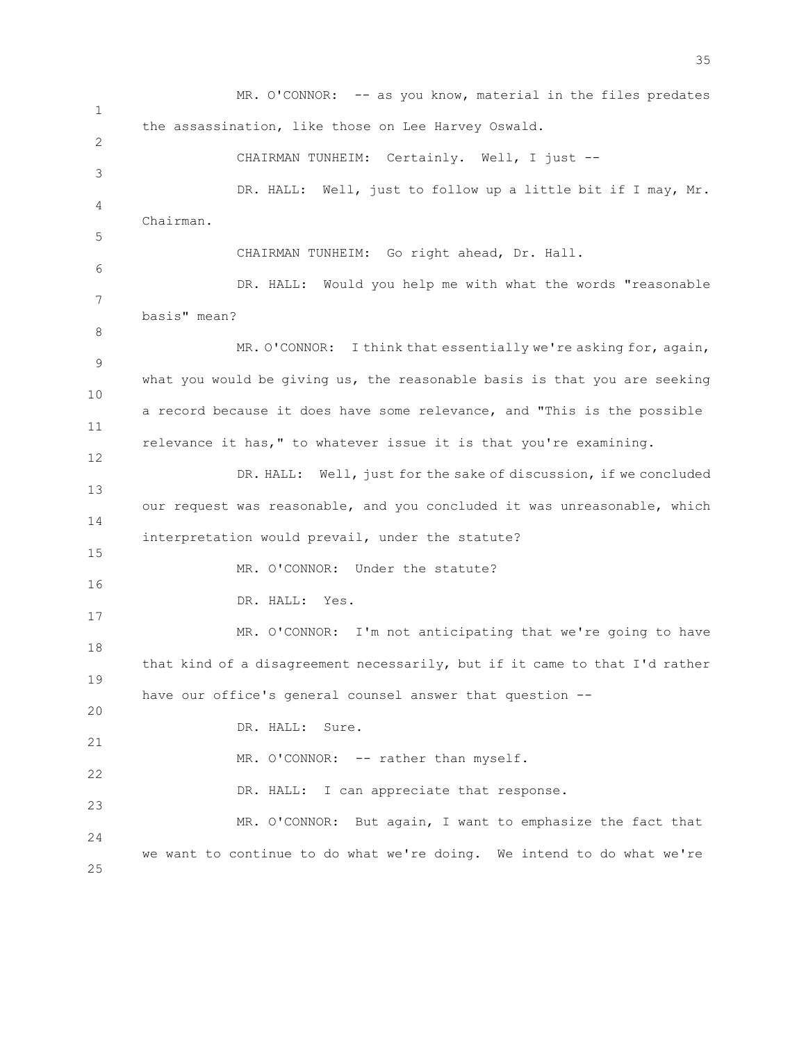MR. O'CONNOR: -- as you know, material in the files predates the assassination, like those on Lee Harvey Oswald.

CHAIRMAN TUNHEIM: Certainly. Well, I just --

DR. HALL: Well, just to follow up a little bit if I may, Mr. Chairman.

CHAIRMAN TUNHEIM: Go right ahead, Dr. Hall.

DR. HALL: Would you help me with what the words "reasonable basis" mean?

MR. O'CONNOR: I think that essentially we're asking for, again, what you would be giving us, the reasonable basis is that you are seeking a record because it does have some relevance, and "This is the possible relevance it has," to whatever issue it is that you're examining.

DR. HALL: Well, just for the sake of discussion, if we concluded our request was reasonable, and you concluded it was unreasonable, which interpretation would prevail, under the statute?

MR. O'CONNOR: Under the statute?

DR. HALL: Yes.

MR. O'CONNOR: I'm not anticipating that we're going to have that kind of a disagreement necessarily, but if it came to that I'd rather have our office's general counsel answer that question --

DR. HALL: Sure.

MR. O'CONNOR: -- rather than myself.

DR. HALL: I can appreciate that response.

MR. O'CONNOR: But again, I want to emphasize the fact that we want to continue to do what we're doing. We intend to do what we're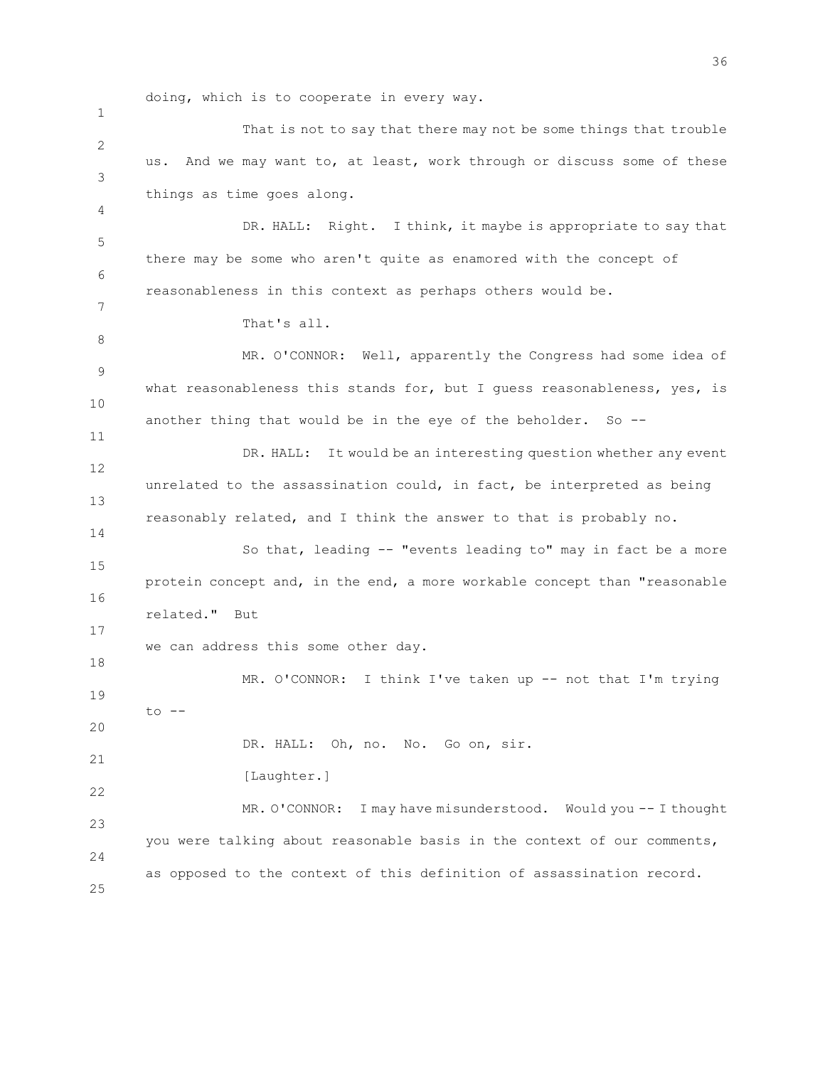doing, which is to cooperate in every way.

That is not to say that there may not be some things that trouble us. And we may want to, at least, work through or discuss some of these things as time goes along.

DR. HALL: Right. I think, it maybe is appropriate to say that there may be some who aren't quite as enamored with the concept of reasonableness in this context as perhaps others would be.

That's all.

MR. O'CONNOR: Well, apparently the Congress had some idea of what reasonableness this stands for, but I guess reasonableness, yes, is another thing that would be in the eye of the beholder. So --

DR. HALL: It would be an interesting question whether any event unrelated to the assassination could, in fact, be interpreted as being reasonably related, and I think the answer to that is probably no.

So that, leading -- "events leading to" may in fact be a more protein concept and, in the end, a more workable concept than "reasonable related." But we can address this some other day.

MR. O'CONNOR: I think I've taken up -- not that I'm trying to --

DR. HALL: Oh, no. No. Go on, sir.

[Laughter.]

MR. O'CONNOR: I may have misunderstood. Would you -- I thought you were talking about reasonable basis in the context of our comments, as opposed to the context of this definition of assassination record.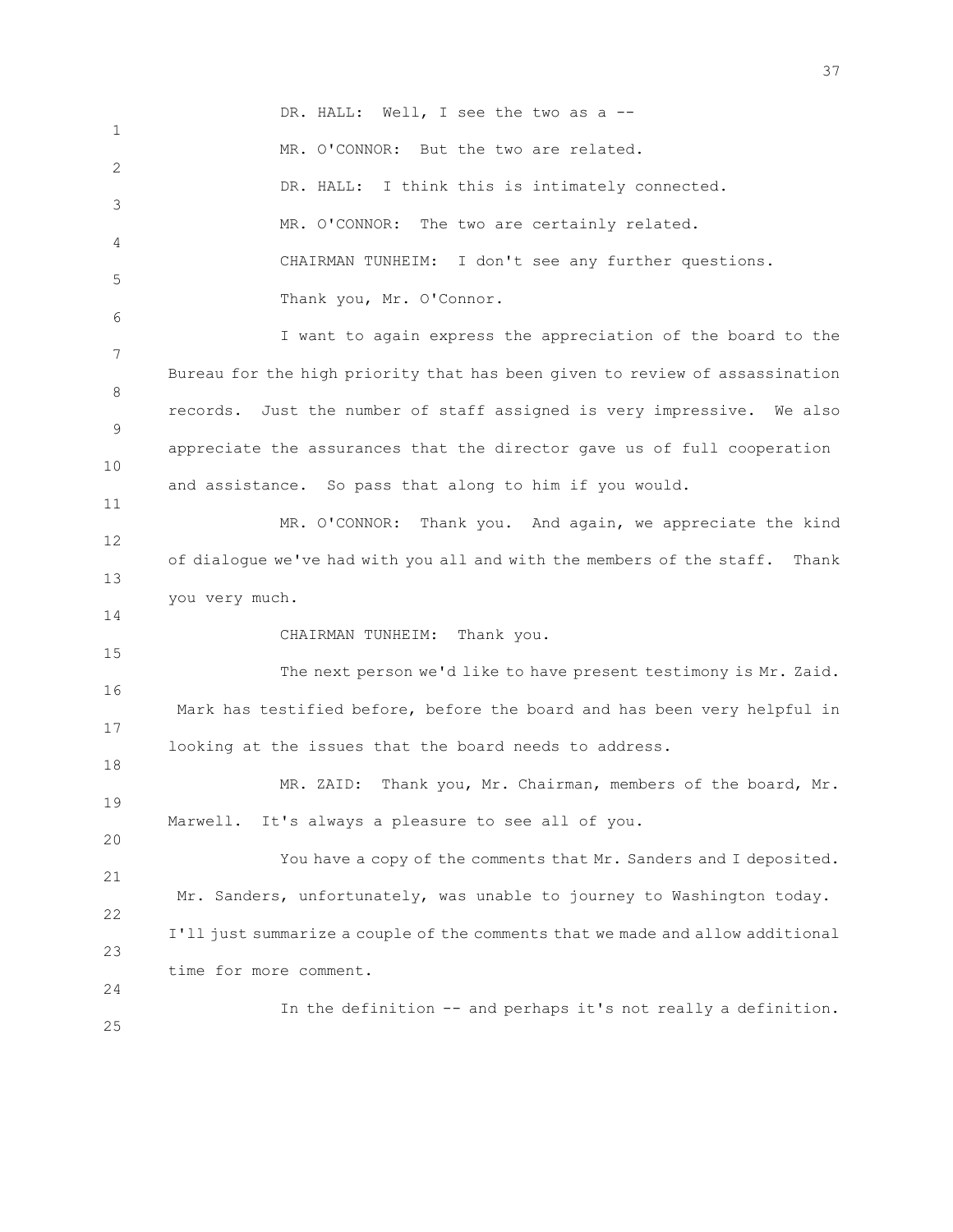DR. HALL: Well, I see the two as a --

MR. O'CONNOR: But the two are related.

DR. HALL: I think this is intimately connected.

MR. O'CONNOR: The two are certainly related.

CHAIRMAN TUNHEIM: I don't see any further questions. Thank you, Mr. O'Connor.

I want to again express the appreciation of the board to the Bureau for the high priority that has been given to review of assassination records. Just the number of staff assigned is very impressive. We also appreciate the assurances that the director gave us of full cooperation and assistance. So pass that along to him if you would.

MR. O'CONNOR: Thank you. And again, we appreciate the kind of dialogue we've had with you all and with the members of the staff. Thank you very much.

CHAIRMAN TUNHEIM: Thank you.

The next person we'd like to have present testimony is Mr. Zaid. Mark has testified before, before the board and has been very helpful in looking at the issues that the board needs to address.

MR. ZAID: Thank you, Mr. Chairman, members of the board, Mr. Marwell. It's always a pleasure to see all of you.

You have a copy of the comments that Mr. Sanders and I deposited. Mr. Sanders, unfortunately, was unable to journey to Washington today. I'll just summarize a couple of the comments that we made and allow additional time for more comment.

In the definition -- and perhaps it's not really a definition.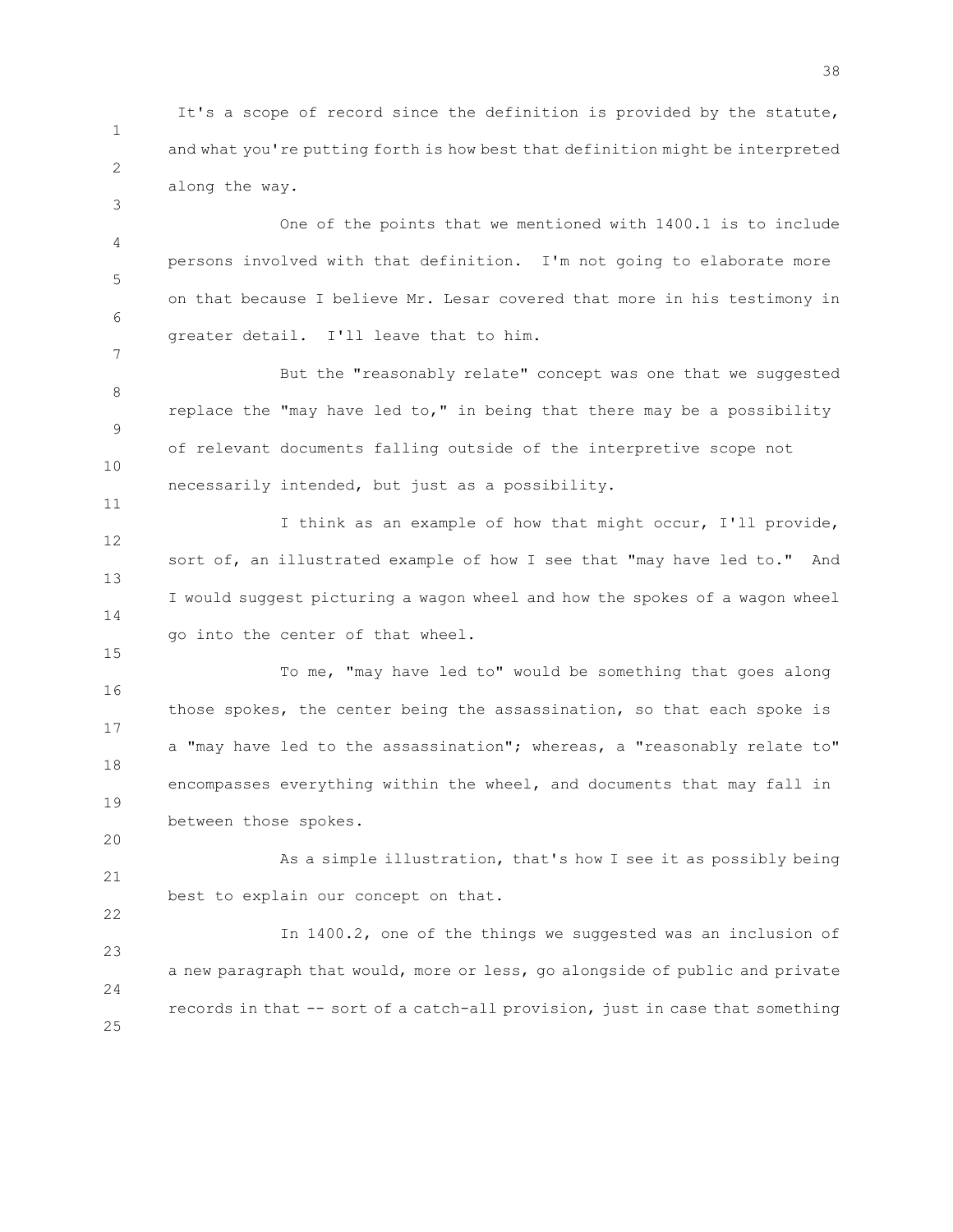It's a scope of record since the definition is provided by the statute, and what you're putting forth is how best that definition might be interpreted along the way.

One of the points that we mentioned with 1400.1 is to include persons involved with that definition. I'm not going to elaborate more on that because I believe Mr. Lesar covered that more in his testimony in greater detail. I'll leave that to him.

But the "reasonably relate" concept was one that we suggested replace the "may have led to," in being that there may be a possibility of relevant documents falling outside of the interpretive scope not necessarily intended, but just as a possibility.

I think as an example of how that might occur, I'll provide, sort of, an illustrated example of how I see that "may have led to." And I would suggest picturing a wagon wheel and how the spokes of a wagon wheel go into the center of that wheel.

To me, "may have led to" would be something that goes along those spokes, the center being the assassination, so that each spoke is a "may have led to the assassination"; whereas, a "reasonably relate to" encompasses everything within the wheel, and documents that may fall in between those spokes.

As a simple illustration, that's how I see it as possibly being best to explain our concept on that.

In 1400.2, one of the things we suggested was an inclusion of a new paragraph that would, more or less, go alongside of public and private records in that -- sort of a catch-all provision, just in case that something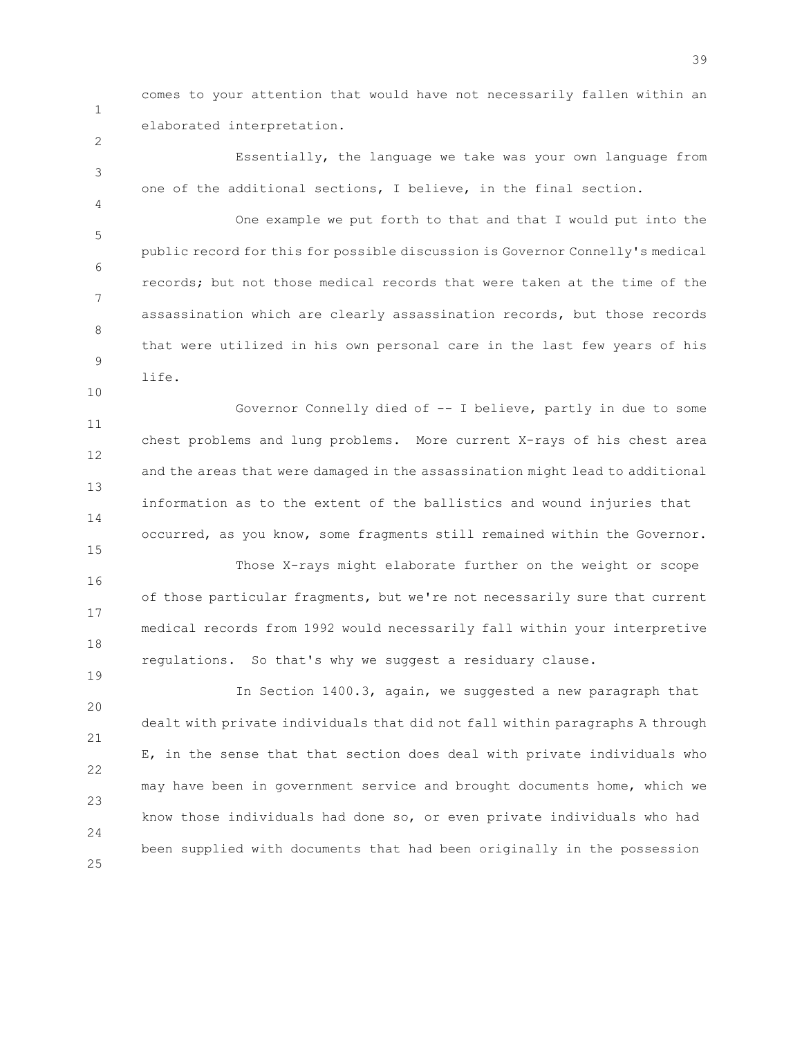comes to your attention that would have not necessarily fallen within an elaborated interpretation.

Essentially, the language we take was your own language from one of the additional sections, I believe, in the final section.

One example we put forth to that and that I would put into the public record for this for possible discussion is Governor Connelly's medical records; but not those medical records that were taken at the time of the assassination which are clearly assassination records, but those records that were utilized in his own personal care in the last few years of his life.

Governor Connelly died of -- I believe, partly in due to some chest problems and lung problems. More current X-rays of his chest area and the areas that were damaged in the assassination might lead to additional information as to the extent of the ballistics and wound injuries that occurred, as you know, some fragments still remained within the Governor.

Those X-rays might elaborate further on the weight or scope of those particular fragments, but we're not necessarily sure that current medical records from 1992 would necessarily fall within your interpretive regulations. So that's why we suggest a residuary clause.

In Section 1400.3, again, we suggested a new paragraph that dealt with private individuals that did not fall within paragraphs A through E, in the sense that that section does deal with private individuals who may have been in government service and brought documents home, which we know those individuals had done so, or even private individuals who had been supplied with documents that had been originally in the possession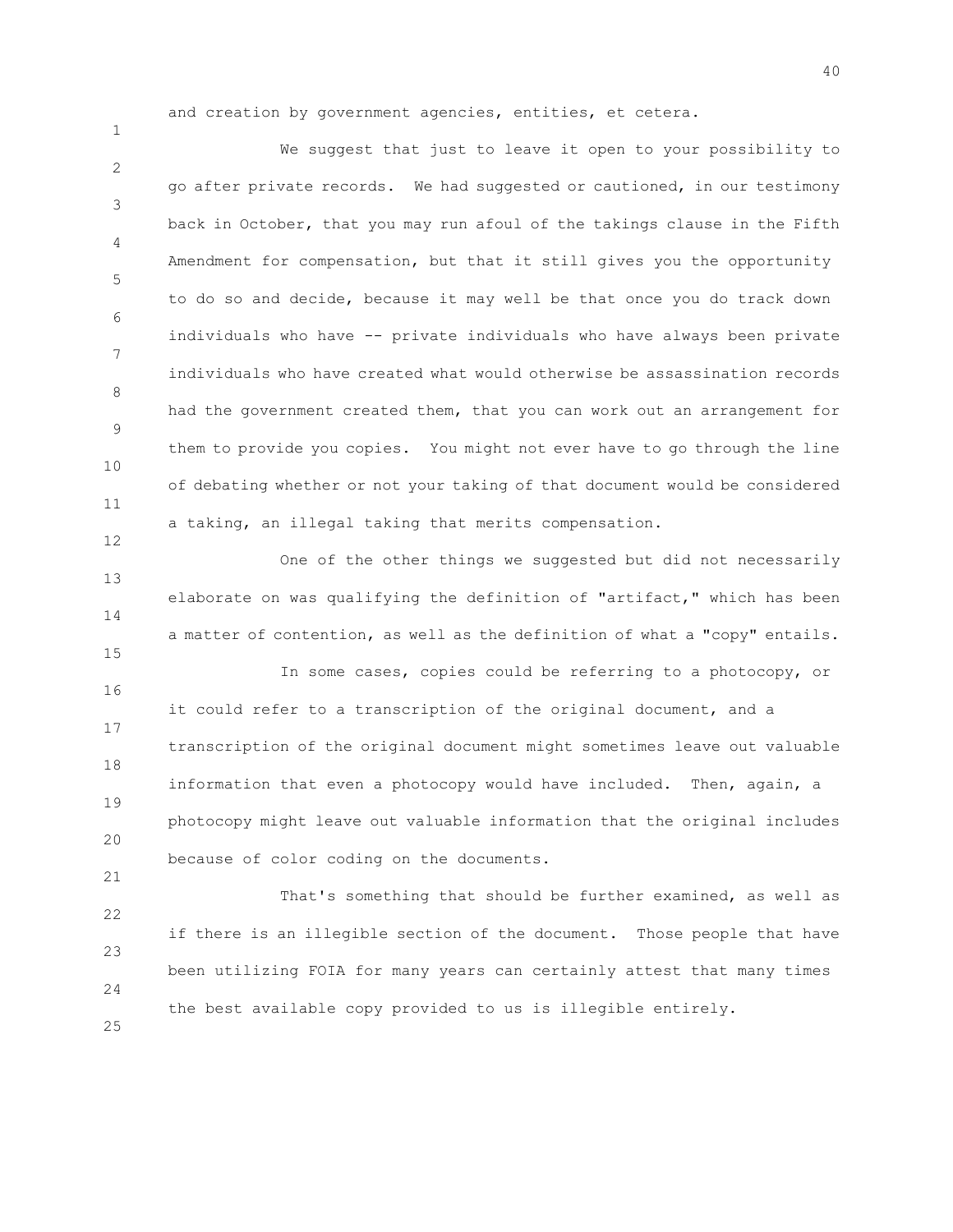and creation by government agencies, entities, et cetera.

We suggest that just to leave it open to your possibility to go after private records. We had suggested or cautioned, in our testimony back in October, that you may run afoul of the takings clause in the Fifth Amendment for compensation, but that it still gives you the opportunity to do so and decide, because it may well be that once you do track down individuals who have -- private individuals who have always been private individuals who have created what would otherwise be assassination records had the government created them, that you can work out an arrangement for them to provide you copies. You might not ever have to go through the line of debating whether or not your taking of that document would be considered a taking, an illegal taking that merits compensation.

One of the other things we suggested but did not necessarily elaborate on was qualifying the definition of "artifact," which has been a matter of contention, as well as the definition of what a "copy" entails.

In some cases, copies could be referring to a photocopy, or it could refer to a transcription of the original document, and a transcription of the original document might sometimes leave out valuable information that even a photocopy would have included. Then, again, a photocopy might leave out valuable information that the original includes because of color coding on the documents.

That's something that should be further examined, as well as if there is an illegible section of the document. Those people that have been utilizing FOIA for many years can certainly attest that many times the best available copy provided to us is illegible entirely.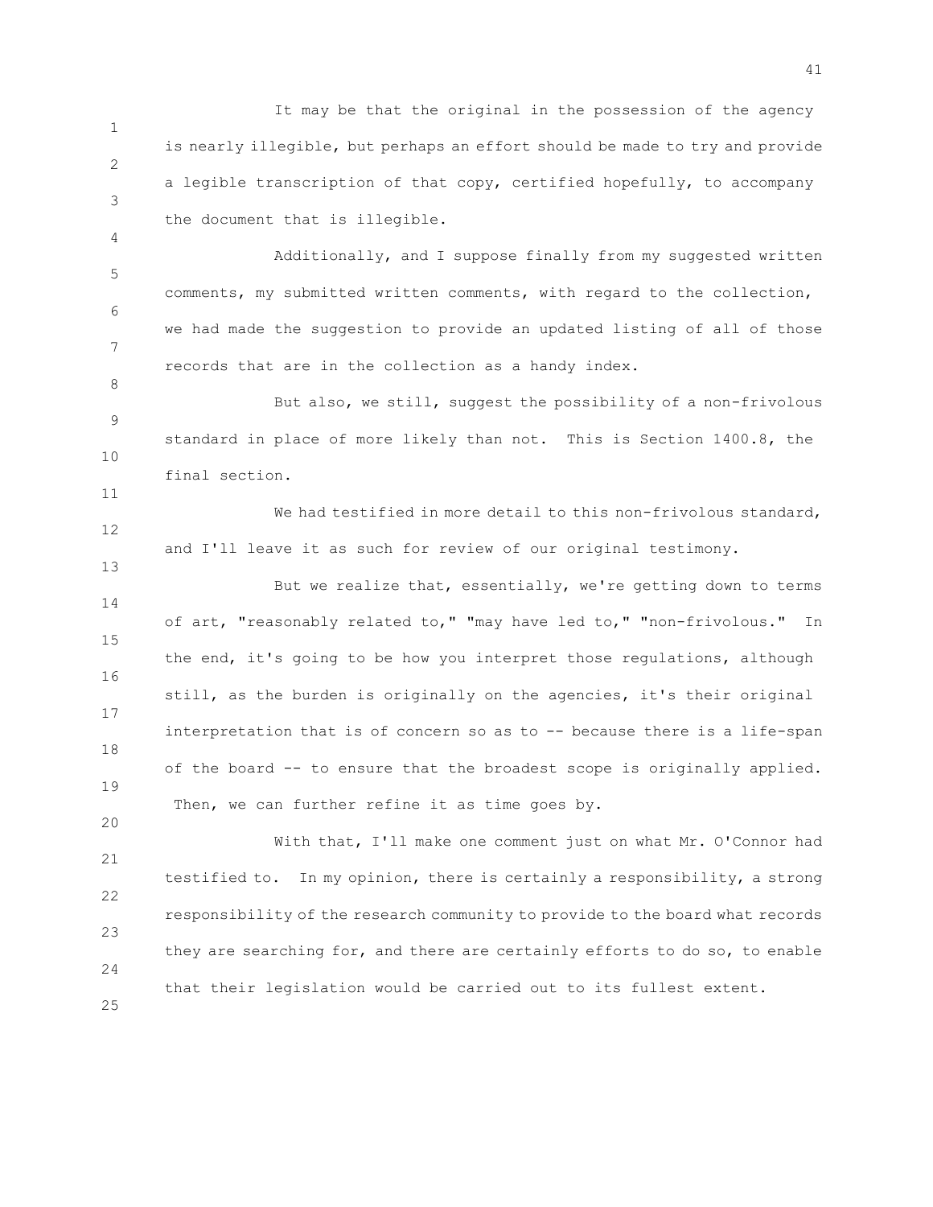It may be that the original in the possession of the agency is nearly illegible, but perhaps an effort should be made to try and provide a legible transcription of that copy, certified hopefully, to accompany the document that is illegible.

Additionally, and I suppose finally from my suggested written comments, my submitted written comments, with regard to the collection, we had made the suggestion to provide an updated listing of all of those records that are in the collection as a handy index.

But also, we still, suggest the possibility of a non-frivolous standard in place of more likely than not. This is Section 1400.8, the final section.

We had testified in more detail to this non-frivolous standard, and I'll leave it as such for review of our original testimony.

But we realize that, essentially, we're getting down to terms of art, "reasonably related to," "may have led to," "non-frivolous." In the end, it's going to be how you interpret those regulations, although still, as the burden is originally on the agencies, it's their original interpretation that is of concern so as to -- because there is a life-span of the board -- to ensure that the broadest scope is originally applied. Then, we can further refine it as time goes by.

With that, I'll make one comment just on what Mr. O'Connor had testified to. In my opinion, there is certainly a responsibility, a strong responsibility of the research community to provide to the board what records they are searching for, and there are certainly efforts to do so, to enable that their legislation would be carried out to its fullest extent.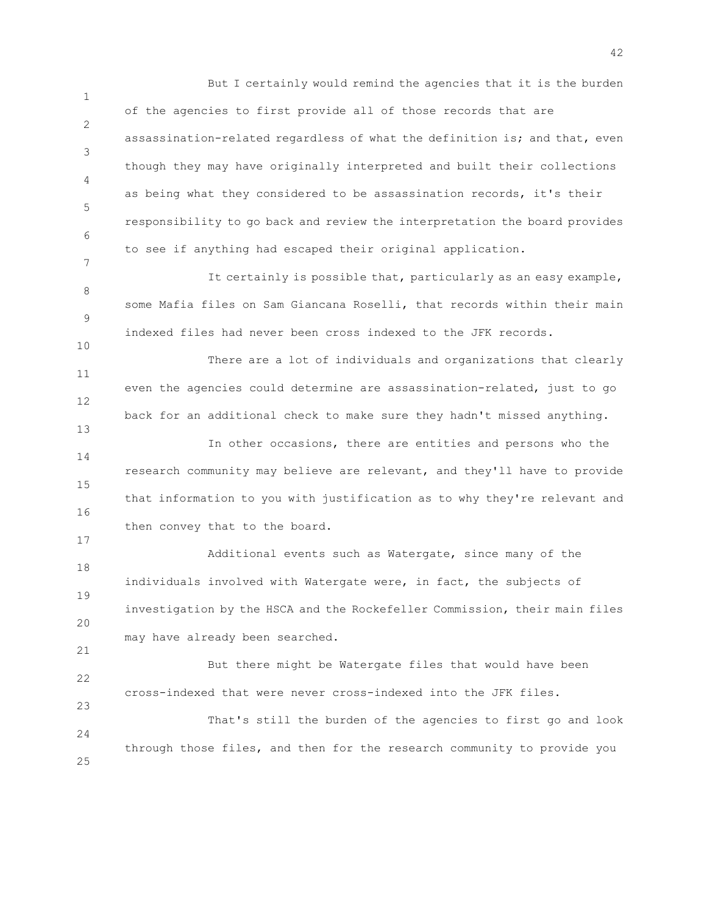But I certainly would remind the agencies that it is the burden of the agencies to first provide all of those records that are assassination-related regardless of what the definition is; and that, even though they may have originally interpreted and built their collections as being what they considered to be assassination records, it's their responsibility to go back and review the interpretation the board provides to see if anything had escaped their original application.

It certainly is possible that, particularly as an easy example, some Mafia files on Sam Giancana Roselli, that records within their main indexed files had never been cross indexed to the JFK records.

There are a lot of individuals and organizations that clearly even the agencies could determine are assassination-related, just to go back for an additional check to make sure they hadn't missed anything.

In other occasions, there are entities and persons who the research community may believe are relevant, and they'll have to provide that information to you with justification as to why they're relevant and then convey that to the board.

Additional events such as Watergate, since many of the individuals involved with Watergate were, in fact, the subjects of investigation by the HSCA and the Rockefeller Commission, their main files may have already been searched.

But there might be Watergate files that would have been cross-indexed that were never cross-indexed into the JFK files.

That's still the burden of the agencies to first go and look through those files, and then for the research community to provide you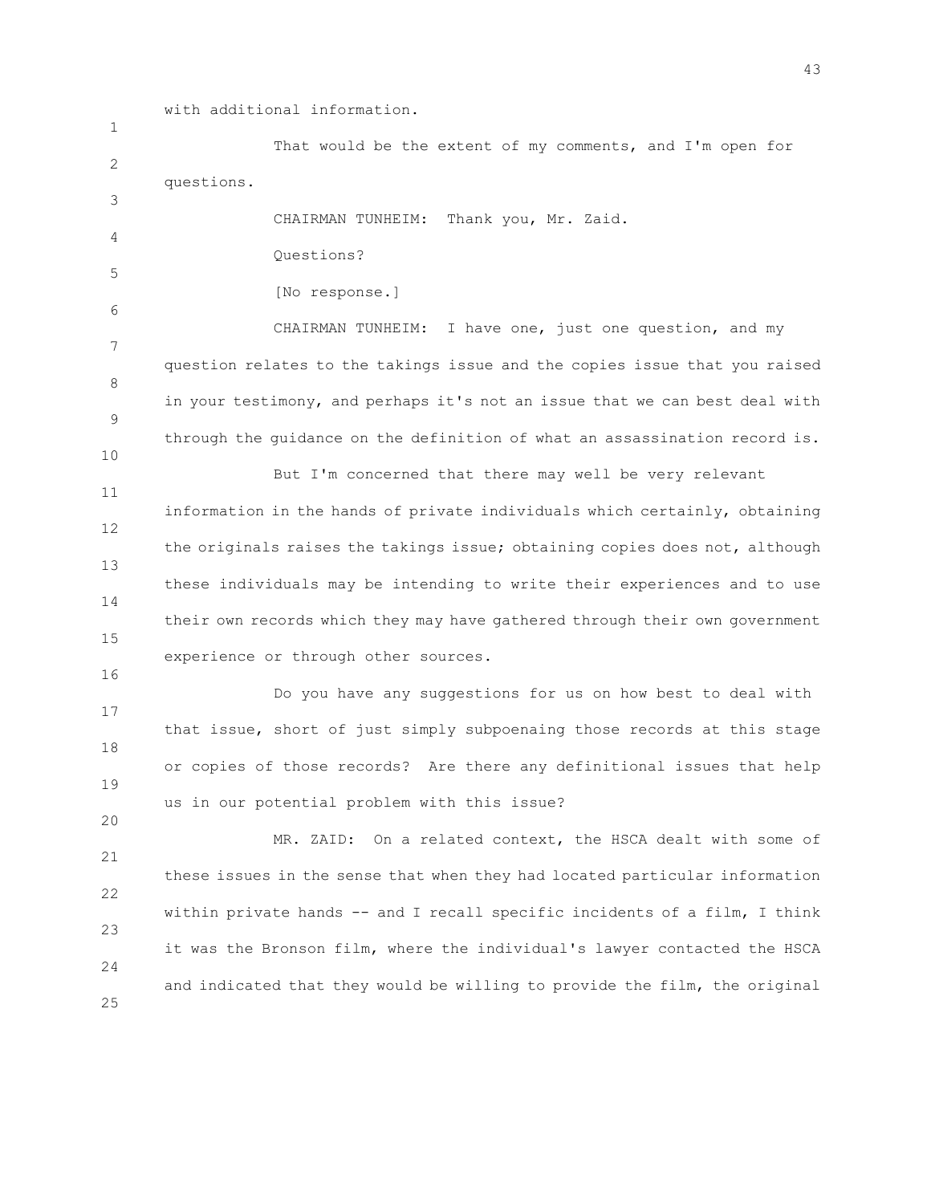with additional information.

That would be the extent of my comments, and I'm open for questions.

CHAIRMAN TUNHEIM: Thank you, Mr. Zaid.

Questions?

[No response.]

CHAIRMAN TUNHEIM: I have one, just one question, and my question relates to the takings issue and the copies issue that you raised in your testimony, and perhaps it's not an issue that we can best deal with through the guidance on the definition of what an assassination record is.

But I'm concerned that there may well be very relevant information in the hands of private individuals which certainly, obtaining the originals raises the takings issue; obtaining copies does not, although these individuals may be intending to write their experiences and to use their own records which they may have gathered through their own government experience or through other sources.

Do you have any suggestions for us on how best to deal with that issue, short of just simply subpoenaing those records at this stage or copies of those records? Are there any definitional issues that help us in our potential problem with this issue?

MR. ZAID: On a related context, the HSCA dealt with some of these issues in the sense that when they had located particular information within private hands -- and I recall specific incidents of a film, I think it was the Bronson film, where the individual's lawyer contacted the HSCA and indicated that they would be willing to provide the film, the original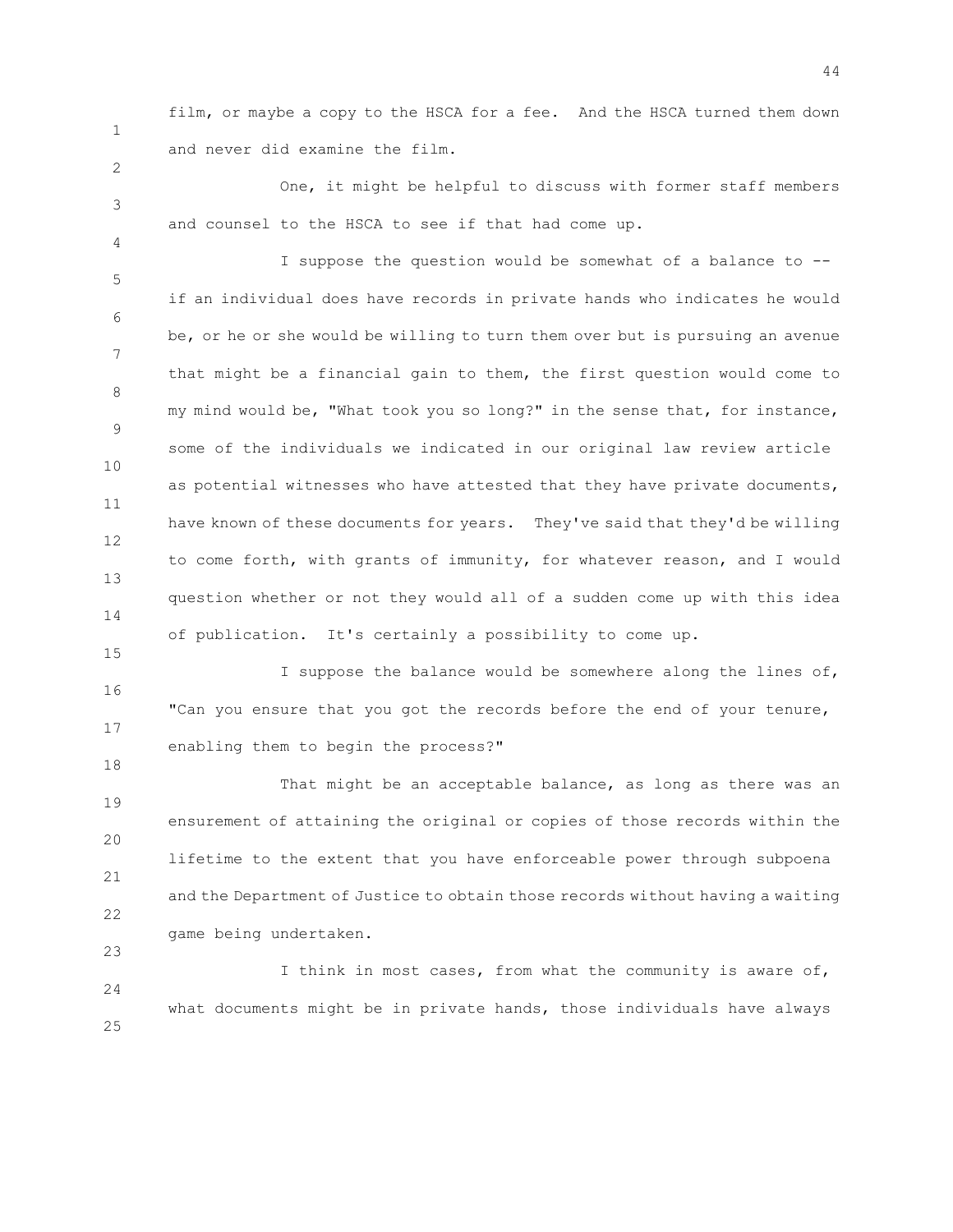film, or maybe a copy to the HSCA for a fee. And the HSCA turned them down and never did examine the film.

One, it might be helpful to discuss with former staff members and counsel to the HSCA to see if that had come up.

I suppose the question would be somewhat of a balance to -- if an individual does have records in private hands who indicates he would be, or he or she would be willing to turn them over but is pursuing an avenue that might be a financial gain to them, the first question would come to my mind would be, "What took you so long?" in the sense that, for instance, some of the individuals we indicated in our original law review article as potential witnesses who have attested that they have private documents, have known of these documents for years. They've said that they'd be willing to come forth, with grants of immunity, for whatever reason, and I would question whether or not they would all of a sudden come up with this idea of publication. It's certainly a possibility to come up.

I suppose the balance would be somewhere along the lines of, "Can you ensure that you got the records before the end of your tenure, enabling them to begin the process?"

That might be an acceptable balance, as long as there was an ensurement of attaining the original or copies of those records within the lifetime to the extent that you have enforceable power through subpoena and the Department of Justice to obtain those records without having a waiting game being undertaken.

I think in most cases, from what the community is aware of, what documents might be in private hands, those individuals have always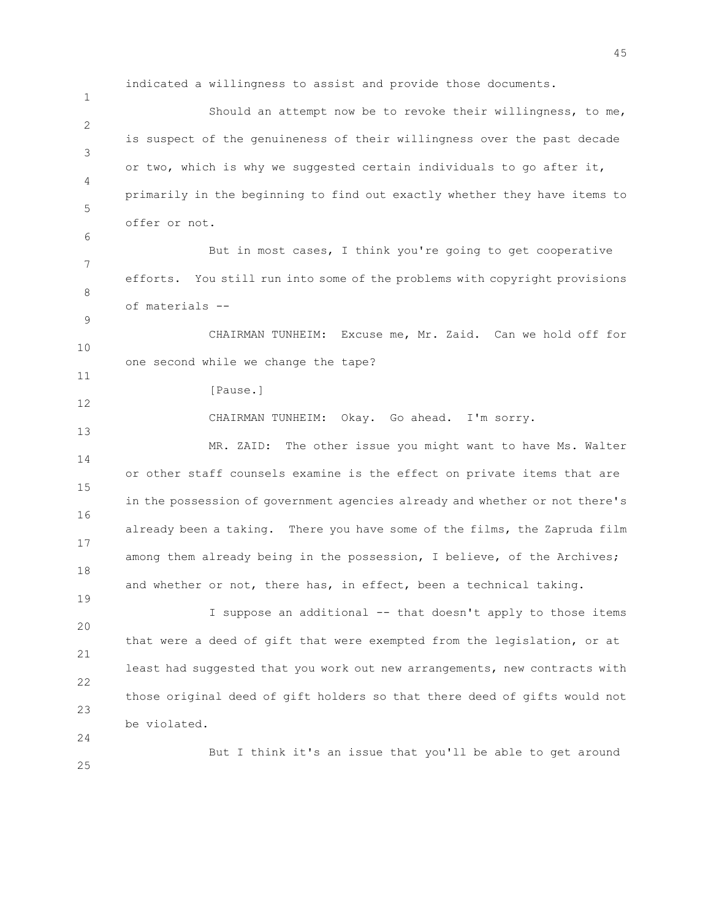indicated a willingness to assist and provide those documents.

Should an attempt now be to revoke their willingness, to me, is suspect of the genuineness of their willingness over the past decade or two, which is why we suggested certain individuals to go after it, primarily in the beginning to find out exactly whether they have items to offer or not.

But in most cases, I think you're going to get cooperative efforts. You still run into some of the problems with copyright provisions of materials --

CHAIRMAN TUNHEIM: Excuse me, Mr. Zaid. Can we hold off for one second while we change the tape?

[Pause.]

CHAIRMAN TUNHEIM: Okay. Go ahead. I'm sorry.

MR. ZAID: The other issue you might want to have Ms. Walter or other staff counsels examine is the effect on private items that are in the possession of government agencies already and whether or not there's already been a taking. There you have some of the films, the Zapruda film among them already being in the possession, I believe, of the Archives; and whether or not, there has, in effect, been a technical taking.

I suppose an additional -- that doesn't apply to those items that were a deed of gift that were exempted from the legislation, or at least had suggested that you work out new arrangements, new contracts with those original deed of gift holders so that there deed of gifts would not be violated.

But I think it's an issue that you'll be able to get around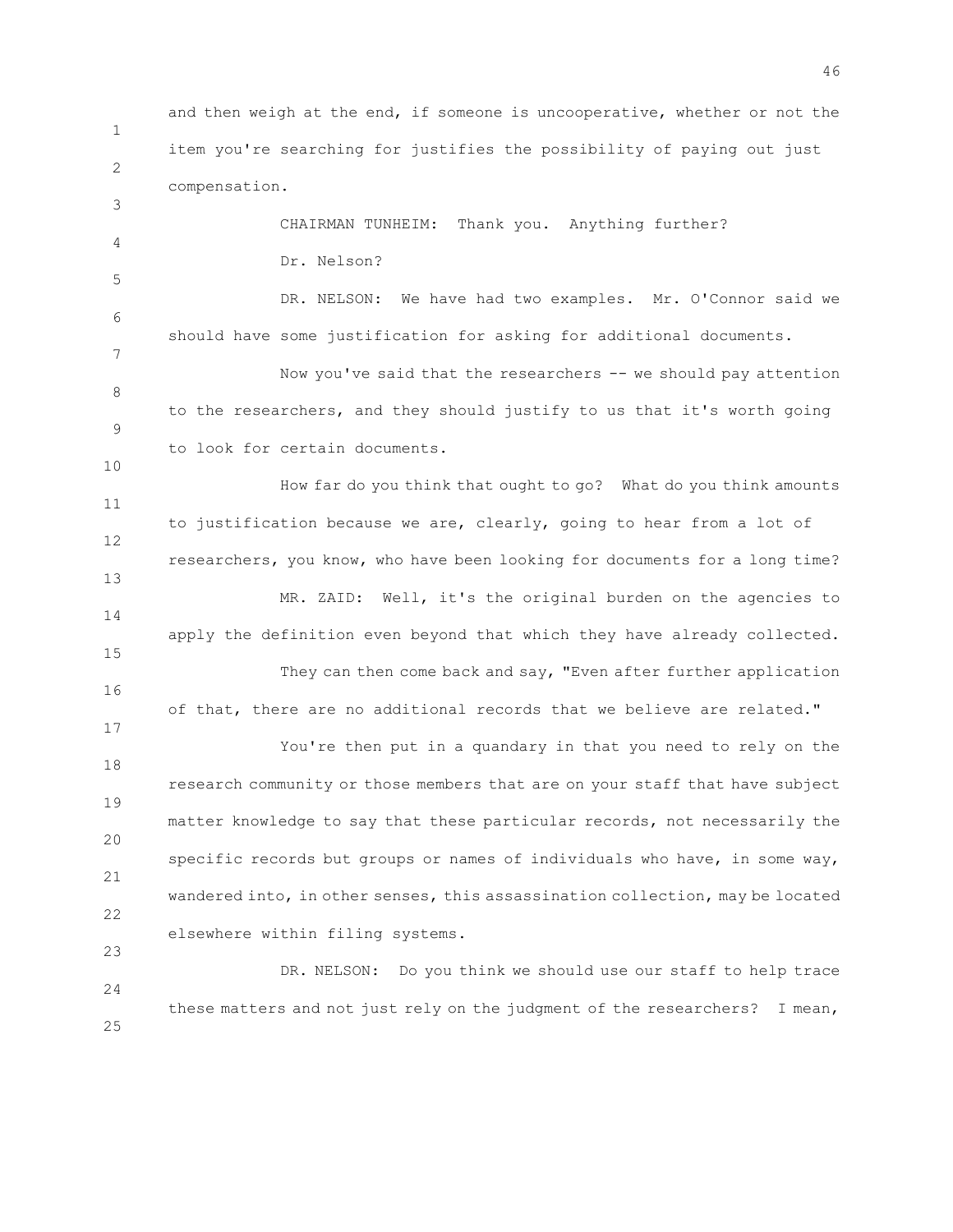and then weigh at the end, if someone is uncooperative, whether or not the item you're searching for justifies the possibility of paying out just compensation.

CHAIRMAN TUNHEIM: Thank you. Anything further?

Dr. Nelson?

DR. NELSON: We have had two examples. Mr. O'Connor said we should have some justification for asking for additional documents.

Now you've said that the researchers -- we should pay attention to the researchers, and they should justify to us that it's worth going to look for certain documents.

How far do you think that ought to go? What do you think amounts to justification because we are, clearly, going to hear from a lot of researchers, you know, who have been looking for documents for a long time?

MR. ZAID: Well, it's the original burden on the agencies to apply the definition even beyond that which they have already collected.

They can then come back and say, "Even after further application of that, there are no additional records that we believe are related."

You're then put in a quandary in that you need to rely on the research community or those members that are on your staff that have subject matter knowledge to say that these particular records, not necessarily the specific records but groups or names of individuals who have, in some way, wandered into, in other senses, this assassination collection, may be located elsewhere within filing systems.

DR. NELSON: Do you think we should use our staff to help trace these matters and not just rely on the judgment of the researchers? I mean,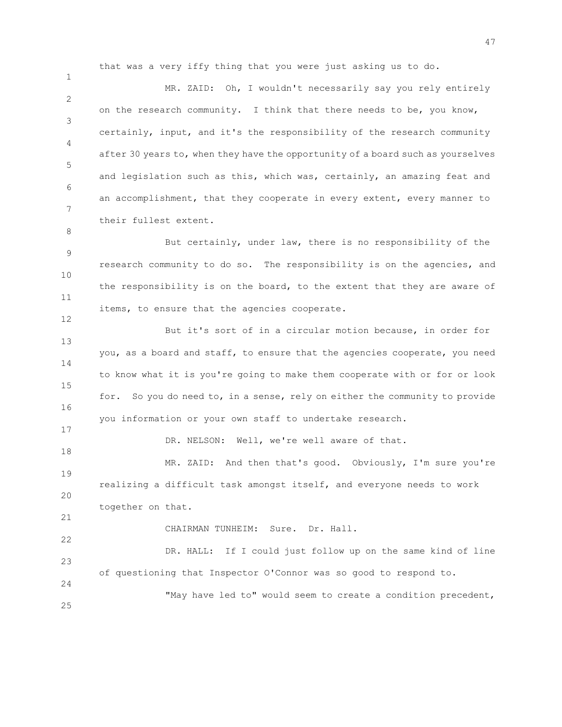that was a very iffy thing that you were just asking us to do.

MR. ZAID: Oh, I wouldn't necessarily say you rely entirely on the research community. I think that there needs to be, you know, certainly, input, and it's the responsibility of the research community after 30 years to, when they have the opportunity of a board such as yourselves and legislation such as this, which was, certainly, an amazing feat and an accomplishment, that they cooperate in every extent, every manner to their fullest extent.

But certainly, under law, there is no responsibility of the research community to do so. The responsibility is on the agencies, and the responsibility is on the board, to the extent that they are aware of items, to ensure that the agencies cooperate.

But it's sort of in a circular motion because, in order for you, as a board and staff, to ensure that the agencies cooperate, you need to know what it is you're going to make them cooperate with or for or look for. So you do need to, in a sense, rely on either the community to provide you information or your own staff to undertake research.

DR. NELSON: Well, we're well aware of that.

MR. ZAID: And then that's good. Obviously, I'm sure you're realizing a difficult task amongst itself, and everyone needs to work together on that.

CHAIRMAN TUNHEIM: Sure. Dr. Hall.

DR. HALL: If I could just follow up on the same kind of line of questioning that Inspector O'Connor was so good to respond to.

"May have led to" would seem to create a condition precedent,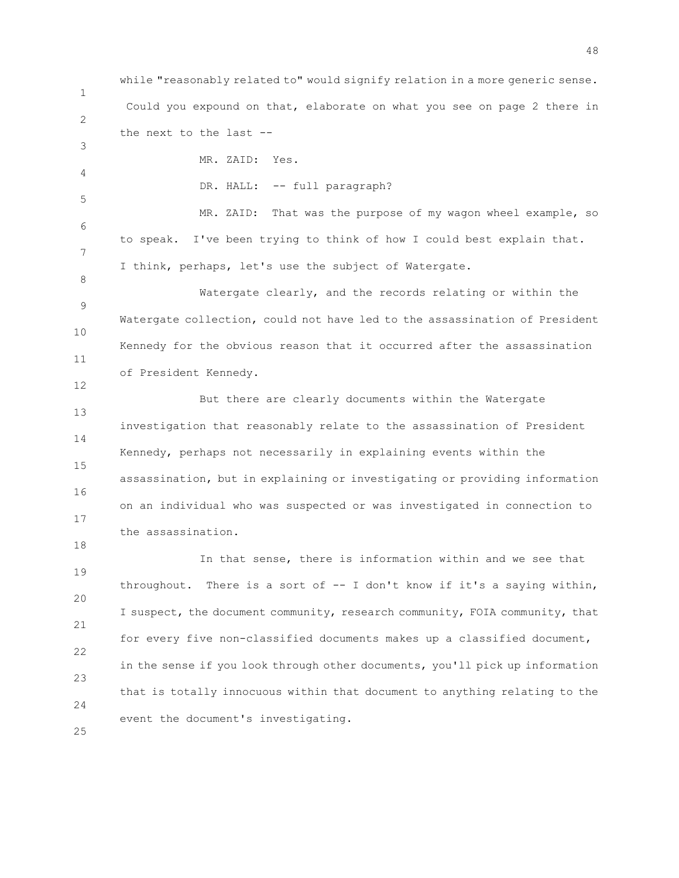while "reasonably related to" would signify relation in a more generic sense. Could you expound on that, elaborate on what you see on page 2 there in the next to the last --

MR. ZAID: Yes.

DR. HALL: -- full paragraph?

MR. ZAID: That was the purpose of my wagon wheel example, so to speak. I've been trying to think of how I could best explain that. I think, perhaps, let's use the subject of Watergate.

Watergate clearly, and the records relating or within the Watergate collection, could not have led to the assassination of President Kennedy for the obvious reason that it occurred after the assassination of President Kennedy.

But there are clearly documents within the Watergate investigation that reasonably relate to the assassination of President Kennedy, perhaps not necessarily in explaining events within the assassination, but in explaining or investigating or providing information on an individual who was suspected or was investigated in connection to the assassination.

In that sense, there is information within and we see that throughout. There is a sort of -- I don't know if it's a saying within, I suspect, the document community, research community, FOIA community, that for every five non-classified documents makes up a classified document, in the sense if you look through other documents, you'll pick up information that is totally innocuous within that document to anything relating to the event the document's investigating.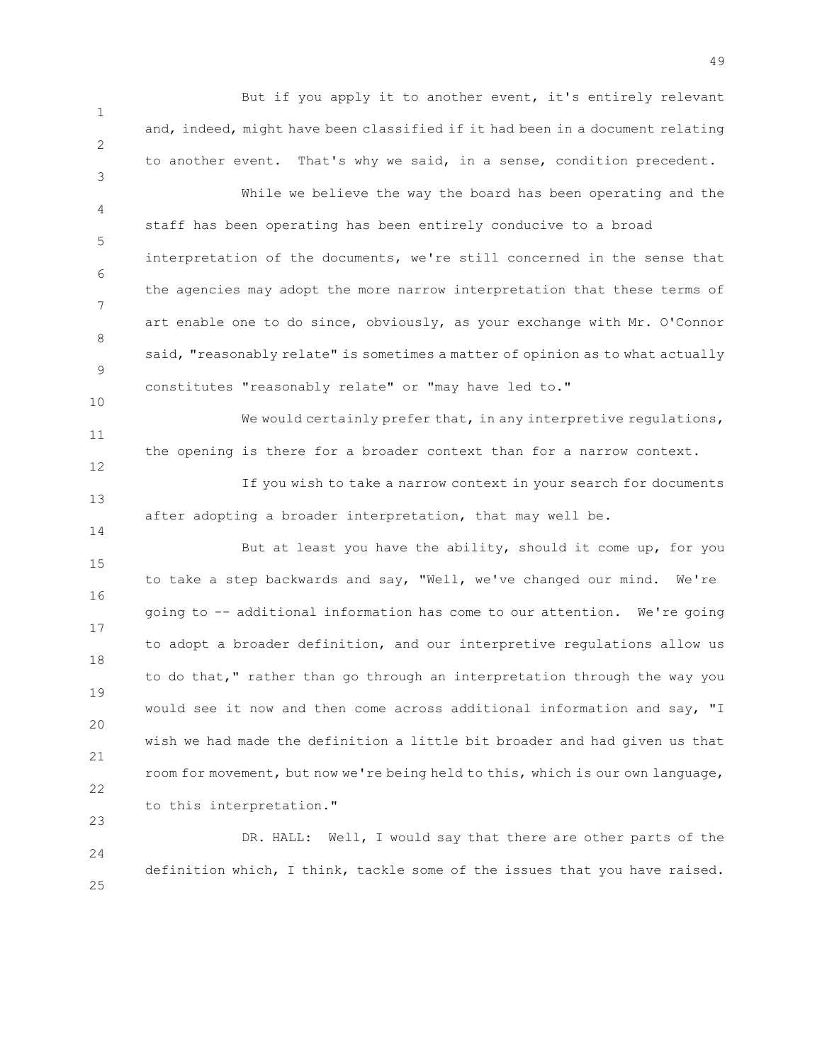But if you apply it to another event, it's entirely relevant and, indeed, might have been classified if it had been in a document relating to another event. That's why we said, in a sense, condition precedent.

While we believe the way the board has been operating and the staff has been operating has been entirely conducive to a broad interpretation of the documents, we're still concerned in the sense that the agencies may adopt the more narrow interpretation that these terms of art enable one to do since, obviously, as your exchange with Mr. O'Connor said, "reasonably relate" is sometimes a matter of opinion as to what actually constitutes "reasonably relate" or "may have led to."

We would certainly prefer that, in any interpretive regulations, the opening is there for a broader context than for a narrow context.

If you wish to take a narrow context in your search for documents after adopting a broader interpretation, that may well be.

But at least you have the ability, should it come up, for you to take a step backwards and say, "Well, we've changed our mind. We're going to -- additional information has come to our attention. We're going to adopt a broader definition, and our interpretive regulations allow us to do that," rather than go through an interpretation through the way you would see it now and then come across additional information and say, "I wish we had made the definition a little bit broader and had given us that room for movement, but now we're being held to this, which is our own language, to this interpretation."

DR. HALL: Well, I would say that there are other parts of the definition which, I think, tackle some of the issues that you have raised.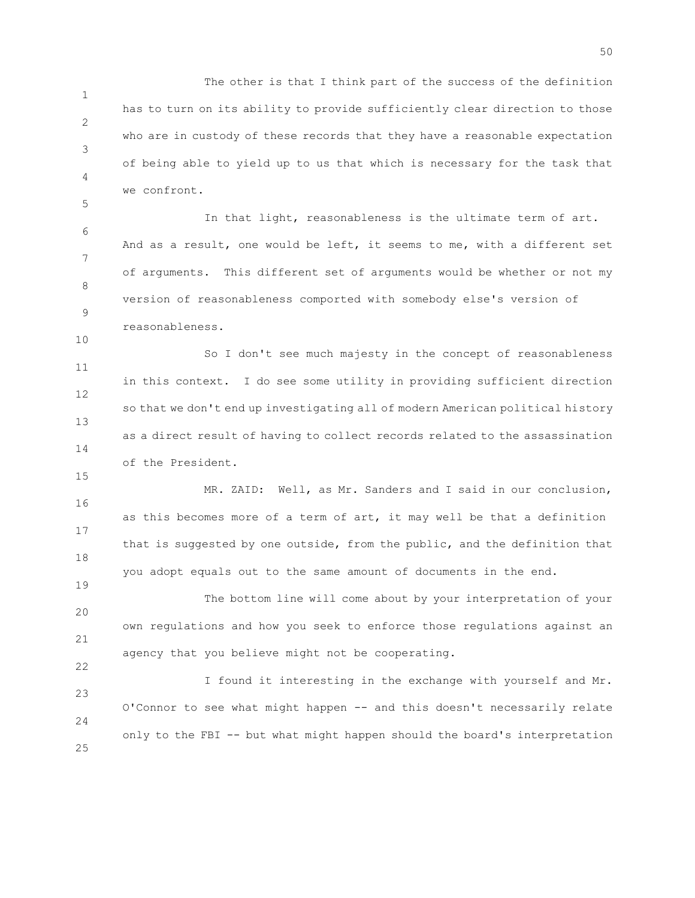The other is that I think part of the success of the definition has to turn on its ability to provide sufficiently clear direction to those who are in custody of these records that they have a reasonable expectation of being able to yield up to us that which is necessary for the task that we confront.

In that light, reasonableness is the ultimate term of art. And as a result, one would be left, it seems to me, with a different set of arguments. This different set of arguments would be whether or not my version of reasonableness comported with somebody else's version of reasonableness.

So I don't see much majesty in the concept of reasonableness in this context. I do see some utility in providing sufficient direction so that we don't end up investigating all of modern American political history as a direct result of having to collect records related to the assassination of the President.

MR. ZAID: Well, as Mr. Sanders and I said in our conclusion, as this becomes more of a term of art, it may well be that a definition that is suggested by one outside, from the public, and the definition that you adopt equals out to the same amount of documents in the end.

The bottom line will come about by your interpretation of your own regulations and how you seek to enforce those regulations against an agency that you believe might not be cooperating.

I found it interesting in the exchange with yourself and Mr. O'Connor to see what might happen -- and this doesn't necessarily relate only to the FBI -- but what might happen should the board's interpretation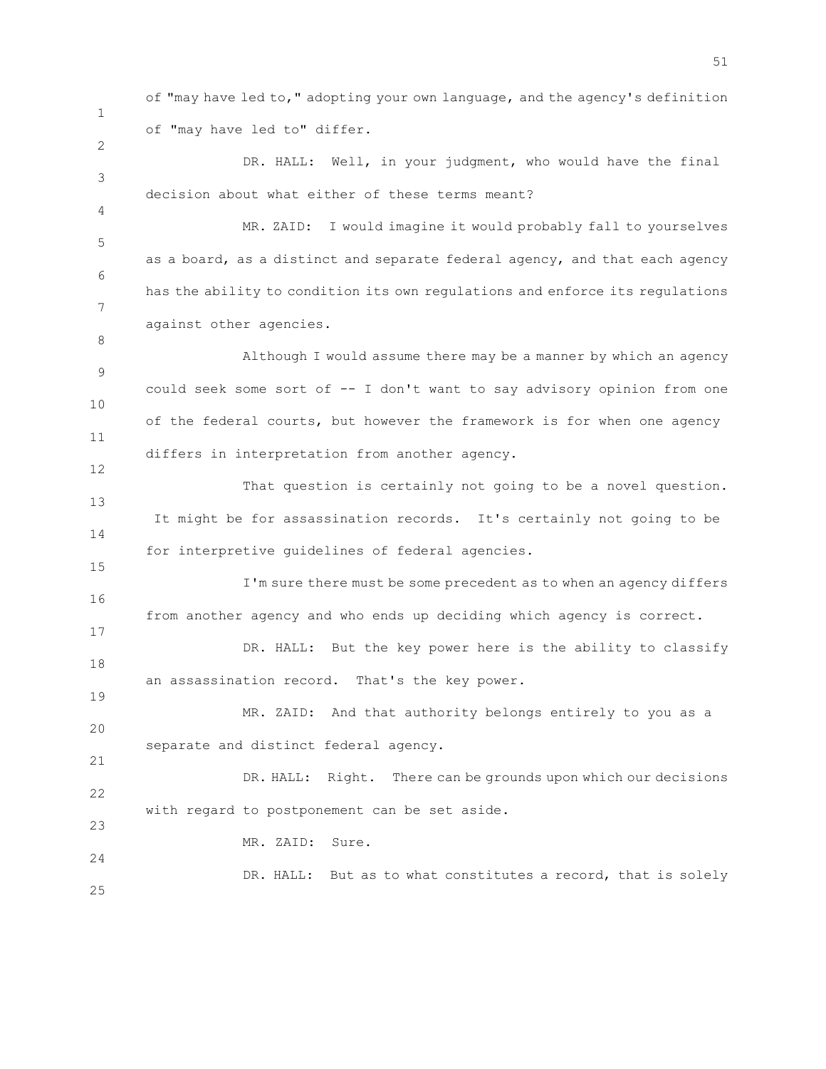of "may have led to," adopting your own language, and the agency's definition of "may have led to" differ.

DR. HALL: Well, in your judgment, who would have the final decision about what either of these terms meant?

MR. ZAID: I would imagine it would probably fall to yourselves as a board, as a distinct and separate federal agency, and that each agency has the ability to condition its own regulations and enforce its regulations against other agencies.

Although I would assume there may be a manner by which an agency could seek some sort of -- I don't want to say advisory opinion from one of the federal courts, but however the framework is for when one agency differs in interpretation from another agency.

That question is certainly not going to be a novel question. It might be for assassination records. It's certainly not going to be for interpretive guidelines of federal agencies.

I'm sure there must be some precedent as to when an agency differs from another agency and who ends up deciding which agency is correct.

DR. HALL: But the key power here is the ability to classify an assassination record. That's the key power.

MR. ZAID: And that authority belongs entirely to you as a separate and distinct federal agency.

DR. HALL: Right. There can be grounds upon which our decisions with regard to postponement can be set aside.

MR. ZAID: Sure.

DR. HALL: But as to what constitutes a record, that is solely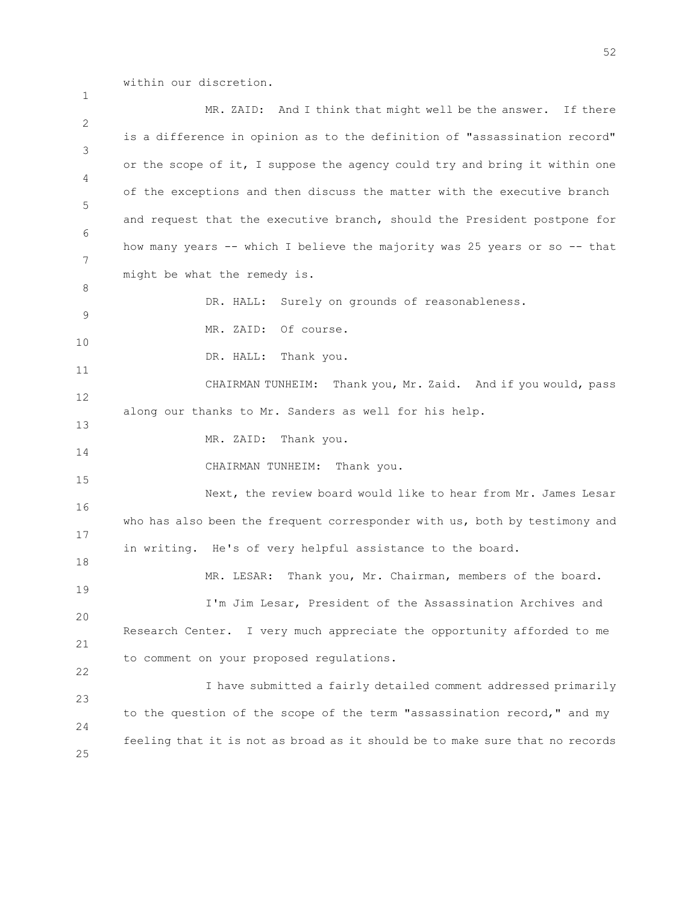within our discretion.

MR. ZAID: And I think that might well be the answer. If there is a difference in opinion as to the definition of "assassination record" or the scope of it, I suppose the agency could try and bring it within one of the exceptions and then discuss the matter with the executive branch and request that the executive branch, should the President postpone for how many years -- which I believe the majority was 25 years or so -- that might be what the remedy is.

DR. HALL: Surely on grounds of reasonableness.

MR. ZAID: Of course.

DR. HALL: Thank you.

CHAIRMAN TUNHEIM: Thank you, Mr. Zaid. And if you would, pass along our thanks to Mr. Sanders as well for his help.

MR. ZAID: Thank you.

CHAIRMAN TUNHEIM: Thank you.

Next, the review board would like to hear from Mr. James Lesar who has also been the frequent corresponder with us, both by testimony and in writing. He's of very helpful assistance to the board.

MR. LESAR: Thank you, Mr. Chairman, members of the board.

I'm Jim Lesar, President of the Assassination Archives and Research Center. I very much appreciate the opportunity afforded to me to comment on your proposed regulations.

I have submitted a fairly detailed comment addressed primarily to the question of the scope of the term "assassination record," and my feeling that it is not as broad as it should be to make sure that no records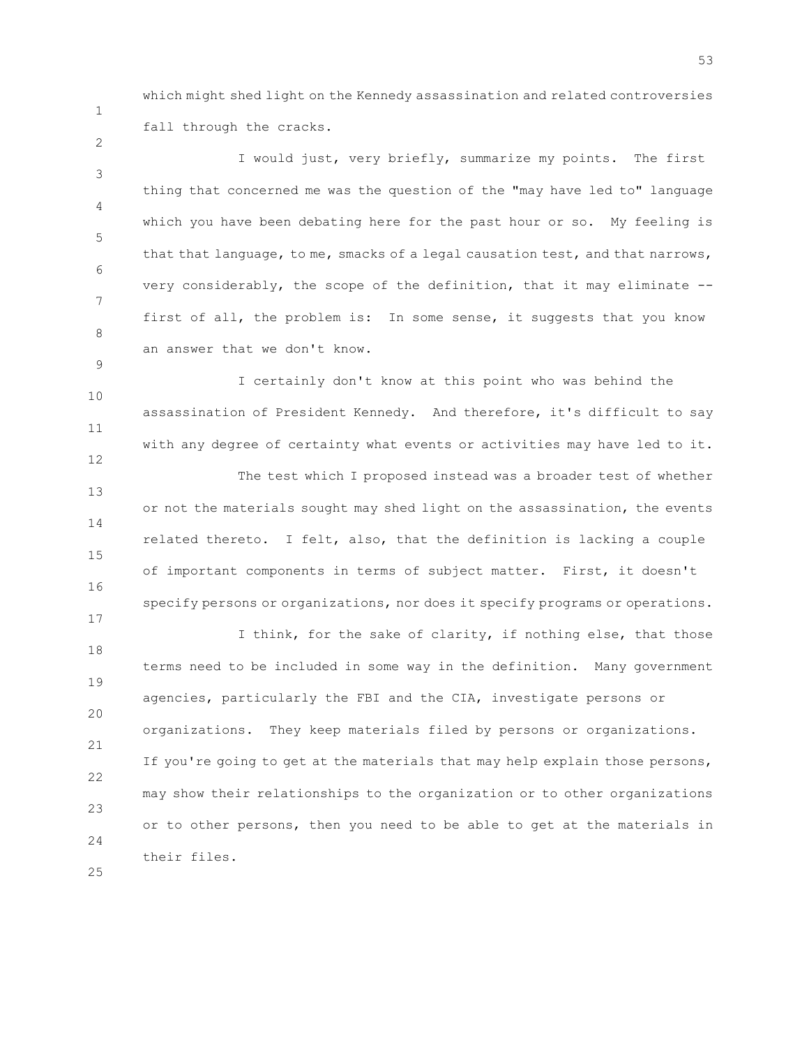which might shed light on the Kennedy assassination and related controversies fall through the cracks.

I would just, very briefly, summarize my points. The first thing that concerned me was the question of the "may have led to" language which you have been debating here for the past hour or so. My feeling is that that language, to me, smacks of a legal causation test, and that narrows, very considerably, the scope of the definition, that it may eliminate -- first of all, the problem is: In some sense, it suggests that you know an answer that we don't know.

I certainly don't know at this point who was behind the assassination of President Kennedy. And therefore, it's difficult to say with any degree of certainty what events or activities may have led to it.

The test which I proposed instead was a broader test of whether or not the materials sought may shed light on the assassination, the events related thereto. I felt, also, that the definition is lacking a couple of important components in terms of subject matter. First, it doesn't specify persons or organizations, nor does it specify programs or operations.

I think, for the sake of clarity, if nothing else, that those terms need to be included in some way in the definition. Many government agencies, particularly the FBI and the CIA, investigate persons or organizations. They keep materials filed by persons or organizations. If you're going to get at the materials that may help explain those persons, may show their relationships to the organization or to other organizations or to other persons, then you need to be able to get at the materials in their files.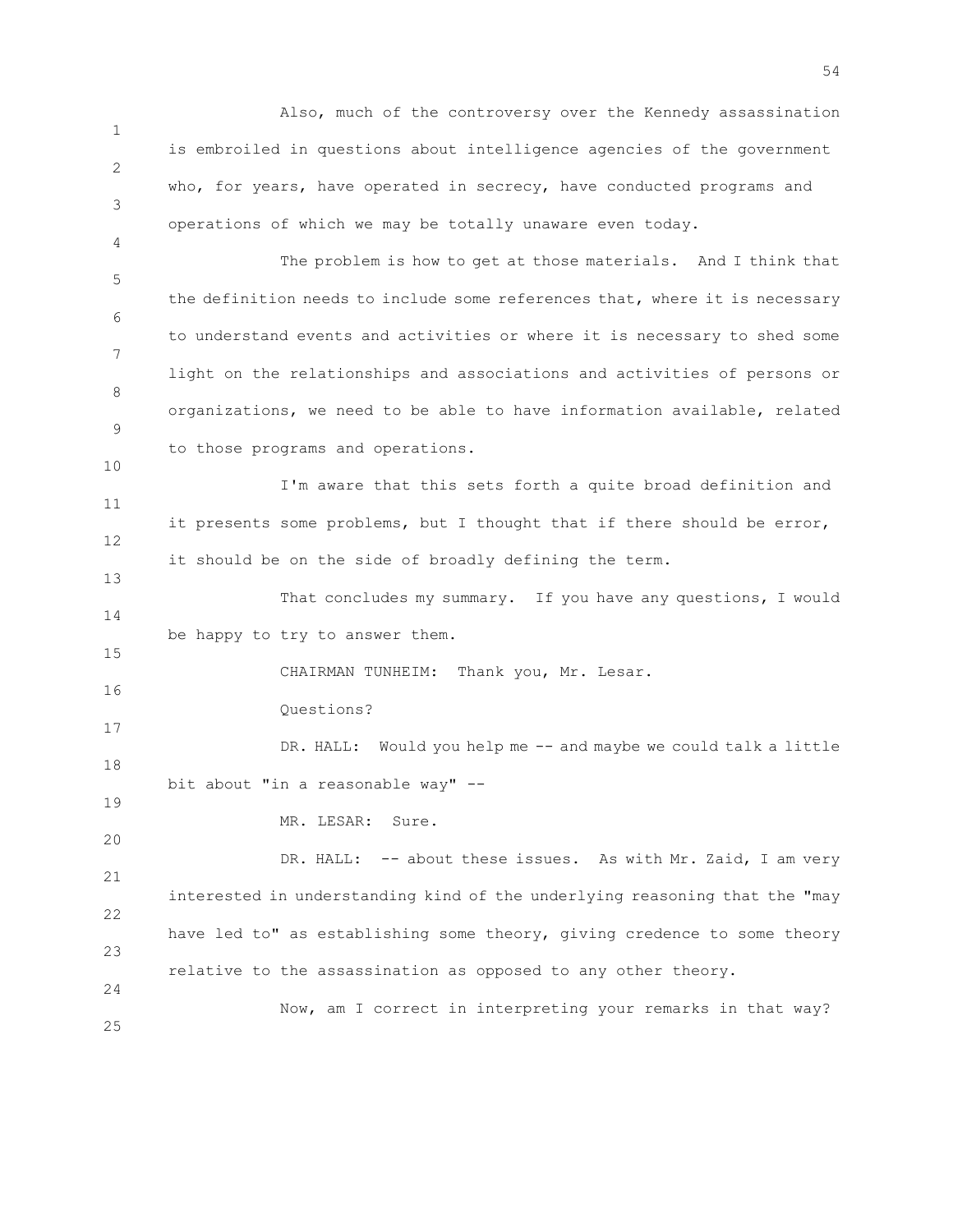Also, much of the controversy over the Kennedy assassination is embroiled in questions about intelligence agencies of the government who, for years, have operated in secrecy, have conducted programs and operations of which we may be totally unaware even today.

The problem is how to get at those materials. And I think that the definition needs to include some references that, where it is necessary to understand events and activities or where it is necessary to shed some light on the relationships and associations and activities of persons or organizations, we need to be able to have information available, related to those programs and operations.

I'm aware that this sets forth a quite broad definition and it presents some problems, but I thought that if there should be error, it should be on the side of broadly defining the term.

That concludes my summary. If you have any questions, I would be happy to try to answer them.

CHAIRMAN TUNHEIM: Thank you, Mr. Lesar.

Questions?

DR. HALL: Would you help me -- and maybe we could talk a little bit about "in a reasonable way" --

MR. LESAR: Sure.

DR. HALL: -- about these issues. As with Mr. Zaid, I am very interested in understanding kind of the underlying reasoning that the "may have led to" as establishing some theory, giving credence to some theory relative to the assassination as opposed to any other theory.

Now, am I correct in interpreting your remarks in that way?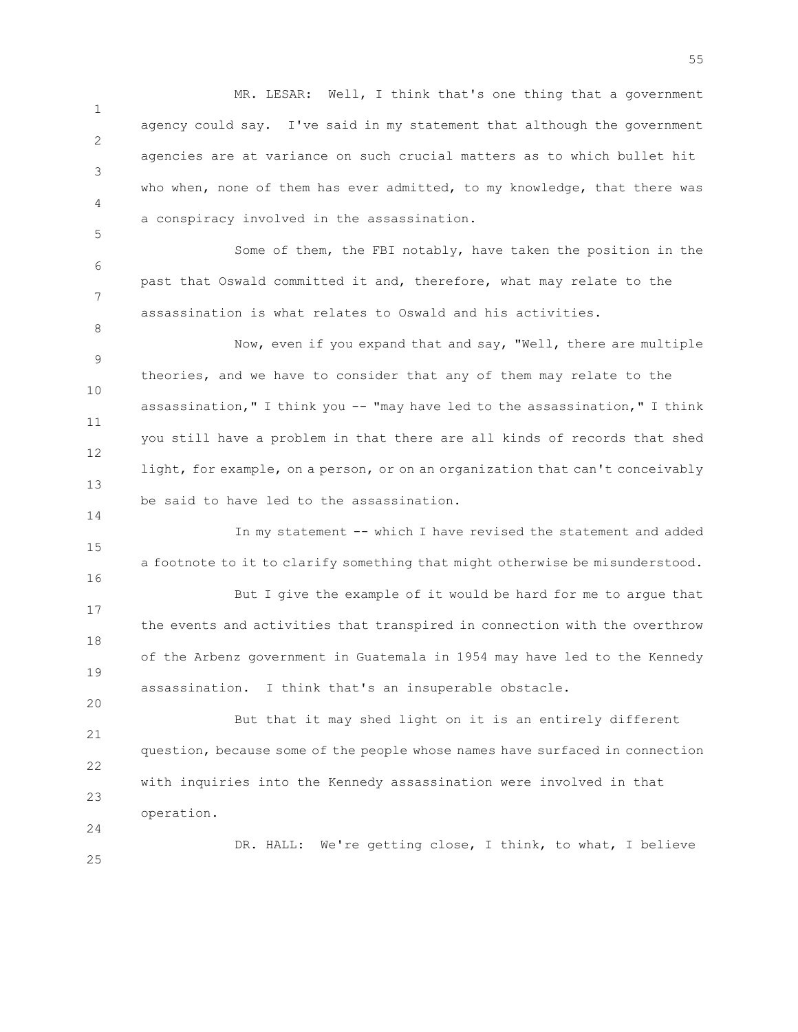MR. LESAR: Well, I think that's one thing that a government agency could say. I've said in my statement that although the government agencies are at variance on such crucial matters as to which bullet hit who when, none of them has ever admitted, to my knowledge, that there was a conspiracy involved in the assassination.

Some of them, the FBI notably, have taken the position in the past that Oswald committed it and, therefore, what may relate to the assassination is what relates to Oswald and his activities.

Now, even if you expand that and say, "Well, there are multiple theories, and we have to consider that any of them may relate to the assassination," I think you -- "may have led to the assassination," I think you still have a problem in that there are all kinds of records that shed light, for example, on a person, or on an organization that can't conceivably be said to have led to the assassination.

In my statement -- which I have revised the statement and added a footnote to it to clarify something that might otherwise be misunderstood.

But I give the example of it would be hard for me to argue that the events and activities that transpired in connection with the overthrow of the Arbenz government in Guatemala in 1954 may have led to the Kennedy assassination. I think that's an insuperable obstacle.

But that it may shed light on it is an entirely different question, because some of the people whose names have surfaced in connection with inquiries into the Kennedy assassination were involved in that operation.

DR. HALL: We're getting close, I think, to what, I believe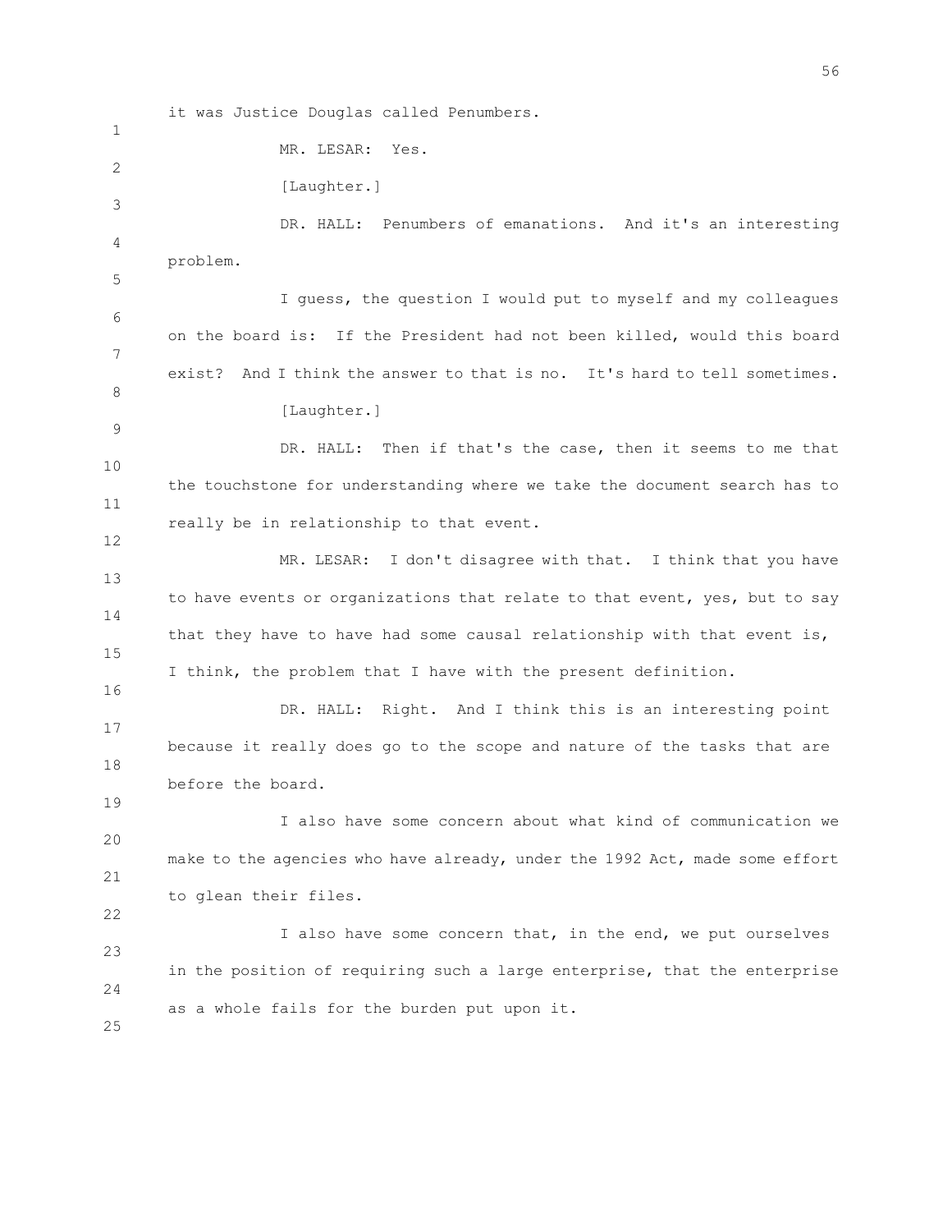it was Justice Douglas called Penumbers.

MR. LESAR: Yes.

[Laughter.]

DR. HALL: Penumbers of emanations. And it's an interesting problem.

I guess, the question I would put to myself and my colleagues on the board is: If the President had not been killed, would this board exist? And I think the answer to that is no. It's hard to tell sometimes.

[Laughter.]

DR. HALL: Then if that's the case, then it seems to me that the touchstone for understanding where we take the document search has to really be in relationship to that event.

MR. LESAR: I don't disagree with that. I think that you have to have events or organizations that relate to that event, yes, but to say that they have to have had some causal relationship with that event is, I think, the problem that I have with the present definition.

DR. HALL: Right. And I think this is an interesting point because it really does go to the scope and nature of the tasks that are before the board.

I also have some concern about what kind of communication we make to the agencies who have already, under the 1992 Act, made some effort to glean their files.

I also have some concern that, in the end, we put ourselves in the position of requiring such a large enterprise, that the enterprise as a whole fails for the burden put upon it.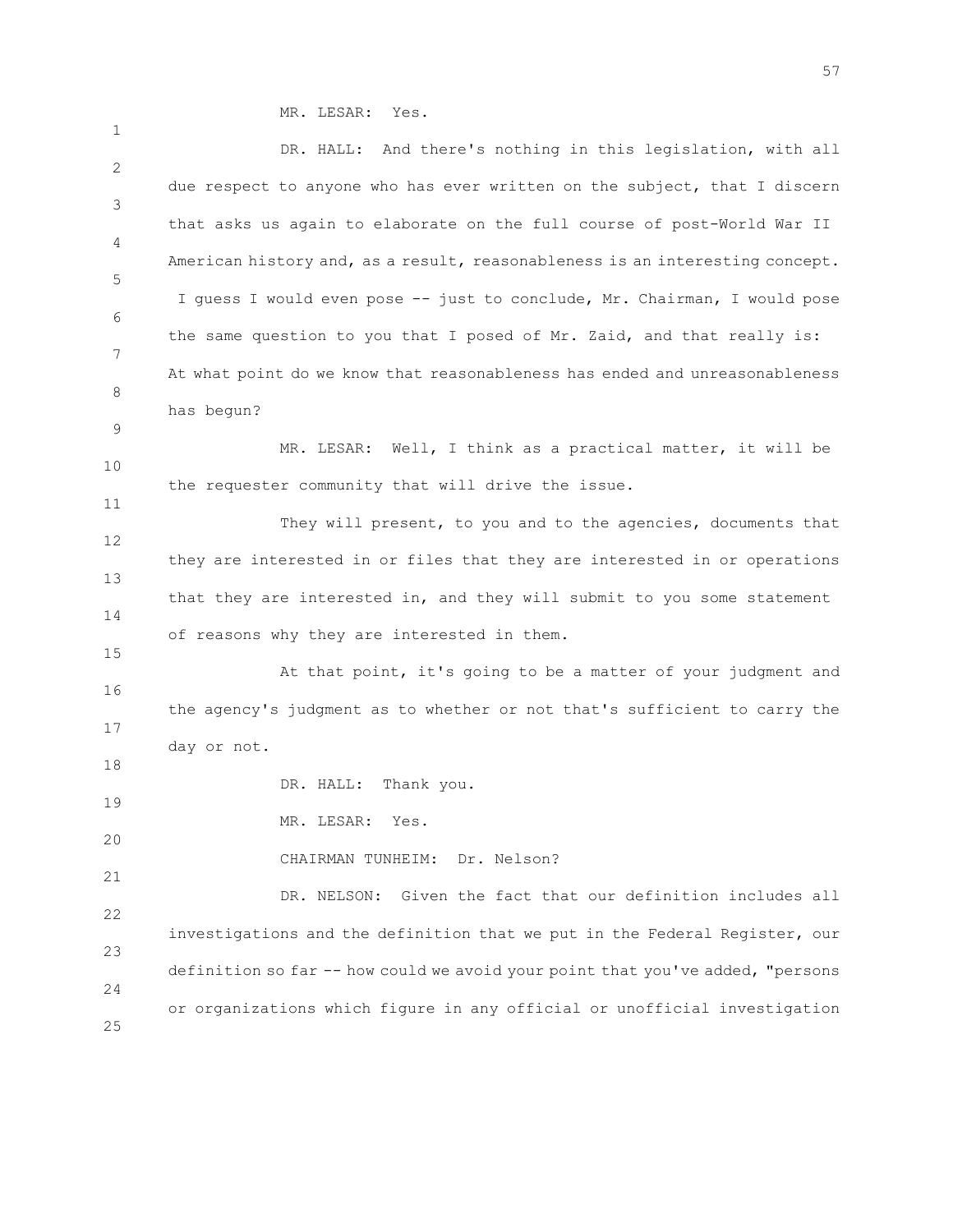MR. LESAR: Yes.

DR. HALL: And there's nothing in this legislation, with all due respect to anyone who has ever written on the subject, that I discern that asks us again to elaborate on the full course of post-World War II American history and, as a result, reasonableness is an interesting concept. I guess I would even pose -- just to conclude, Mr. Chairman, I would pose the same question to you that I posed of Mr. Zaid, and that really is: At what point do we know that reasonableness has ended and unreasonableness has begun?

MR. LESAR: Well, I think as a practical matter, it will be the requester community that will drive the issue.

They will present, to you and to the agencies, documents that they are interested in or files that they are interested in or operations that they are interested in, and they will submit to you some statement of reasons why they are interested in them.

At that point, it's going to be a matter of your judgment and the agency's judgment as to whether or not that's sufficient to carry the day or not.

DR. HALL: Thank you.

MR. LESAR: Yes.

CHAIRMAN TUNHEIM: Dr. Nelson?

DR. NELSON: Given the fact that our definition includes all investigations and the definition that we put in the Federal Register, our definition so far -- how could we avoid your point that you've added, "persons or organizations which figure in any official or unofficial investigation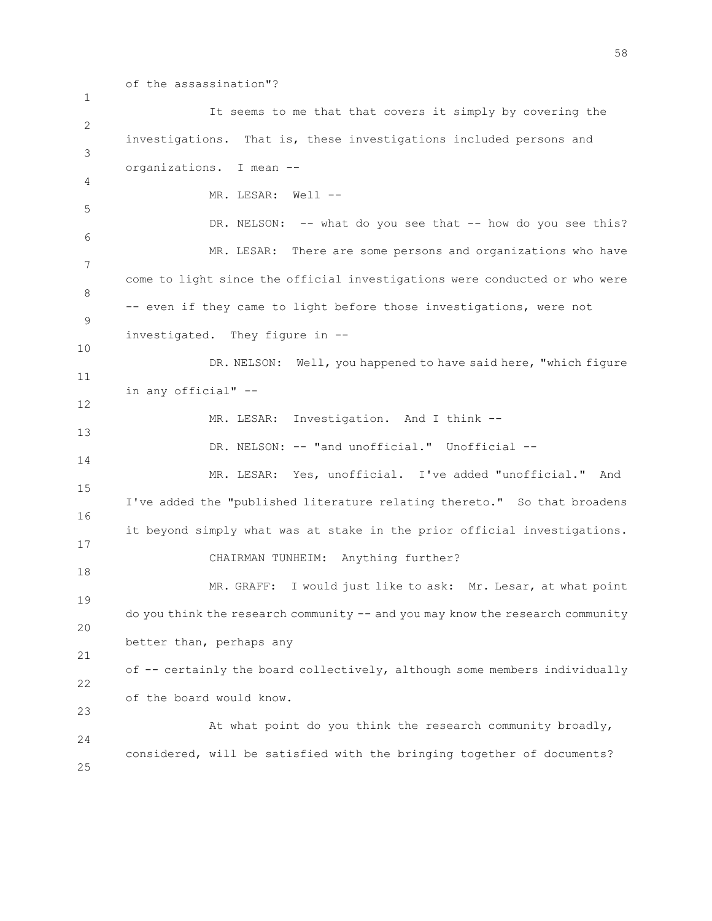of the assassination"?

It seems to me that that covers it simply by covering the investigations. That is, these investigations included persons and organizations. I mean --

MR. LESAR: Well --

DR. NELSON: -- what do you see that -- how do you see this?

MR. LESAR: There are some persons and organizations who have come to light since the official investigations were conducted or who were -- even if they came to light before those investigations, were not investigated. They figure in --

DR. NELSON: Well, you happened to have said here, "which figure in any official" --

MR. LESAR: Investigation. And I think --

DR. NELSON: -- "and unofficial." Unofficial --

MR. LESAR: Yes, unofficial. I've added "unofficial." And I've added the "published literature relating thereto." So that broadens it beyond simply what was at stake in the prior official investigations.

CHAIRMAN TUNHEIM: Anything further?

MR. GRAFF: I would just like to ask: Mr. Lesar, at what point do you think the research community -- and you may know the research community better than, perhaps any of -- certainly the board collectively, although some members individually of the board would know.

At what point do you think the research community broadly, considered, will be satisfied with the bringing together of documents?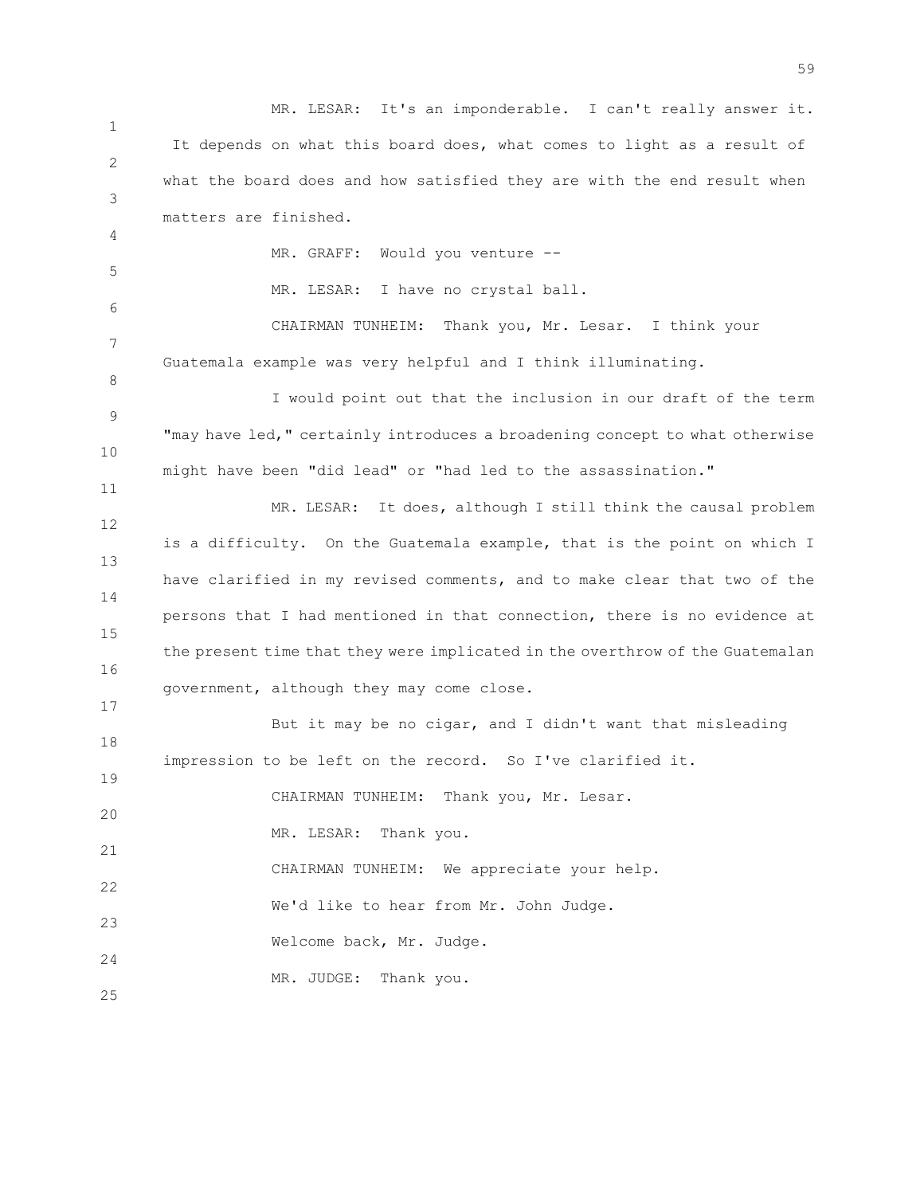MR. LESAR: It's an imponderable. I can't really answer it. It depends on what this board does, what comes to light as a result of what the board does and how satisfied they are with the end result when matters are finished.

MR. GRAFF: Would you venture --

MR. LESAR: I have no crystal ball.

CHAIRMAN TUNHEIM: Thank you, Mr. Lesar. I think your Guatemala example was very helpful and I think illuminating.

I would point out that the inclusion in our draft of the term "may have led," certainly introduces a broadening concept to what otherwise might have been "did lead" or "had led to the assassination."

MR. LESAR: It does, although I still think the causal problem is a difficulty. On the Guatemala example, that is the point on which I have clarified in my revised comments, and to make clear that two of the persons that I had mentioned in that connection, there is no evidence at the present time that they were implicated in the overthrow of the Guatemalan government, although they may come close.

But it may be no cigar, and I didn't want that misleading impression to be left on the record. So I've clarified it.

CHAIRMAN TUNHEIM: Thank you, Mr. Lesar.

MR. LESAR: Thank you.

CHAIRMAN TUNHEIM: We appreciate your help.

We'd like to hear from Mr. John Judge.

Welcome back, Mr. Judge.

MR. JUDGE: Thank you.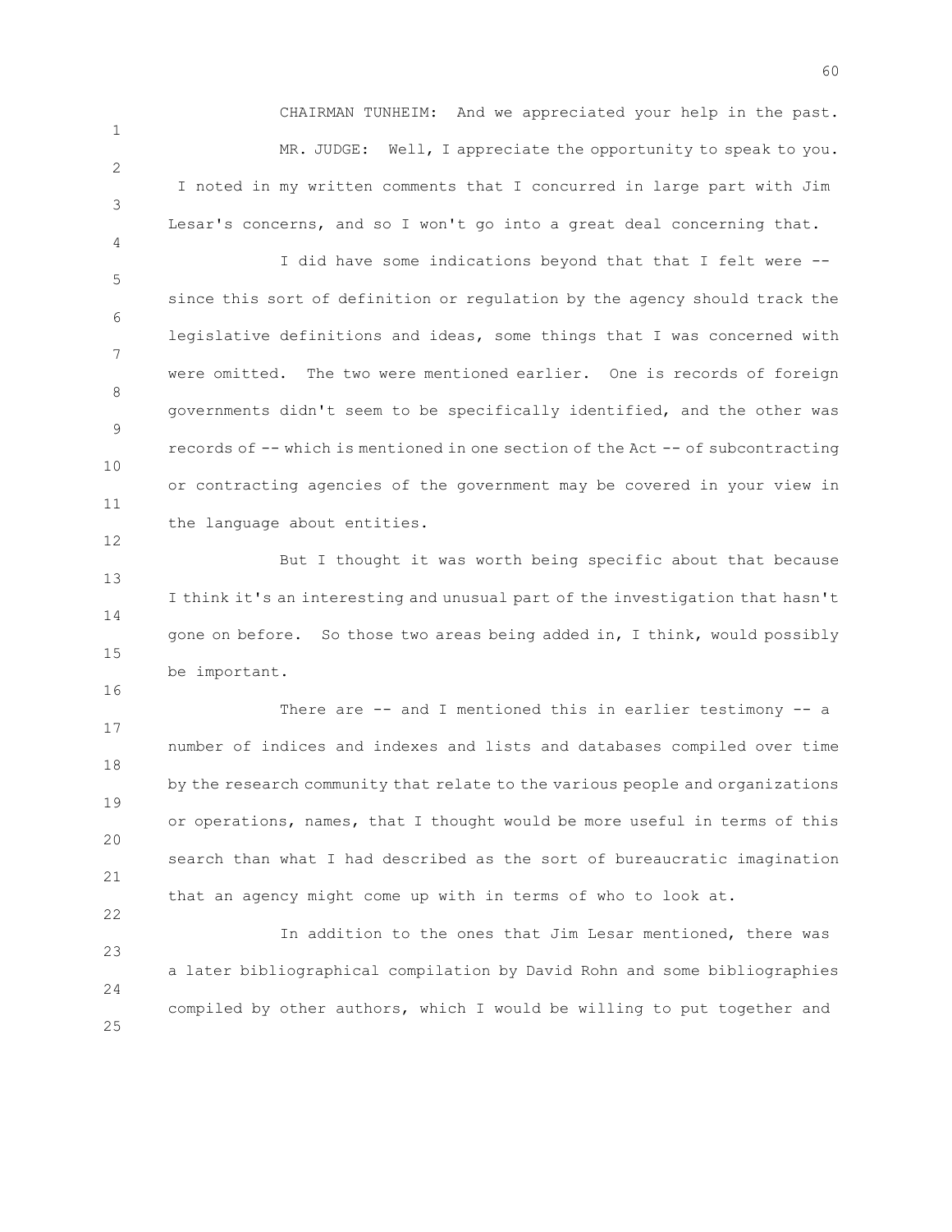CHAIRMAN TUNHEIM: And we appreciated your help in the past.

MR. JUDGE: Well, I appreciate the opportunity to speak to you. I noted in my written comments that I concurred in large part with Jim Lesar's concerns, and so I won't go into a great deal concerning that.

I did have some indications beyond that that I felt were -- since this sort of definition or regulation by the agency should track the legislative definitions and ideas, some things that I was concerned with were omitted. The two were mentioned earlier. One is records of foreign governments didn't seem to be specifically identified, and the other was records of -- which is mentioned in one section of the Act -- of subcontracting or contracting agencies of the government may be covered in your view in the language about entities.

But I thought it was worth being specific about that because I think it's an interesting and unusual part of the investigation that hasn't gone on before. So those two areas being added in, I think, would possibly be important.

There are -- and I mentioned this in earlier testimony -- a number of indices and indexes and lists and databases compiled over time by the research community that relate to the various people and organizations or operations, names, that I thought would be more useful in terms of this search than what I had described as the sort of bureaucratic imagination that an agency might come up with in terms of who to look at.

In addition to the ones that Jim Lesar mentioned, there was a later bibliographical compilation by David Rohn and some bibliographies compiled by other authors, which I would be willing to put together and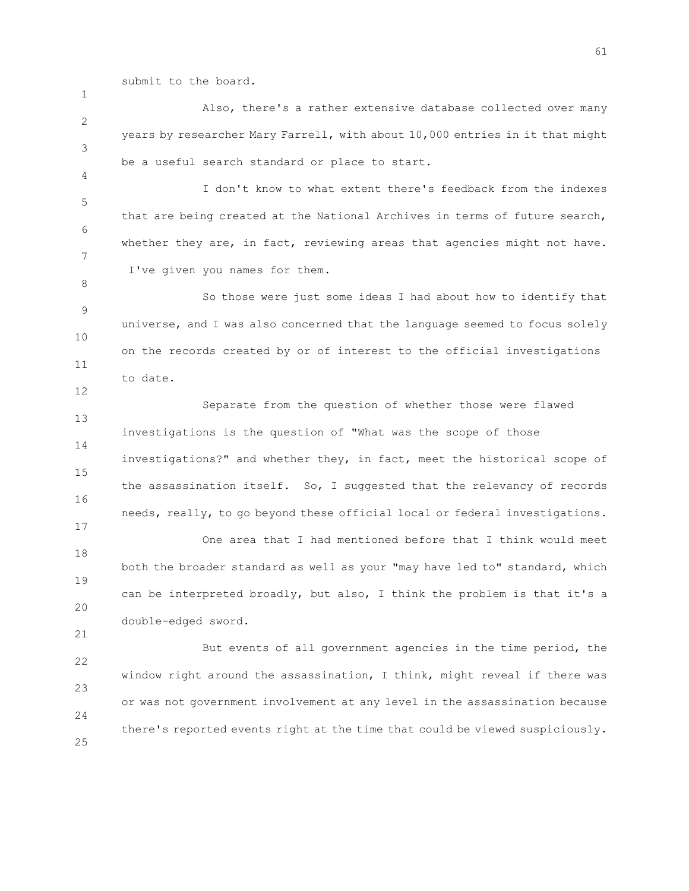submit to the board.

Also, there's a rather extensive database collected over many years by researcher Mary Farrell, with about 10,000 entries in it that might be a useful search standard or place to start.

I don't know to what extent there's feedback from the indexes that are being created at the National Archives in terms of future search, whether they are, in fact, reviewing areas that agencies might not have. I've given you names for them.

So those were just some ideas I had about how to identify that universe, and I was also concerned that the language seemed to focus solely on the records created by or of interest to the official investigations to date.

Separate from the question of whether those were flawed investigations is the question of "What was the scope of those investigations?" and whether they, in fact, meet the historical scope of the assassination itself. So, I suggested that the relevancy of records needs, really, to go beyond these official local or federal investigations.

One area that I had mentioned before that I think would meet both the broader standard as well as your "may have led to" standard, which can be interpreted broadly, but also, I think the problem is that it's a double-edged sword.

But events of all government agencies in the time period, the window right around the assassination, I think, might reveal if there was or was not government involvement at any level in the assassination because there's reported events right at the time that could be viewed suspiciously.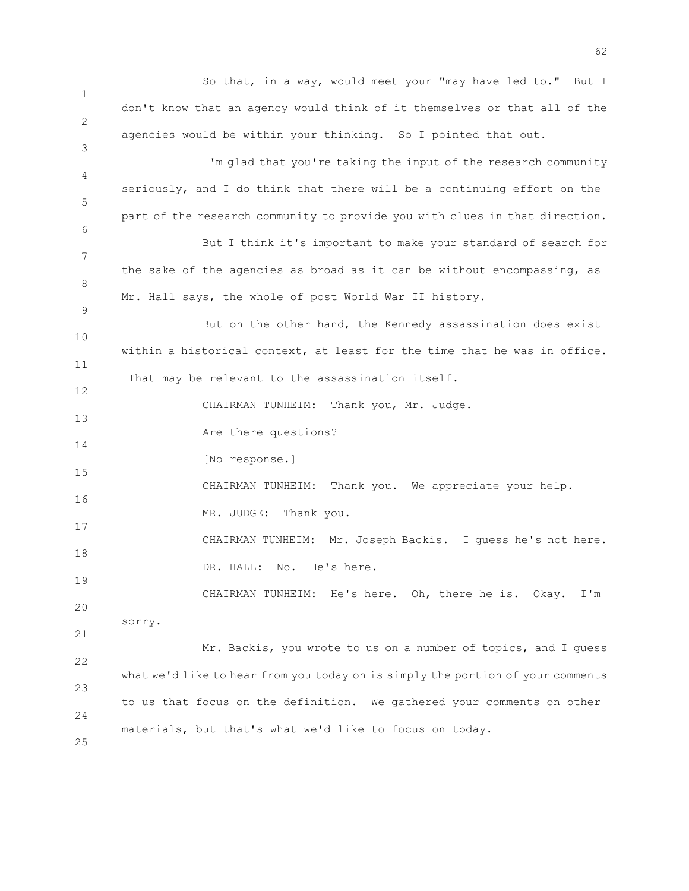So that, in a way, would meet your "may have led to." But I don't know that an agency would think of it themselves or that all of the agencies would be within your thinking. So I pointed that out.

I'm glad that you're taking the input of the research community seriously, and I do think that there will be a continuing effort on the part of the research community to provide you with clues in that direction.

But I think it's important to make your standard of search for the sake of the agencies as broad as it can be without encompassing, as Mr. Hall says, the whole of post World War II history.

But on the other hand, the Kennedy assassination does exist within a historical context, at least for the time that he was in office. That may be relevant to the assassination itself.

CHAIRMAN TUNHEIM: Thank you, Mr. Judge.

Are there questions?

[No response.]

CHAIRMAN TUNHEIM: Thank you. We appreciate your help.

MR. JUDGE: Thank you.

CHAIRMAN TUNHEIM: Mr. Joseph Backis. I guess he's not here.

DR. HALL: No. He's here.

CHAIRMAN TUNHEIM: He's here. Oh, there he is. Okay. I'm sorry.

Mr. Backis, you wrote to us on a number of topics, and I guess what we'd like to hear from you today on is simply the portion of your comments to us that focus on the definition. We gathered your comments on other materials, but that's what we'd like to focus on today.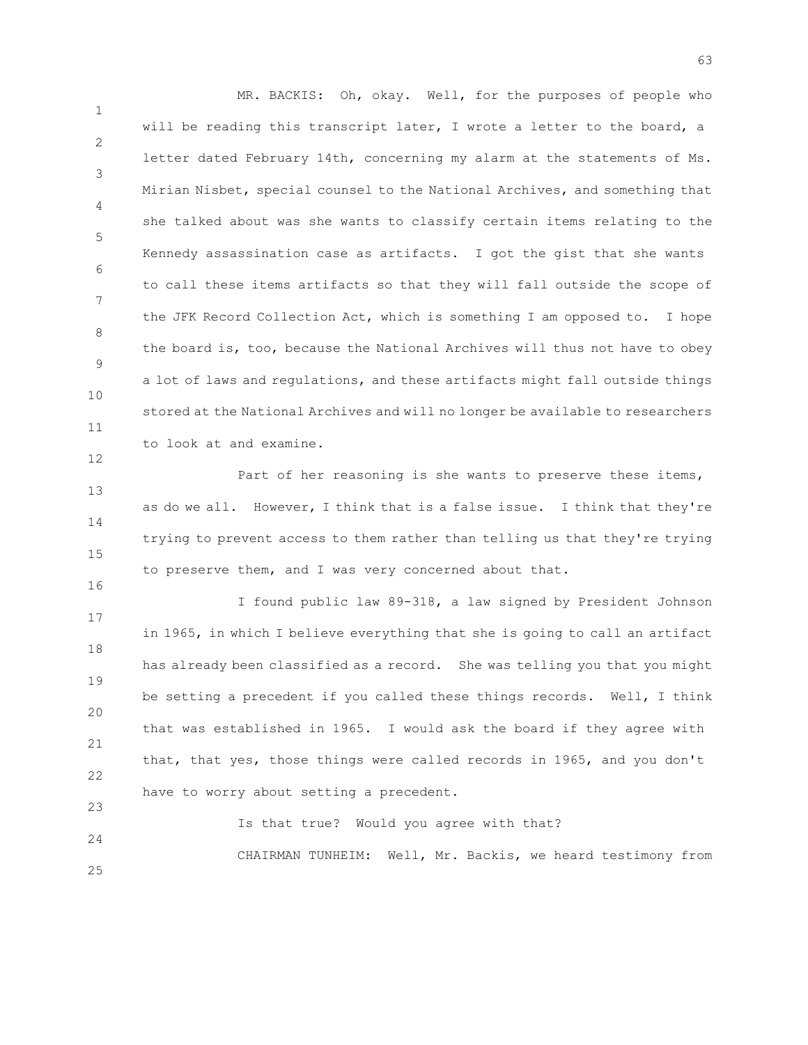MR. BACKIS: Oh, okay. Well, for the purposes of people who will be reading this transcript later, I wrote a letter to the board, a letter dated February 14th, concerning my alarm at the statements of Ms. Mirian Nisbet, special counsel to the National Archives, and something that she talked about was she wants to classify certain items relating to the Kennedy assassination case as artifacts. I got the gist that she wants to call these items artifacts so that they will fall outside the scope of the JFK Record Collection Act, which is something I am opposed to. I hope the board is, too, because the National Archives will thus not have to obey a lot of laws and regulations, and these artifacts might fall outside things stored at the National Archives and will no longer be available to researchers to look at and examine.

Part of her reasoning is she wants to preserve these items, as do we all. However, I think that is a false issue. I think that they're trying to prevent access to them rather than telling us that they're trying to preserve them, and I was very concerned about that.

I found public law 89-318, a law signed by President Johnson in 1965, in which I believe everything that she is going to call an artifact has already been classified as a record. She was telling you that you might be setting a precedent if you called these things records. Well, I think that was established in 1965. I would ask the board if they agree with that, that yes, those things were called records in 1965, and you don't have to worry about setting a precedent.

Is that true? Would you agree with that?

CHAIRMAN TUNHEIM: Well, Mr. Backis, we heard testimony from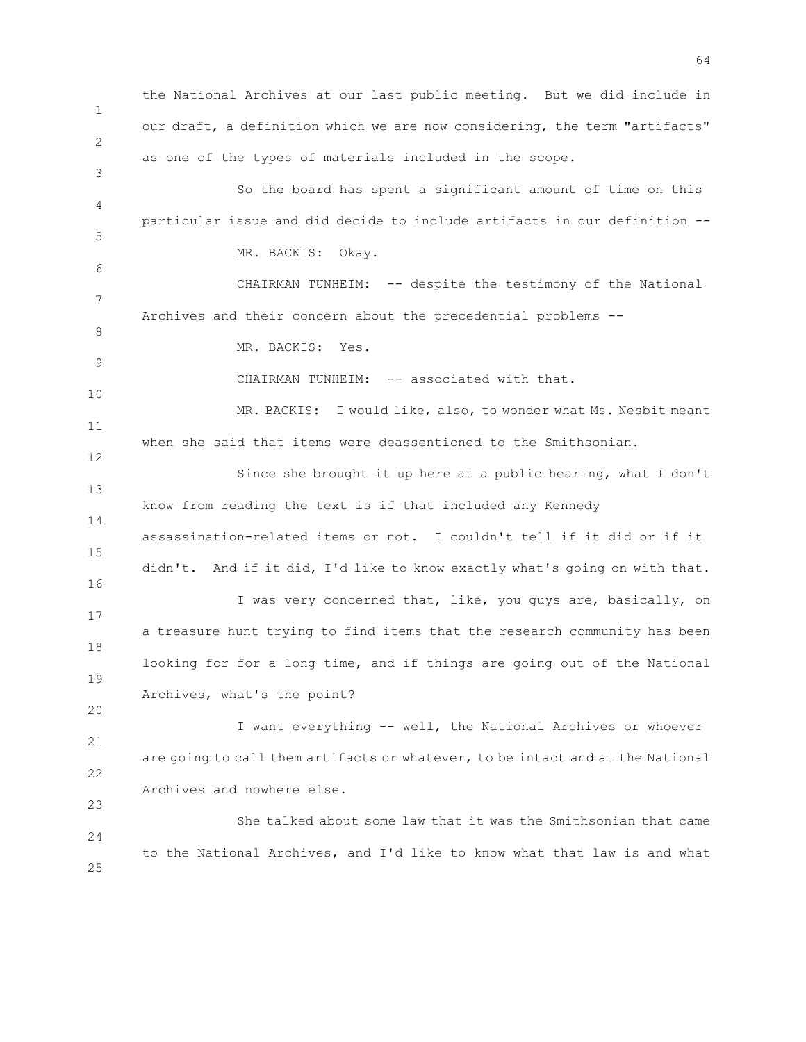the National Archives at our last public meeting. But we did include in our draft, a definition which we are now considering, the term "artifacts" as one of the types of materials included in the scope.

So the board has spent a significant amount of time on this particular issue and did decide to include artifacts in our definition --

MR. BACKIS: Okay.

CHAIRMAN TUNHEIM: -- despite the testimony of the National Archives and their concern about the precedential problems --

MR. BACKIS: Yes.

CHAIRMAN TUNHEIM: -- associated with that.

MR. BACKIS: I would like, also, to wonder what Ms. Nesbit meant when she said that items were deassentioned to the Smithsonian.

Since she brought it up here at a public hearing, what I don't know from reading the text is if that included any Kennedy assassination-related items or not. I couldn't tell if it did or if it didn't. And if it did, I'd like to know exactly what's going on with that.

I was very concerned that, like, you guys are, basically, on a treasure hunt trying to find items that the research community has been looking for for a long time, and if things are going out of the National Archives, what's the point?

I want everything -- well, the National Archives or whoever are going to call them artifacts or whatever, to be intact and at the National Archives and nowhere else.

She talked about some law that it was the Smithsonian that came to the National Archives, and I'd like to know what that law is and what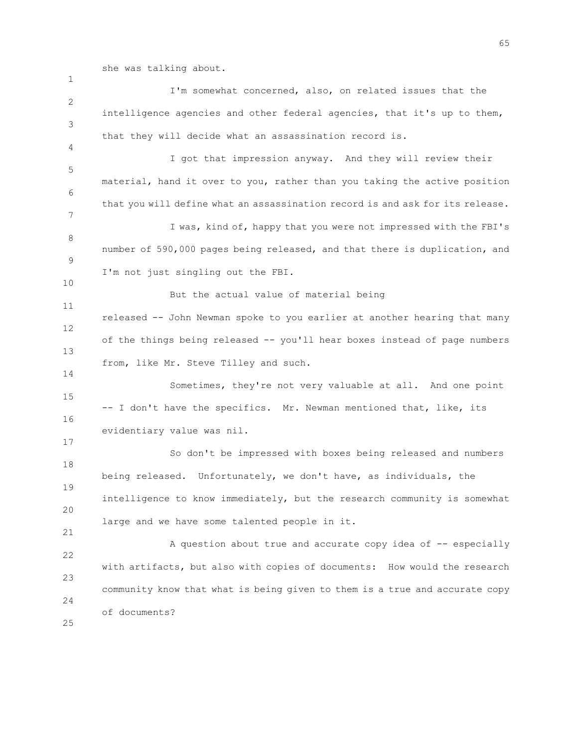she was talking about.

I'm somewhat concerned, also, on related issues that the intelligence agencies and other federal agencies, that it's up to them, that they will decide what an assassination record is.

I got that impression anyway. And they will review their material, hand it over to you, rather than you taking the active position that you will define what an assassination record is and ask for its release.

I was, kind of, happy that you were not impressed with the FBI's number of 590,000 pages being released, and that there is duplication, and I'm not just singling out the FBI.

But the actual value of material being released -- John Newman spoke to you earlier at another hearing that many of the things being released -- you'll hear boxes instead of page numbers from, like Mr. Steve Tilley and such.

Sometimes, they're not very valuable at all. And one point -- I don't have the specifics. Mr. Newman mentioned that, like, its evidentiary value was nil.

So don't be impressed with boxes being released and numbers being released. Unfortunately, we don't have, as individuals, the intelligence to know immediately, but the research community is somewhat large and we have some talented people in it.

A question about true and accurate copy idea of -- especially with artifacts, but also with copies of documents: How would the research community know that what is being given to them is a true and accurate copy of documents?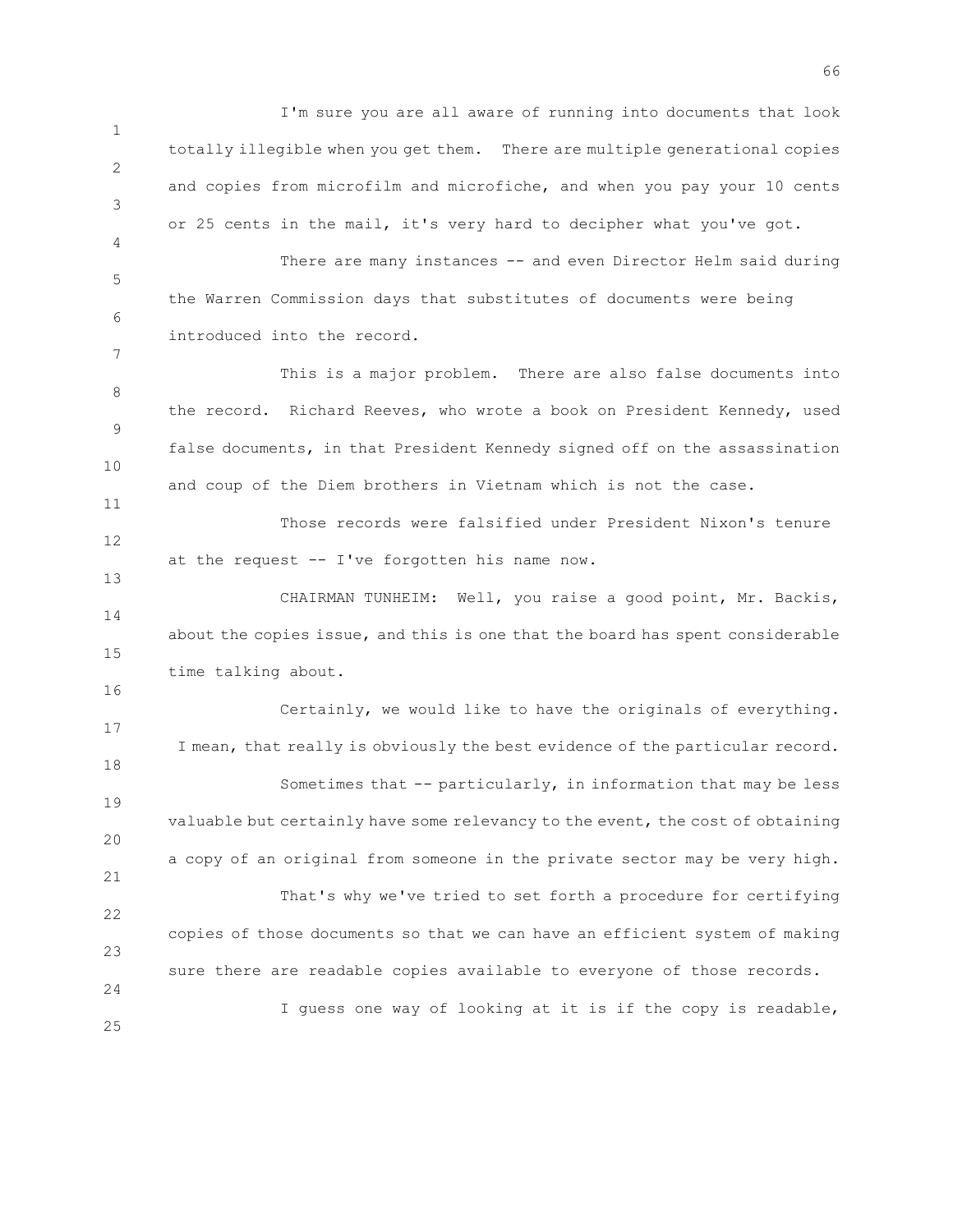I'm sure you are all aware of running into documents that look totally illegible when you get them. There are multiple generational copies and copies from microfilm and microfiche, and when you pay your 10 cents or 25 cents in the mail, it's very hard to decipher what you've got.

There are many instances -- and even Director Helm said during the Warren Commission days that substitutes of documents were being introduced into the record.

This is a major problem. There are also false documents into the record. Richard Reeves, who wrote a book on President Kennedy, used false documents, in that President Kennedy signed off on the assassination and coup of the Diem brothers in Vietnam which is not the case.

Those records were falsified under President Nixon's tenure at the request -- I've forgotten his name now.

CHAIRMAN TUNHEIM: Well, you raise a good point, Mr. Backis, about the copies issue, and this is one that the board has spent considerable time talking about.

Certainly, we would like to have the originals of everything. I mean, that really is obviously the best evidence of the particular record.

Sometimes that -- particularly, in information that may be less valuable but certainly have some relevancy to the event, the cost of obtaining a copy of an original from someone in the private sector may be very high.

That's why we've tried to set forth a procedure for certifying copies of those documents so that we can have an efficient system of making sure there are readable copies available to everyone of those records.

I guess one way of looking at it is if the copy is readable,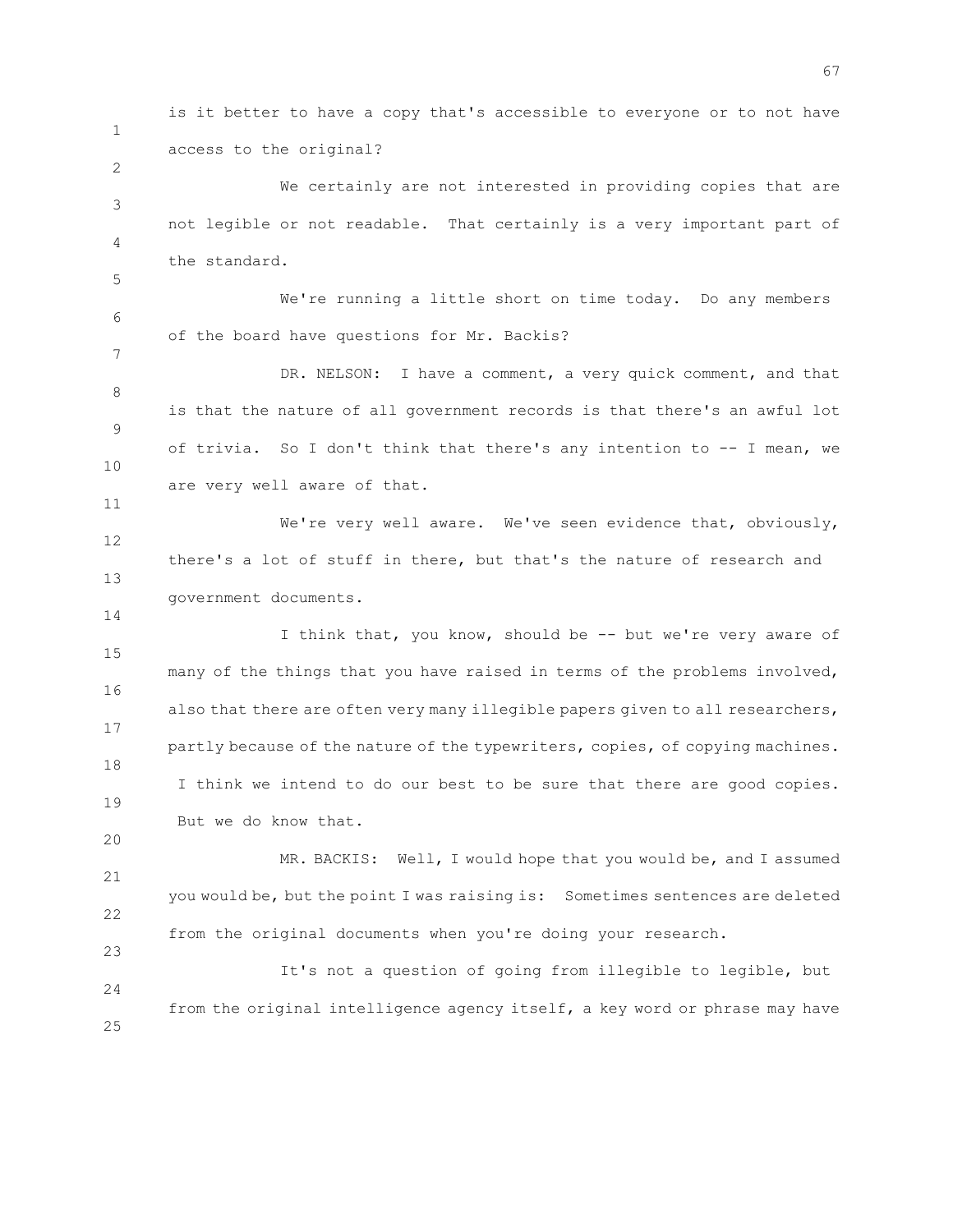is it better to have a copy that's accessible to everyone or to not have access to the original?

We certainly are not interested in providing copies that are not legible or not readable. That certainly is a very important part of the standard.

We're running a little short on time today. Do any members of the board have questions for Mr. Backis?

DR. NELSON: I have a comment, a very quick comment, and that is that the nature of all government records is that there's an awful lot of trivia. So I don't think that there's any intention to -- I mean, we are very well aware of that.

We're very well aware. We've seen evidence that, obviously, there's a lot of stuff in there, but that's the nature of research and government documents.

I think that, you know, should be -- but we're very aware of many of the things that you have raised in terms of the problems involved, also that there are often very many illegible papers given to all researchers, partly because of the nature of the typewriters, copies, of copying machines. I think we intend to do our best to be sure that there are good copies. But we do know that.

MR. BACKIS: Well, I would hope that you would be, and I assumed you would be, but the point I was raising is: Sometimes sentences are deleted from the original documents when you're doing your research.

It's not a question of going from illegible to legible, but from the original intelligence agency itself, a key word or phrase may have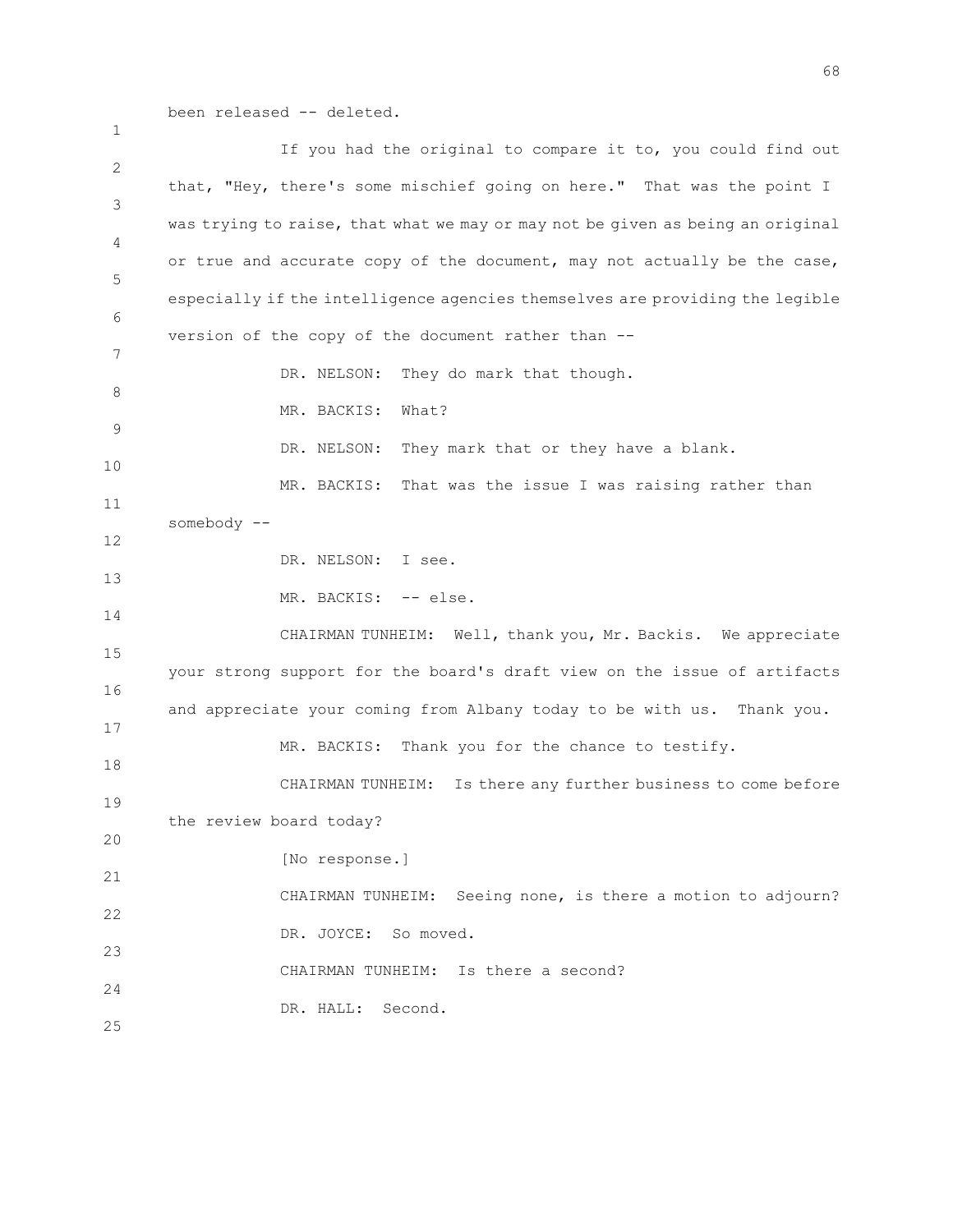been released -- deleted.

If you had the original to compare it to, you could find out that, "Hey, there's some mischief going on here." That was the point I was trying to raise, that what we may or may not be given as being an original or true and accurate copy of the document, may not actually be the case, especially if the intelligence agencies themselves are providing the legible version of the copy of the document rather than --

DR. NELSON: They do mark that though.

MR. BACKIS: What?

DR. NELSON: They mark that or they have a blank.

MR. BACKIS: That was the issue I was raising rather than somebody --

DR. NELSON: I see.

MR. BACKIS: -- else.

CHAIRMAN TUNHEIM: Well, thank you, Mr. Backis. We appreciate your strong support for the board's draft view on the issue of artifacts and appreciate your coming from Albany today to be with us. Thank you.

MR. BACKIS: Thank you for the chance to testify.

CHAIRMAN TUNHEIM: Is there any further business to come before the review board today?

[No response.]

CHAIRMAN TUNHEIM: Seeing none, is there a motion to adjourn?

DR. JOYCE: So moved.

CHAIRMAN TUNHEIM: Is there a second?

DR. HALL: Second.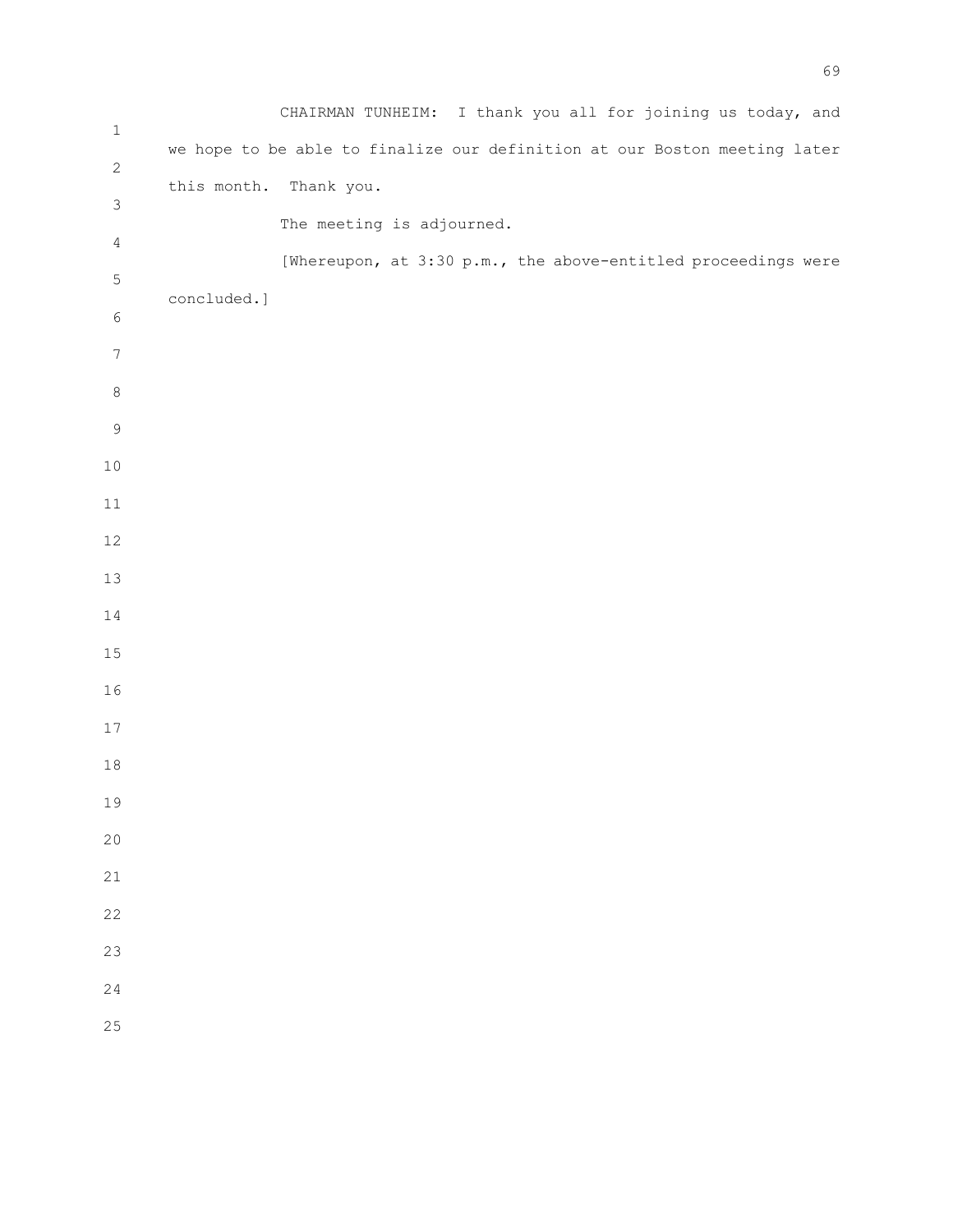CHAIRMAN TUNHEIM: I thank you all for joining us today, and we hope to be able to finalize our definition at our Boston meeting later this month. Thank you.

The meeting is adjourned.

[Whereupon, at 3:30 p.m., the above-entitled proceedings were concluded.]